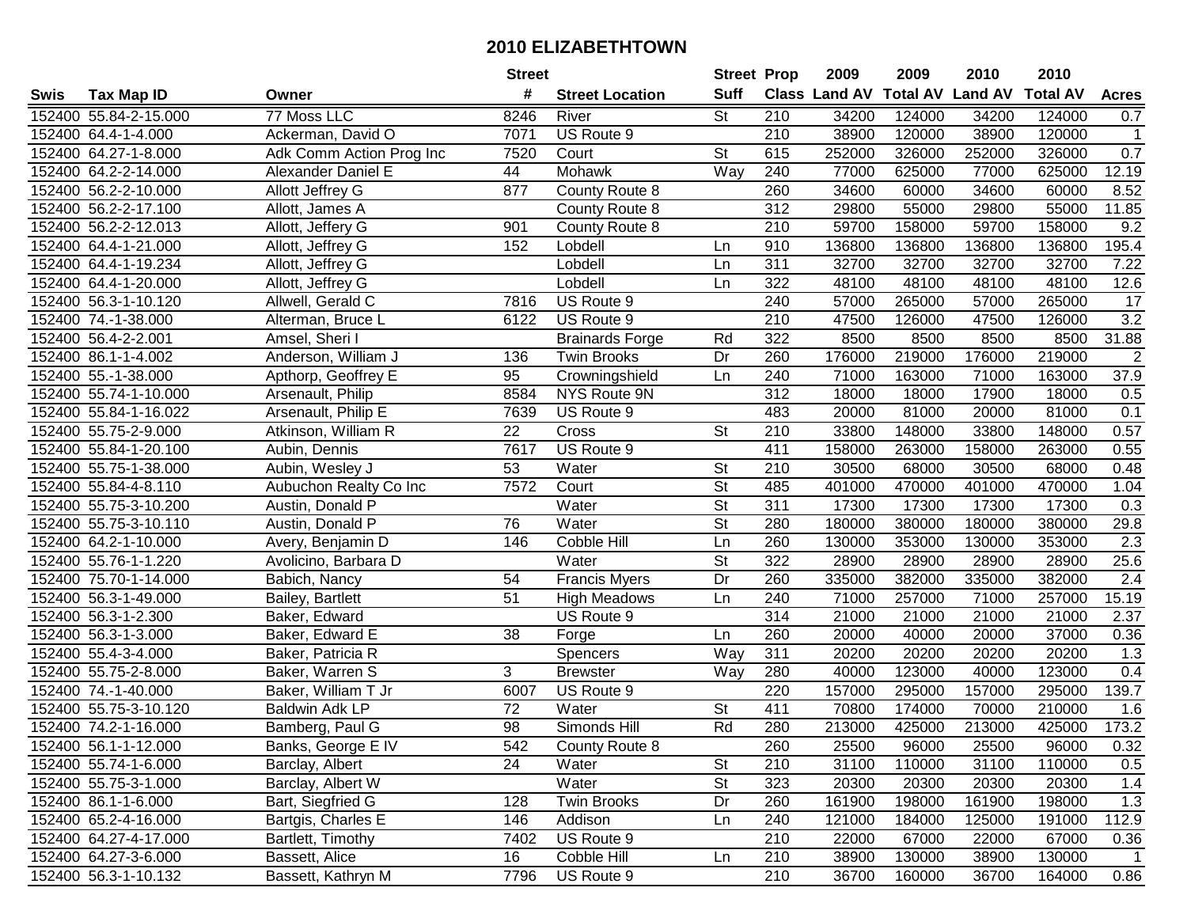# 2010 ELIZABETHTOWN

| Swis | Tax Map ID | Owner | Street # | Street Location | Street Suff | Prop Class | 2009 Land AV | 2009 Total AV | 2010 Land AV | 2010 Total AV | Acres |
|---|---|---|---|---|---|---|---|---|---|---|---|
| 152400 | 55.84-2-15.000 | 77 Moss LLC | 8246 | River | St | 210 | 34200 | 124000 | 34200 | 124000 | 0.7 |
| 152400 | 64.4-1-4.000 | Ackerman, David O | 7071 | US Route 9 | | 210 | 38900 | 120000 | 38900 | 120000 | 1 |
| 152400 | 64.27-1-8.000 | Adk Comm Action Prog Inc | 7520 | Court | St | 615 | 252000 | 326000 | 252000 | 326000 | 0.7 |
| 152400 | 64.2-2-14.000 | Alexander Daniel E | 44 | Mohawk | Way | 240 | 77000 | 625000 | 77000 | 625000 | 12.19 |
| 152400 | 56.2-2-10.000 | Allott Jeffrey G | 877 | County Route 8 | | 260 | 34600 | 60000 | 34600 | 60000 | 8.52 |
| 152400 | 56.2-2-17.100 | Allott, James A | | County Route 8 | | 312 | 29800 | 55000 | 29800 | 55000 | 11.85 |
| 152400 | 56.2-2-12.013 | Allott, Jeffery G | 901 | County Route 8 | | 210 | 59700 | 158000 | 59700 | 158000 | 9.2 |
| 152400 | 64.4-1-21.000 | Allott, Jeffery G | 152 | Lobdell | Ln | 910 | 136800 | 136800 | 136800 | 136800 | 195.4 |
| 152400 | 64.4-1-19.234 | Allott, Jeffery G | | Lobdell | Ln | 311 | 32700 | 32700 | 32700 | 32700 | 7.22 |
| 152400 | 64.4-1-20.000 | Allott, Jeffery G | | Lobdell | Ln | 322 | 48100 | 48100 | 48100 | 48100 | 12.6 |
| 152400 | 56.3-1-10.120 | Allwell, Gerald C | 7816 | US Route 9 | | 240 | 57000 | 265000 | 57000 | 265000 | 17 |
| 152400 | 74.-1-38.000 | Alterman, Bruce L | 6122 | US Route 9 | | 210 | 47500 | 126000 | 47500 | 126000 | 3.2 |
| 152400 | 56.4-2-2.001 | Amsel, Sheri I | | Brainards Forge | Rd | 322 | 8500 | 8500 | 8500 | 8500 | 31.88 |
| 152400 | 86.1-1-4.002 | Anderson, William J | 136 | Twin Brooks | Dr | 260 | 176000 | 219000 | 176000 | 219000 | 2 |
| 152400 | 55.-1-38.000 | Apthorp, Geoffrey E | 95 | Crowningshield | Ln | 240 | 71000 | 163000 | 71000 | 163000 | 37.9 |
| 152400 | 55.74-1-10.000 | Arsenault, Philip | 8584 | NYS Route 9N | | 312 | 18000 | 18000 | 17900 | 18000 | 0.5 |
| 152400 | 55.84-1-16.022 | Arsenault, Philip E | 7639 | US Route 9 | | 483 | 20000 | 81000 | 20000 | 81000 | 0.1 |
| 152400 | 55.75-2-9.000 | Atkinson, William R | 22 | Cross | St | 210 | 33800 | 148000 | 33800 | 148000 | 0.57 |
| 152400 | 55.84-1-20.100 | Aubin, Dennis | 7617 | US Route 9 | | 411 | 158000 | 263000 | 158000 | 263000 | 0.55 |
| 152400 | 55.75-1-38.000 | Aubin, Wesley J | 53 | Water | St | 210 | 30500 | 68000 | 30500 | 68000 | 0.48 |
| 152400 | 55.84-4-8.110 | Aubuchon Realty Co Inc | 7572 | Court | St | 485 | 401000 | 470000 | 401000 | 470000 | 1.04 |
| 152400 | 55.75-3-10.200 | Austin, Donald P | | Water | St | 311 | 17300 | 17300 | 17300 | 17300 | 0.3 |
| 152400 | 55.75-3-10.110 | Austin, Donald P | 76 | Water | St | 280 | 180000 | 380000 | 180000 | 380000 | 29.8 |
| 152400 | 64.2-1-10.000 | Avery, Benjamin D | 146 | Cobble Hill | Ln | 260 | 130000 | 353000 | 130000 | 353000 | 2.3 |
| 152400 | 55.76-1-1.220 | Avolicino, Barbara D | | Water | St | 322 | 28900 | 28900 | 28900 | 28900 | 25.6 |
| 152400 | 75.70-1-14.000 | Babich, Nancy | 54 | Francis Myers | Dr | 260 | 335000 | 382000 | 335000 | 382000 | 2.4 |
| 152400 | 56.3-1-49.000 | Bailey, Bartlett | 51 | High Meadows | Ln | 240 | 71000 | 257000 | 71000 | 257000 | 15.19 |
| 152400 | 56.3-1-2.300 | Baker, Edward | | US Route 9 | | 314 | 21000 | 21000 | 21000 | 21000 | 2.37 |
| 152400 | 56.3-1-3.000 | Baker, Edward E | 38 | Forge | Ln | 260 | 20000 | 40000 | 20000 | 37000 | 0.36 |
| 152400 | 55.4-3-4.000 | Baker, Patricia R | | Spencers | Way | 311 | 20200 | 20200 | 20200 | 20200 | 1.3 |
| 152400 | 55.75-2-8.000 | Baker, Warren S | 3 | Brewster | Way | 280 | 40000 | 123000 | 40000 | 123000 | 0.4 |
| 152400 | 74.-1-40.000 | Baker, William T Jr | 6007 | US Route 9 | | 220 | 157000 | 295000 | 157000 | 295000 | 139.7 |
| 152400 | 55.75-3-10.120 | Baldwin Adk LP | 72 | Water | St | 411 | 70800 | 174000 | 70000 | 210000 | 1.6 |
| 152400 | 74.2-1-16.000 | Bamberg, Paul G | 98 | Simonds Hill | Rd | 280 | 213000 | 425000 | 213000 | 425000 | 173.2 |
| 152400 | 56.1-1-12.000 | Banks, George E IV | 542 | County Route 8 | | 260 | 25500 | 96000 | 25500 | 96000 | 0.32 |
| 152400 | 55.74-1-6.000 | Barclay, Albert | 24 | Water | St | 210 | 31100 | 110000 | 31100 | 110000 | 0.5 |
| 152400 | 55.75-3-1.000 | Barclay, Albert W | | Water | St | 323 | 20300 | 20300 | 20300 | 20300 | 1.4 |
| 152400 | 86.1-1-6.000 | Bart, Siegfried G | 128 | Twin Brooks | Dr | 260 | 161900 | 198000 | 161900 | 198000 | 1.3 |
| 152400 | 65.2-4-16.000 | Bartgis, Charles E | 146 | Addison | Ln | 240 | 121000 | 184000 | 125000 | 191000 | 112.9 |
| 152400 | 64.27-4-17.000 | Bartlett, Timothy | 7402 | US Route 9 | | 210 | 22000 | 67000 | 22000 | 67000 | 0.36 |
| 152400 | 64.27-3-6.000 | Bassett, Alice | 16 | Cobble Hill | Ln | 210 | 38900 | 130000 | 38900 | 130000 | 1 |
| 152400 | 56.3-1-10.132 | Bassett, Kathryn M | 7796 | US Route 9 | | 210 | 36700 | 160000 | 36700 | 164000 | 0.86 |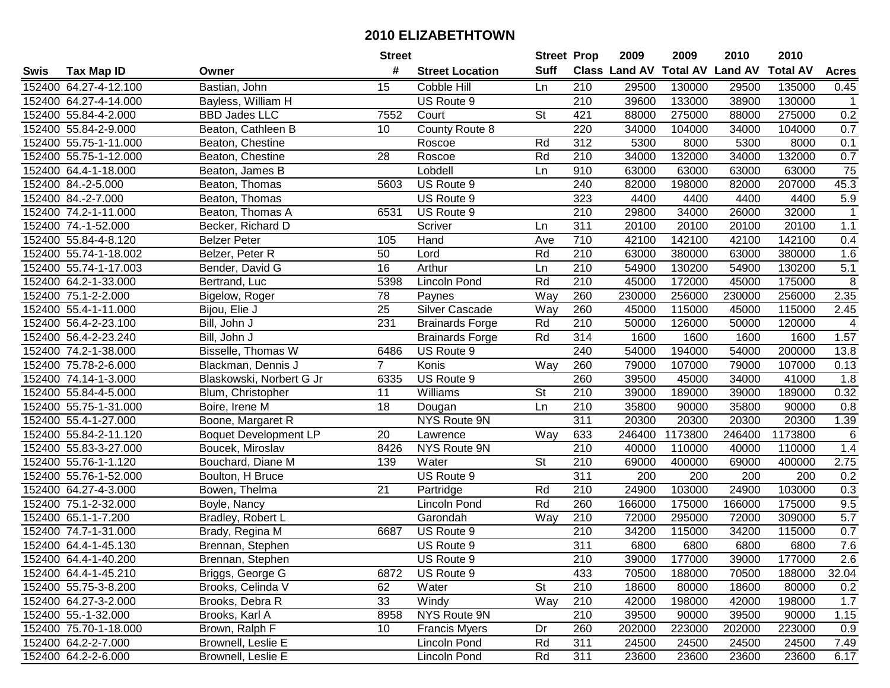# 2010 ELIZABETHTOWN

| Swis | Tax Map ID | Owner | Street # | Street Location | Street Suff | Prop Class | 2009 Land AV | 2009 Total AV | 2010 Land AV | 2010 Total AV | Acres |
|---|---|---|---|---|---|---|---|---|---|---|---|
| 152400 | 64.27-4-12.100 | Bastian, John | 15 | Cobble Hill | Ln | 210 | 29500 | 130000 | 29500 | 135000 | 0.45 |
| 152400 | 64.27-4-14.000 | Bayless, William H | | US Route 9 | | 210 | 39600 | 133000 | 38900 | 130000 | 1 |
| 152400 | 55.84-4-2.000 | BBD Jades LLC | 7552 | Court | St | 421 | 88000 | 275000 | 88000 | 275000 | 0.2 |
| 152400 | 55.84-2-9.000 | Beaton, Cathleen B | 10 | County Route 8 | | 220 | 34000 | 104000 | 34000 | 104000 | 0.7 |
| 152400 | 55.75-1-11.000 | Beaton, Chestine | | Roscoe | Rd | 312 | 5300 | 8000 | 5300 | 8000 | 0.1 |
| 152400 | 55.75-1-12.000 | Beaton, Chestine | 28 | Roscoe | Rd | 210 | 34000 | 132000 | 34000 | 132000 | 0.7 |
| 152400 | 64.4-1-18.000 | Beaton, James B | | Lobdell | Ln | 910 | 63000 | 63000 | 63000 | 63000 | 75 |
| 152400 | 84.-2-5.000 | Beaton, Thomas | 5603 | US Route 9 | | 240 | 82000 | 198000 | 82000 | 207000 | 45.3 |
| 152400 | 84.-2-7.000 | Beaton, Thomas | | US Route 9 | | 323 | 4400 | 4400 | 4400 | 4400 | 5.9 |
| 152400 | 74.2-1-11.000 | Beaton, Thomas A | 6531 | US Route 9 | | 210 | 29800 | 34000 | 26000 | 32000 | 1 |
| 152400 | 74.-1-52.000 | Becker, Richard D | | Scriver | Ln | 311 | 20100 | 20100 | 20100 | 20100 | 1.1 |
| 152400 | 55.84-4-8.120 | Belzer Peter | 105 | Hand | Ave | 710 | 42100 | 142100 | 42100 | 142100 | 0.4 |
| 152400 | 55.74-1-18.002 | Belzer, Peter R | 50 | Lord | Rd | 210 | 63000 | 380000 | 63000 | 380000 | 1.6 |
| 152400 | 55.74-1-17.003 | Bender, David G | 16 | Arthur | Ln | 210 | 54900 | 130200 | 54900 | 130200 | 5.1 |
| 152400 | 64.2-1-33.000 | Bertrand, Luc | 5398 | Lincoln Pond | Rd | 210 | 45000 | 172000 | 45000 | 175000 | 8 |
| 152400 | 75.1-2-2.000 | Bigelow, Roger | 78 | Paynes | Way | 260 | 230000 | 256000 | 230000 | 256000 | 2.35 |
| 152400 | 55.4-1-11.000 | Bijou, Elie J | 25 | Silver Cascade | Way | 260 | 45000 | 115000 | 45000 | 115000 | 2.45 |
| 152400 | 56.4-2-23.100 | Bill, John J | 231 | Brainards Forge | Rd | 210 | 50000 | 126000 | 50000 | 120000 | 4 |
| 152400 | 56.4-2-23.240 | Bill, John J | | Brainards Forge | Rd | 314 | 1600 | 1600 | 1600 | 1600 | 1.57 |
| 152400 | 74.2-1-38.000 | Bisselle, Thomas W | 6486 | US Route 9 | | 240 | 54000 | 194000 | 54000 | 200000 | 13.8 |
| 152400 | 75.78-2-6.000 | Blackman, Dennis J | 7 | Konis | Way | 260 | 79000 | 107000 | 79000 | 107000 | 0.13 |
| 152400 | 74.14-1-3.000 | Blaskowski, Norbert G Jr | 6335 | US Route 9 | | 260 | 39500 | 45000 | 34000 | 41000 | 1.8 |
| 152400 | 55.84-4-5.000 | Blum, Christopher | 11 | Williams | St | 210 | 39000 | 189000 | 39000 | 189000 | 0.32 |
| 152400 | 55.75-1-31.000 | Boire, Irene M | 18 | Dougan | Ln | 210 | 35800 | 90000 | 35800 | 90000 | 0.8 |
| 152400 | 55.4-1-27.000 | Boone, Margaret R | | NYS Route 9N | | 311 | 20300 | 20300 | 20300 | 20300 | 1.39 |
| 152400 | 55.84-2-11.120 | Boquet Development LP | 20 | Lawrence | Way | 633 | 246400 | 1173800 | 246400 | 1173800 | 6 |
| 152400 | 55.83-3-27.000 | Boucek, Miroslav | 8426 | NYS Route 9N | | 210 | 40000 | 110000 | 40000 | 110000 | 1.4 |
| 152400 | 55.76-1-1.120 | Bouchard, Diane M | 139 | Water | St | 210 | 69000 | 400000 | 69000 | 400000 | 2.75 |
| 152400 | 55.76-1-52.000 | Boulton, H Bruce | | US Route 9 | | 311 | 200 | 200 | 200 | 200 | 0.2 |
| 152400 | 64.27-4-3.000 | Bowen, Thelma | 21 | Partridge | Rd | 210 | 24900 | 103000 | 24900 | 103000 | 0.3 |
| 152400 | 75.1-2-32.000 | Boyle, Nancy | | Lincoln Pond | Rd | 260 | 166000 | 175000 | 166000 | 175000 | 9.5 |
| 152400 | 65.1-1-7.200 | Bradley, Robert L | | Garondah | Way | 210 | 72000 | 295000 | 72000 | 309000 | 5.7 |
| 152400 | 74.7-1-31.000 | Brady, Regina M | 6687 | US Route 9 | | 210 | 34200 | 115000 | 34200 | 115000 | 0.7 |
| 152400 | 64.4-1-45.130 | Brennan, Stephen | | US Route 9 | | 311 | 6800 | 6800 | 6800 | 6800 | 7.6 |
| 152400 | 64.4-1-40.200 | Brennan, Stephen | | US Route 9 | | 210 | 39000 | 177000 | 39000 | 177000 | 2.6 |
| 152400 | 64.4-1-45.210 | Briggs, George G | 6872 | US Route 9 | | 433 | 70500 | 188000 | 70500 | 188000 | 32.04 |
| 152400 | 55.75-3-8.200 | Brooks, Celinda V | 62 | Water | St | 210 | 18600 | 80000 | 18600 | 80000 | 0.2 |
| 152400 | 64.27-3-2.000 | Brooks, Debra R | 33 | Windy | Way | 210 | 42000 | 198000 | 42000 | 198000 | 1.7 |
| 152400 | 55.-1-32.000 | Brooks, Karl A | 8958 | NYS Route 9N | | 210 | 39500 | 90000 | 39500 | 90000 | 1.15 |
| 152400 | 75.70-1-18.000 | Brown, Ralph F | 10 | Francis Myers | Dr | 260 | 202000 | 223000 | 202000 | 223000 | 0.9 |
| 152400 | 64.2-2-7.000 | Brownell, Leslie E | | Lincoln Pond | Rd | 311 | 24500 | 24500 | 24500 | 24500 | 7.49 |
| 152400 | 64.2-2-6.000 | Brownell, Leslie E | | Lincoln Pond | Rd | 311 | 23600 | 23600 | 23600 | 23600 | 6.17 |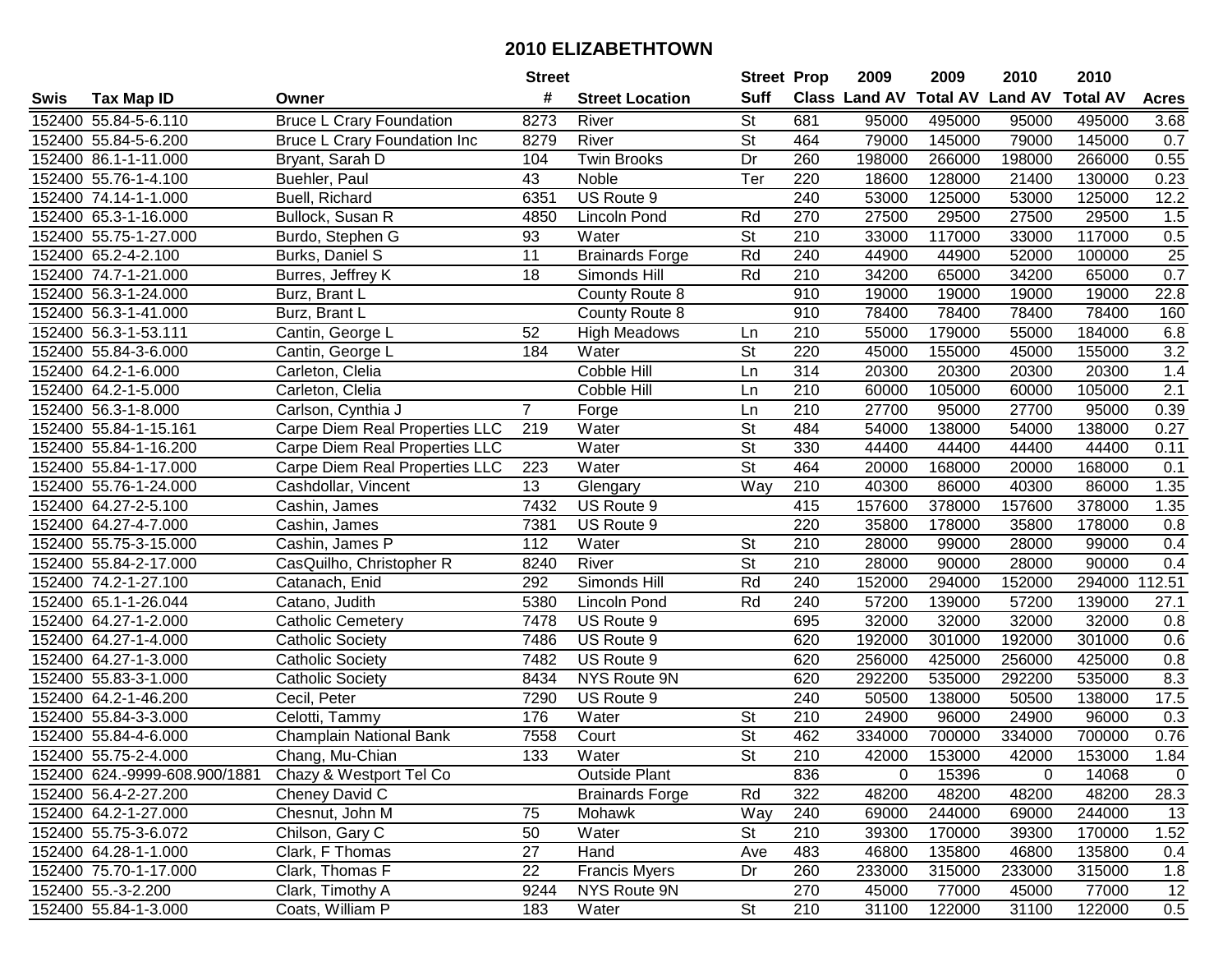# 2010 ELIZABETHTOWN

| Swis | Tax Map ID | Owner | Street # | Street Location | Street Suff | Prop Class | 2009 Land AV | 2009 Total AV | 2010 Land AV | 2010 Total AV | Acres |
|---|---|---|---|---|---|---|---|---|---|---|---|
| 152400 | 55.84-5-6.110 | Bruce L Crary Foundation | 8273 | River | St | 681 | 95000 | 495000 | 95000 | 495000 | 3.68 |
| 152400 | 55.84-5-6.200 | Bruce L Crary Foundation Inc | 8279 | River | St | 464 | 79000 | 145000 | 79000 | 145000 | 0.7 |
| 152400 | 86.1-1-11.000 | Bryant, Sarah D | 104 | Twin Brooks | Dr | 260 | 198000 | 266000 | 198000 | 266000 | 0.55 |
| 152400 | 55.76-1-4.100 | Buehler, Paul | 43 | Noble | Ter | 220 | 18600 | 128000 | 21400 | 130000 | 0.23 |
| 152400 | 74.14-1-1.000 | Buell, Richard | 6351 | US Route 9 | | 240 | 53000 | 125000 | 53000 | 125000 | 12.2 |
| 152400 | 65.3-1-16.000 | Bullock, Susan R | 4850 | Lincoln Pond | Rd | 270 | 27500 | 29500 | 27500 | 29500 | 1.5 |
| 152400 | 55.75-1-27.000 | Burdo, Stephen G | 93 | Water | St | 210 | 33000 | 117000 | 33000 | 117000 | 0.5 |
| 152400 | 65.2-4-2.100 | Burks, Daniel S | 11 | Brainards Forge | Rd | 240 | 44900 | 44900 | 52000 | 100000 | 25 |
| 152400 | 74.7-1-21.000 | Burres, Jeffrey K | 18 | Simonds Hill | Rd | 210 | 34200 | 65000 | 34200 | 65000 | 0.7 |
| 152400 | 56.3-1-24.000 | Burz, Brant L | | County Route 8 | | 910 | 19000 | 19000 | 19000 | 19000 | 22.8 |
| 152400 | 56.3-1-41.000 | Burz, Brant L | | County Route 8 | | 910 | 78400 | 78400 | 78400 | 78400 | 160 |
| 152400 | 56.3-1-53.111 | Cantin, George L | 52 | High Meadows | Ln | 210 | 55000 | 179000 | 55000 | 184000 | 6.8 |
| 152400 | 55.84-3-6.000 | Cantin, George L | 184 | Water | St | 220 | 45000 | 155000 | 45000 | 155000 | 3.2 |
| 152400 | 64.2-1-6.000 | Carleton, Clelia | | Cobble Hill | Ln | 314 | 20300 | 20300 | 20300 | 20300 | 1.4 |
| 152400 | 64.2-1-5.000 | Carleton, Clelia | | Cobble Hill | Ln | 210 | 60000 | 105000 | 60000 | 105000 | 2.1 |
| 152400 | 56.3-1-8.000 | Carlson, Cynthia J | 7 | Forge | Ln | 210 | 27700 | 95000 | 27700 | 95000 | 0.39 |
| 152400 | 55.84-1-15.161 | Carpe Diem Real Properties LLC | 219 | Water | St | 484 | 54000 | 138000 | 54000 | 138000 | 0.27 |
| 152400 | 55.84-1-16.200 | Carpe Diem Real Properties LLC | | Water | St | 330 | 44400 | 44400 | 44400 | 44400 | 0.11 |
| 152400 | 55.84-1-17.000 | Carpe Diem Real Properties LLC | 223 | Water | St | 464 | 20000 | 168000 | 20000 | 168000 | 0.1 |
| 152400 | 55.76-1-24.000 | Cashdollar, Vincent | 13 | Glengary | Way | 210 | 40300 | 86000 | 40300 | 86000 | 1.35 |
| 152400 | 64.27-2-5.100 | Cashin, James | 7432 | US Route 9 | | 415 | 157600 | 378000 | 157600 | 378000 | 1.35 |
| 152400 | 64.27-4-7.000 | Cashin, James | 7381 | US Route 9 | | 220 | 35800 | 178000 | 35800 | 178000 | 0.8 |
| 152400 | 55.75-3-15.000 | Cashin, James P | 112 | Water | St | 210 | 28000 | 99000 | 28000 | 99000 | 0.4 |
| 152400 | 55.84-2-17.000 | CasQuilho, Christopher R | 8240 | River | St | 210 | 28000 | 90000 | 28000 | 90000 | 0.4 |
| 152400 | 74.2-1-27.100 | Catanach, Enid | 292 | Simonds Hill | Rd | 240 | 152000 | 294000 | 152000 | 294000 | 112.51 |
| 152400 | 65.1-1-26.044 | Catano, Judith | 5380 | Lincoln Pond | Rd | 240 | 57200 | 139000 | 57200 | 139000 | 27.1 |
| 152400 | 64.27-1-2.000 | Catholic Cemetery | 7478 | US Route 9 | | 695 | 32000 | 32000 | 32000 | 32000 | 0.8 |
| 152400 | 64.27-1-4.000 | Catholic Society | 7486 | US Route 9 | | 620 | 192000 | 301000 | 192000 | 301000 | 0.6 |
| 152400 | 64.27-1-3.000 | Catholic Society | 7482 | US Route 9 | | 620 | 256000 | 425000 | 256000 | 425000 | 0.8 |
| 152400 | 55.83-3-1.000 | Catholic Society | 8434 | NYS Route 9N | | 620 | 292200 | 535000 | 292200 | 535000 | 8.3 |
| 152400 | 64.2-1-46.200 | Cecil, Peter | 7290 | US Route 9 | | 240 | 50500 | 138000 | 50500 | 138000 | 17.5 |
| 152400 | 55.84-3-3.000 | Celotti, Tammy | 176 | Water | St | 210 | 24900 | 96000 | 24900 | 96000 | 0.3 |
| 152400 | 55.84-4-6.000 | Champlain National Bank | 7558 | Court | St | 462 | 334000 | 700000 | 334000 | 700000 | 0.76 |
| 152400 | 55.75-2-4.000 | Chang, Mu-Chian | 133 | Water | St | 210 | 42000 | 153000 | 42000 | 153000 | 1.84 |
| 152400 | 624.-9999-608.900/1881 | Chazy & Westport Tel Co | | Outside Plant | | 836 | 0 | 15396 | 0 | 14068 | 0 |
| 152400 | 56.4-2-27.200 | Cheney David C | | Brainards Forge | Rd | 322 | 48200 | 48200 | 48200 | 48200 | 28.3 |
| 152400 | 64.2-1-27.000 | Chesnut, John M | 75 | Mohawk | Way | 240 | 69000 | 244000 | 69000 | 244000 | 13 |
| 152400 | 55.75-3-6.072 | Chilson, Gary C | 50 | Water | St | 210 | 39300 | 170000 | 39300 | 170000 | 1.52 |
| 152400 | 64.28-1-1.000 | Clark, F Thomas | 27 | Hand | Ave | 483 | 46800 | 135800 | 46800 | 135800 | 0.4 |
| 152400 | 75.70-1-17.000 | Clark, Thomas F | 22 | Francis Myers | Dr | 260 | 233000 | 315000 | 233000 | 315000 | 1.8 |
| 152400 | 55.-3-2.200 | Clark, Timothy A | 9244 | NYS Route 9N | | 270 | 45000 | 77000 | 45000 | 77000 | 12 |
| 152400 | 55.84-1-3.000 | Coats, William P | 183 | Water | St | 210 | 31100 | 122000 | 31100 | 122000 | 0.5 |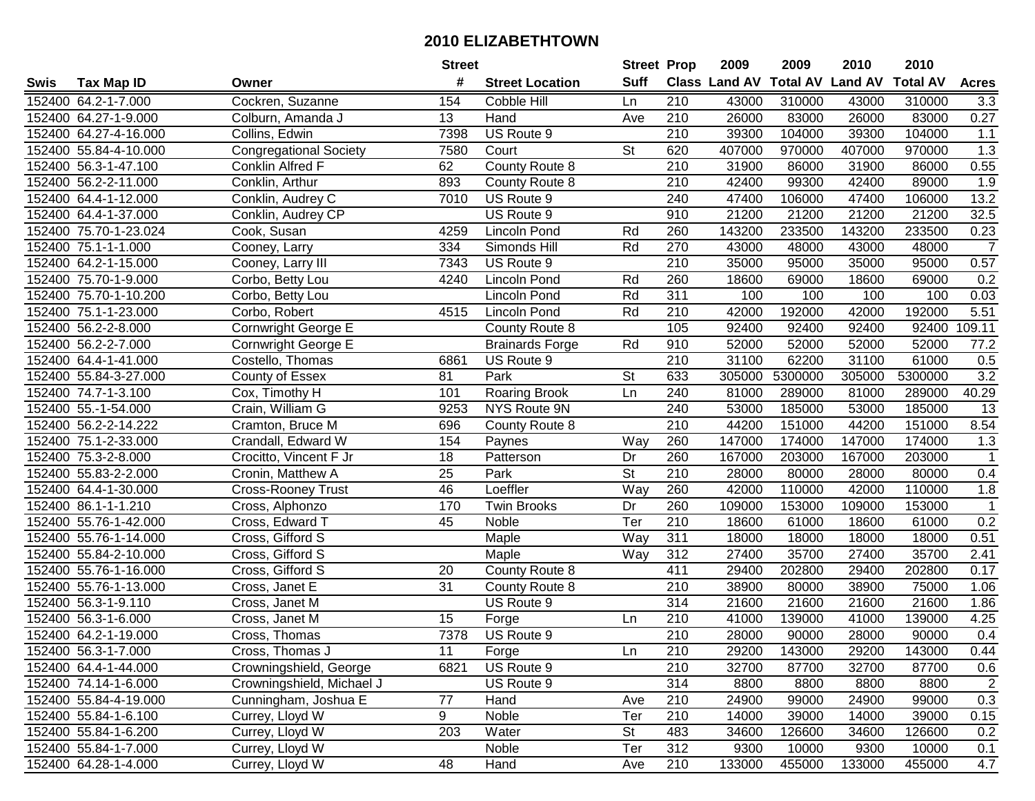# 2010 ELIZABETHTOWN

| Swis | Tax Map ID | Owner | Street # | Street Location | Street Suff | Prop Class | 2009 Land AV | 2009 Total AV | 2010 Land AV | 2010 Total AV | Acres |
|---|---|---|---|---|---|---|---|---|---|---|---|
| 152400 | 64.2-1-7.000 | Cockren, Suzanne | 154 | Cobble Hill | Ln | 210 | 43000 | 310000 | 43000 | 310000 | 3.3 |
| 152400 | 64.27-1-9.000 | Colburn, Amanda J | 13 | Hand | Ave | 210 | 26000 | 83000 | 26000 | 83000 | 0.27 |
| 152400 | 64.27-4-16.000 | Collins, Edwin | 7398 | US Route 9 | | 210 | 39300 | 104000 | 39300 | 104000 | 1.1 |
| 152400 | 55.84-4-10.000 | Congregational Society | 7580 | Court | St | 620 | 407000 | 970000 | 407000 | 970000 | 1.3 |
| 152400 | 56.3-1-47.100 | Conklin Alfred F | 62 | County Route 8 | | 210 | 31900 | 86000 | 31900 | 86000 | 0.55 |
| 152400 | 56.2-2-11.000 | Conklin, Arthur | 893 | County Route 8 | | 210 | 42400 | 99300 | 42400 | 89000 | 1.9 |
| 152400 | 64.4-1-12.000 | Conklin, Audrey C | 7010 | US Route 9 | | 240 | 47400 | 106000 | 47400 | 106000 | 13.2 |
| 152400 | 64.4-1-37.000 | Conklin, Audrey CP | | US Route 9 | | 910 | 21200 | 21200 | 21200 | 21200 | 32.5 |
| 152400 | 75.70-1-23.024 | Cook, Susan | 4259 | Lincoln Pond | Rd | 260 | 143200 | 233500 | 143200 | 233500 | 0.23 |
| 152400 | 75.1-1-1.000 | Cooney, Larry | 334 | Simonds Hill | Rd | 270 | 43000 | 48000 | 43000 | 48000 | 7 |
| 152400 | 64.2-1-15.000 | Cooney, Larry III | 7343 | US Route 9 | | 210 | 35000 | 95000 | 35000 | 95000 | 0.57 |
| 152400 | 75.70-1-9.000 | Corbo, Betty Lou | 4240 | Lincoln Pond | Rd | 260 | 18600 | 69000 | 18600 | 69000 | 0.2 |
| 152400 | 75.70-1-10.200 | Corbo, Betty Lou | | Lincoln Pond | Rd | 311 | 100 | 100 | 100 | 100 | 0.03 |
| 152400 | 75.1-1-23.000 | Corbo, Robert | 4515 | Lincoln Pond | Rd | 210 | 42000 | 192000 | 42000 | 192000 | 5.51 |
| 152400 | 56.2-2-8.000 | Cornwright George E | | County Route 8 | | 105 | 92400 | 92400 | 92400 | 92400 | 109.11 |
| 152400 | 56.2-2-7.000 | Cornwright George E | | Brainards Forge | Rd | 910 | 52000 | 52000 | 52000 | 52000 | 77.2 |
| 152400 | 64.4-1-41.000 | Costello, Thomas | 6861 | US Route 9 | | 210 | 31100 | 62200 | 31100 | 61000 | 0.5 |
| 152400 | 55.84-3-27.000 | County of Essex | 81 | Park | St | 633 | 305000 | 5300000 | 305000 | 5300000 | 3.2 |
| 152400 | 74.7-1-3.100 | Cox, Timothy H | 101 | Roaring Brook | Ln | 240 | 81000 | 289000 | 81000 | 289000 | 40.29 |
| 152400 | 55.-1-54.000 | Crain, William G | 9253 | NYS Route 9N | | 240 | 53000 | 185000 | 53000 | 185000 | 13 |
| 152400 | 56.2-2-14.222 | Cramton, Bruce M | 696 | County Route 8 | | 210 | 44200 | 151000 | 44200 | 151000 | 8.54 |
| 152400 | 75.1-2-33.000 | Crandall, Edward W | 154 | Paynes | Way | 260 | 147000 | 174000 | 147000 | 174000 | 1.3 |
| 152400 | 75.3-2-8.000 | Crocitto, Vincent F Jr | 18 | Patterson | Dr | 260 | 167000 | 203000 | 167000 | 203000 | 1 |
| 152400 | 55.83-2-2.000 | Cronin, Matthew A | 25 | Park | St | 210 | 28000 | 80000 | 28000 | 80000 | 0.4 |
| 152400 | 64.4-1-30.000 | Cross-Rooney Trust | 46 | Loeffler | Way | 260 | 42000 | 110000 | 42000 | 110000 | 1.8 |
| 152400 | 86.1-1-1.210 | Cross, Alphonzo | 170 | Twin Brooks | Dr | 260 | 109000 | 153000 | 109000 | 153000 | 1 |
| 152400 | 55.76-1-42.000 | Cross, Edward T | 45 | Noble | Ter | 210 | 18600 | 61000 | 18600 | 61000 | 0.2 |
| 152400 | 55.76-1-14.000 | Cross, Gifford S | | Maple | Way | 311 | 18000 | 18000 | 18000 | 18000 | 0.51 |
| 152400 | 55.84-2-10.000 | Cross, Gifford S | | Maple | Way | 312 | 27400 | 35700 | 27400 | 35700 | 2.41 |
| 152400 | 55.76-1-16.000 | Cross, Gifford S | 20 | County Route 8 | | 411 | 29400 | 202800 | 29400 | 202800 | 0.17 |
| 152400 | 55.76-1-13.000 | Cross, Janet E | 31 | County Route 8 | | 210 | 38900 | 80000 | 38900 | 75000 | 1.06 |
| 152400 | 56.3-1-9.110 | Cross, Janet M | | US Route 9 | | 314 | 21600 | 21600 | 21600 | 21600 | 1.86 |
| 152400 | 56.3-1-6.000 | Cross, Janet M | 15 | Forge | Ln | 210 | 41000 | 139000 | 41000 | 139000 | 4.25 |
| 152400 | 64.2-1-19.000 | Cross, Thomas | 7378 | US Route 9 | | 210 | 28000 | 90000 | 28000 | 90000 | 0.4 |
| 152400 | 56.3-1-7.000 | Cross, Thomas J | 11 | Forge | Ln | 210 | 29200 | 143000 | 29200 | 143000 | 0.44 |
| 152400 | 64.4-1-44.000 | Crowningshield, George | 6821 | US Route 9 | | 210 | 32700 | 87700 | 32700 | 87700 | 0.6 |
| 152400 | 74.14-1-6.000 | Crowningshield, Michael J | | US Route 9 | | 314 | 8800 | 8800 | 8800 | 8800 | 2 |
| 152400 | 55.84-4-19.000 | Cunningham, Joshua E | 77 | Hand | Ave | 210 | 24900 | 99000 | 24900 | 99000 | 0.3 |
| 152400 | 55.84-1-6.100 | Currey, Lloyd W | 9 | Noble | Ter | 210 | 14000 | 39000 | 14000 | 39000 | 0.15 |
| 152400 | 55.84-1-6.200 | Currey, Lloyd W | 203 | Water | St | 483 | 34600 | 126600 | 34600 | 126600 | 0.2 |
| 152400 | 55.84-1-7.000 | Currey, Lloyd W | | Noble | Ter | 312 | 9300 | 10000 | 9300 | 10000 | 0.1 |
| 152400 | 64.28-1-4.000 | Currey, Lloyd W | 48 | Hand | Ave | 210 | 133000 | 455000 | 133000 | 455000 | 4.7 |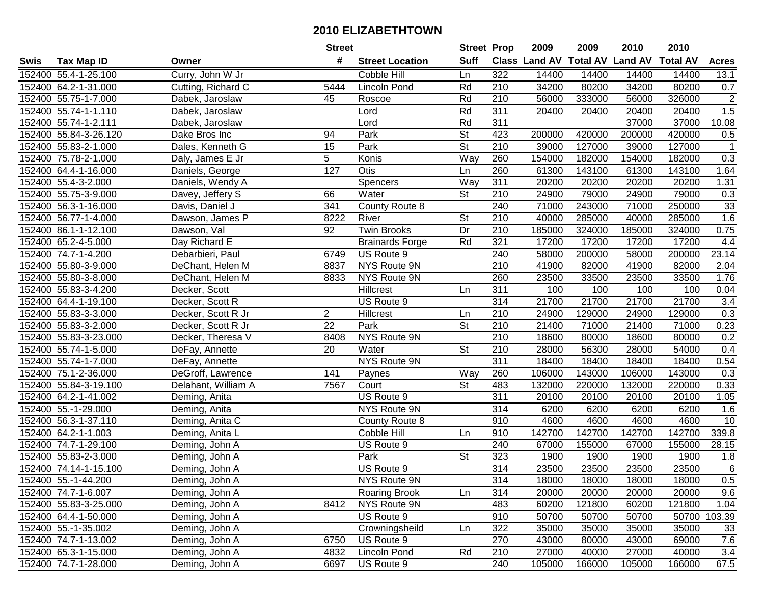# 2010 ELIZABETHTOWN

| Swis | Tax Map ID | Owner | Street # | Street Location | Street Suff | Prop Class | 2009 Land AV | 2009 Total AV | 2010 Land AV | 2010 Total AV | Acres |
|---|---|---|---|---|---|---|---|---|---|---|---|
| 152400 | 55.4-1-25.100 | Curry, John W Jr | | Cobble Hill | Ln | 322 | 14400 | 14400 | 14400 | 14400 | 13.1 |
| 152400 | 64.2-1-31.000 | Cutting, Richard C | 5444 | Lincoln Pond | Rd | 210 | 34200 | 80200 | 34200 | 80200 | 0.7 |
| 152400 | 55.75-1-7.000 | Dabek, Jaroslaw | 45 | Roscoe | Rd | 210 | 56000 | 333000 | 56000 | 326000 | 2 |
| 152400 | 55.74-1-1.110 | Dabek, Jaroslaw | | Lord | Rd | 311 | 20400 | 20400 | 20400 | 20400 | 1.5 |
| 152400 | 55.74-1-2.111 | Dabek, Jaroslaw | | Lord | Rd | 311 | | | 37000 | 37000 | 10.08 |
| 152400 | 55.84-3-26.120 | Dake Bros Inc | 94 | Park | St | 423 | 200000 | 420000 | 200000 | 420000 | 0.5 |
| 152400 | 55.83-2-1.000 | Dales, Kenneth G | 15 | Park | St | 210 | 39000 | 127000 | 39000 | 127000 | 1 |
| 152400 | 75.78-2-1.000 | Daly, James E Jr | 5 | Konis | Way | 260 | 154000 | 182000 | 154000 | 182000 | 0.3 |
| 152400 | 64.4-1-16.000 | Daniels, George | 127 | Otis | Ln | 260 | 61300 | 143100 | 61300 | 143100 | 1.64 |
| 152400 | 55.4-3-2.000 | Daniels, Wendy A | | Spencers | Way | 311 | 20200 | 20200 | 20200 | 20200 | 1.31 |
| 152400 | 55.75-3-9.000 | Davey, Jeffery S | 66 | Water | St | 210 | 24900 | 79000 | 24900 | 79000 | 0.3 |
| 152400 | 56.3-1-16.000 | Davis, Daniel J | 341 | County Route 8 | | 240 | 71000 | 243000 | 71000 | 250000 | 33 |
| 152400 | 56.77-1-4.000 | Dawson, James P | 8222 | River | St | 210 | 40000 | 285000 | 40000 | 285000 | 1.6 |
| 152400 | 86.1-1-12.100 | Dawson, Val | 92 | Twin Brooks | Dr | 210 | 185000 | 324000 | 185000 | 324000 | 0.75 |
| 152400 | 65.2-4-5.000 | Day Richard E | | Brainards Forge | Rd | 321 | 17200 | 17200 | 17200 | 17200 | 4.4 |
| 152400 | 74.7-1-4.200 | Debarbieri, Paul | 6749 | US Route 9 | | 240 | 58000 | 200000 | 58000 | 200000 | 23.14 |
| 152400 | 55.80-3-9.000 | DeChant, Helen M | 8837 | NYS Route 9N | | 210 | 41900 | 82000 | 41900 | 82000 | 2.04 |
| 152400 | 55.80-3-8.000 | DeChant, Helen M | 8833 | NYS Route 9N | | 260 | 23500 | 33500 | 23500 | 33500 | 1.76 |
| 152400 | 55.83-3-4.200 | Decker, Scott | | Hillcrest | Ln | 311 | 100 | 100 | 100 | 100 | 0.04 |
| 152400 | 64.4-1-19.100 | Decker, Scott R | | US Route 9 | | 314 | 21700 | 21700 | 21700 | 21700 | 3.4 |
| 152400 | 55.83-3-3.000 | Decker, Scott R Jr | 2 | Hillcrest | Ln | 210 | 24900 | 129000 | 24900 | 129000 | 0.3 |
| 152400 | 55.83-3-2.000 | Decker, Scott R Jr | 22 | Park | St | 210 | 21400 | 71000 | 21400 | 71000 | 0.23 |
| 152400 | 55.83-3-23.000 | Decker, Theresa V | 8408 | NYS Route 9N | | 210 | 18600 | 80000 | 18600 | 80000 | 0.2 |
| 152400 | 55.74-1-5.000 | DeFay, Annette | 20 | Water | St | 210 | 28000 | 56300 | 28000 | 54000 | 0.4 |
| 152400 | 55.74-1-7.000 | DeFay, Annette | | NYS Route 9N | | 311 | 18400 | 18400 | 18400 | 18400 | 0.54 |
| 152400 | 75.1-2-36.000 | DeGroff, Lawrence | 141 | Paynes | Way | 260 | 106000 | 143000 | 106000 | 143000 | 0.3 |
| 152400 | 55.84-3-19.100 | Delahant, William A | 7567 | Court | St | 483 | 132000 | 220000 | 132000 | 220000 | 0.33 |
| 152400 | 64.2-1-41.002 | Deming, Anita | | US Route 9 | | 311 | 20100 | 20100 | 20100 | 20100 | 1.05 |
| 152400 | 55.-1-29.000 | Deming, Anita | | NYS Route 9N | | 314 | 6200 | 6200 | 6200 | 6200 | 1.6 |
| 152400 | 56.3-1-37.110 | Deming, Anita C | | County Route 8 | | 910 | 4600 | 4600 | 4600 | 4600 | 10 |
| 152400 | 64.2-1-1.003 | Deming, Anita L | | Cobble Hill | Ln | 910 | 142700 | 142700 | 142700 | 142700 | 339.8 |
| 152400 | 74.7-1-29.100 | Deming, John A | | US Route 9 | | 240 | 67000 | 155000 | 67000 | 155000 | 28.15 |
| 152400 | 55.83-2-3.000 | Deming, John A | | Park | St | 323 | 1900 | 1900 | 1900 | 1900 | 1.8 |
| 152400 | 74.14-1-15.100 | Deming, John A | | US Route 9 | | 314 | 23500 | 23500 | 23500 | 23500 | 6 |
| 152400 | 55.-1-44.200 | Deming, John A | | NYS Route 9N | | 314 | 18000 | 18000 | 18000 | 18000 | 0.5 |
| 152400 | 74.7-1-6.007 | Deming, John A | | Roaring Brook | Ln | 314 | 20000 | 20000 | 20000 | 20000 | 9.6 |
| 152400 | 55.83-3-25.000 | Deming, John A | 8412 | NYS Route 9N | | 483 | 60200 | 121800 | 60200 | 121800 | 1.04 |
| 152400 | 64.4-1-50.000 | Deming, John A | | US Route 9 | | 910 | 50700 | 50700 | 50700 | 50700 | 103.39 |
| 152400 | 55.-1-35.002 | Deming, John A | | Crowningsheild | Ln | 322 | 35000 | 35000 | 35000 | 35000 | 33 |
| 152400 | 74.7-1-13.002 | Deming, John A | 6750 | US Route 9 | | 270 | 43000 | 80000 | 43000 | 69000 | 7.6 |
| 152400 | 65.3-1-15.000 | Deming, John A | 4832 | Lincoln Pond | Rd | 210 | 27000 | 40000 | 27000 | 40000 | 3.4 |
| 152400 | 74.7-1-28.000 | Deming, John A | 6697 | US Route 9 | | 240 | 105000 | 166000 | 105000 | 166000 | 67.5 |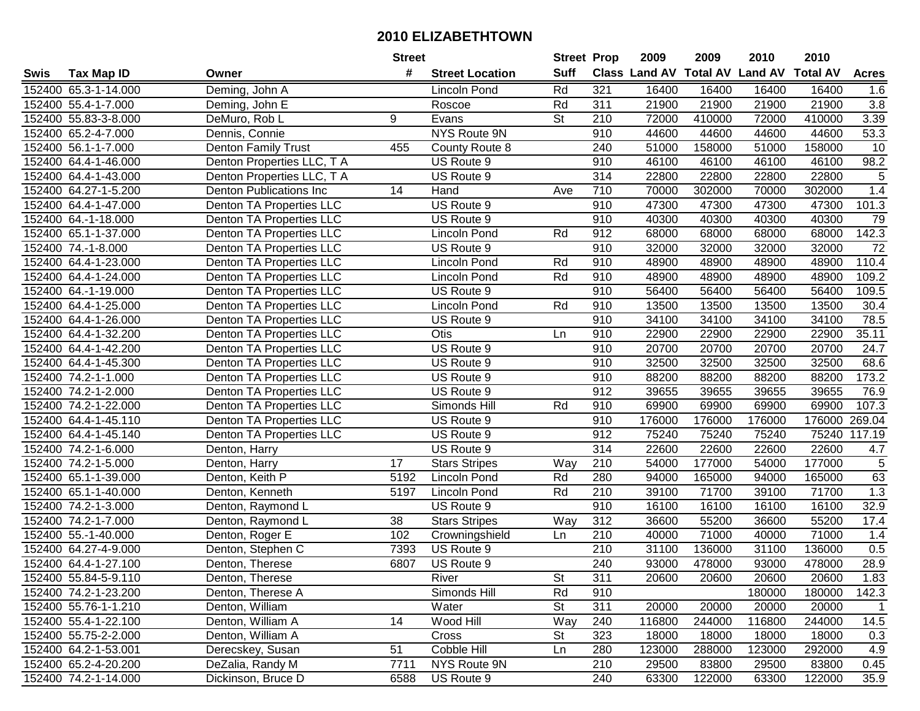# 2010 ELIZABETHTOWN

| Swis | Tax Map ID | Owner | Street # | Street Location | Street Suff | Prop Class | 2009 Land AV | 2009 Total AV | 2010 Land AV | 2010 Total AV | Acres |
|---|---|---|---|---|---|---|---|---|---|---|---|
| 152400 | 65.3-1-14.000 | Deming, John A | | Lincoln Pond | Rd | 321 | 16400 | 16400 | 16400 | 16400 | 1.6 |
| 152400 | 55.4-1-7.000 | Deming, John E | | Roscoe | Rd | 311 | 21900 | 21900 | 21900 | 21900 | 3.8 |
| 152400 | 55.83-3-8.000 | DeMuro, Rob L | 9 | Evans | St | 210 | 72000 | 410000 | 72000 | 410000 | 3.39 |
| 152400 | 65.2-4-7.000 | Dennis, Connie | | NYS Route 9N | | 910 | 44600 | 44600 | 44600 | 44600 | 53.3 |
| 152400 | 56.1-1-7.000 | Denton Family Trust | 455 | County Route 8 | | 240 | 51000 | 158000 | 51000 | 158000 | 10 |
| 152400 | 64.4-1-46.000 | Denton Properties LLC, T A | | US Route 9 | | 910 | 46100 | 46100 | 46100 | 46100 | 98.2 |
| 152400 | 64.4-1-43.000 | Denton Properties LLC, T A | | US Route 9 | | 314 | 22800 | 22800 | 22800 | 22800 | 5 |
| 152400 | 64.27-1-5.200 | Denton Publications Inc | 14 | Hand | Ave | 710 | 70000 | 302000 | 70000 | 302000 | 1.4 |
| 152400 | 64.4-1-47.000 | Denton TA Properties LLC | | US Route 9 | | 910 | 47300 | 47300 | 47300 | 47300 | 101.3 |
| 152400 | 64.-1-18.000 | Denton TA Properties LLC | | US Route 9 | | 910 | 40300 | 40300 | 40300 | 40300 | 79 |
| 152400 | 65.1-1-37.000 | Denton TA Properties LLC | | Lincoln Pond | Rd | 912 | 68000 | 68000 | 68000 | 68000 | 142.3 |
| 152400 | 74.-1-8.000 | Denton TA Properties LLC | | US Route 9 | | 910 | 32000 | 32000 | 32000 | 32000 | 72 |
| 152400 | 64.4-1-23.000 | Denton TA Properties LLC | | Lincoln Pond | Rd | 910 | 48900 | 48900 | 48900 | 48900 | 110.4 |
| 152400 | 64.4-1-24.000 | Denton TA Properties LLC | | Lincoln Pond | Rd | 910 | 48900 | 48900 | 48900 | 48900 | 109.2 |
| 152400 | 64.-1-19.000 | Denton TA Properties LLC | | US Route 9 | | 910 | 56400 | 56400 | 56400 | 56400 | 109.5 |
| 152400 | 64.4-1-25.000 | Denton TA Properties LLC | | Lincoln Pond | Rd | 910 | 13500 | 13500 | 13500 | 13500 | 30.4 |
| 152400 | 64.4-1-26.000 | Denton TA Properties LLC | | US Route 9 | | 910 | 34100 | 34100 | 34100 | 34100 | 78.5 |
| 152400 | 64.4-1-32.200 | Denton TA Properties LLC | | Otis | Ln | 910 | 22900 | 22900 | 22900 | 22900 | 35.11 |
| 152400 | 64.4-1-42.200 | Denton TA Properties LLC | | US Route 9 | | 910 | 20700 | 20700 | 20700 | 20700 | 24.7 |
| 152400 | 64.4-1-45.300 | Denton TA Properties LLC | | US Route 9 | | 910 | 32500 | 32500 | 32500 | 32500 | 68.6 |
| 152400 | 74.2-1-1.000 | Denton TA Properties LLC | | US Route 9 | | 910 | 88200 | 88200 | 88200 | 88200 | 173.2 |
| 152400 | 74.2-1-2.000 | Denton TA Properties LLC | | US Route 9 | | 912 | 39655 | 39655 | 39655 | 39655 | 76.9 |
| 152400 | 74.2-1-22.000 | Denton TA Properties LLC | | Simonds Hill | Rd | 910 | 69900 | 69900 | 69900 | 69900 | 107.3 |
| 152400 | 64.4-1-45.110 | Denton TA Properties LLC | | US Route 9 | | 910 | 176000 | 176000 | 176000 | 176000 | 269.04 |
| 152400 | 64.4-1-45.140 | Denton TA Properties LLC | | US Route 9 | | 912 | 75240 | 75240 | 75240 | 75240 | 117.19 |
| 152400 | 74.2-1-6.000 | Denton, Harry | | US Route 9 | | 314 | 22600 | 22600 | 22600 | 22600 | 4.7 |
| 152400 | 74.2-1-5.000 | Denton, Harry | 17 | Stars Stripes | Way | 210 | 54000 | 177000 | 54000 | 177000 | 5 |
| 152400 | 65.1-1-39.000 | Denton, Keith P | 5192 | Lincoln Pond | Rd | 280 | 94000 | 165000 | 94000 | 165000 | 63 |
| 152400 | 65.1-1-40.000 | Denton, Kenneth | 5197 | Lincoln Pond | Rd | 210 | 39100 | 71700 | 39100 | 71700 | 1.3 |
| 152400 | 74.2-1-3.000 | Denton, Raymond L | | US Route 9 | | 910 | 16100 | 16100 | 16100 | 16100 | 32.9 |
| 152400 | 74.2-1-7.000 | Denton, Raymond L | 38 | Stars Stripes | Way | 312 | 36600 | 55200 | 36600 | 55200 | 17.4 |
| 152400 | 55.-1-40.000 | Denton, Roger E | 102 | Crowningshield | Ln | 210 | 40000 | 71000 | 40000 | 71000 | 1.4 |
| 152400 | 64.27-4-9.000 | Denton, Stephen C | 7393 | US Route 9 | | 210 | 31100 | 136000 | 31100 | 136000 | 0.5 |
| 152400 | 64.4-1-27.100 | Denton, Therese | 6807 | US Route 9 | | 240 | 93000 | 478000 | 93000 | 478000 | 28.9 |
| 152400 | 55.84-5-9.110 | Denton, Therese | | River | St | 311 | 20600 | 20600 | 20600 | 20600 | 1.83 |
| 152400 | 74.2-1-23.200 | Denton, Therese A | | Simonds Hill | Rd | 910 | | | 180000 | 180000 | 142.3 |
| 152400 | 55.76-1-1.210 | Denton, William | | Water | St | 311 | 20000 | 20000 | 20000 | 20000 | 1 |
| 152400 | 55.4-1-22.100 | Denton, William A | 14 | Wood Hill | Way | 240 | 116800 | 244000 | 116800 | 244000 | 14.5 |
| 152400 | 55.75-2-2.000 | Denton, William A | | Cross | St | 323 | 18000 | 18000 | 18000 | 18000 | 0.3 |
| 152400 | 64.2-1-53.001 | Derecskey, Susan | 51 | Cobble Hill | Ln | 280 | 123000 | 288000 | 123000 | 292000 | 4.9 |
| 152400 | 65.2-4-20.200 | DeZalia, Randy M | 7711 | NYS Route 9N | | 210 | 29500 | 83800 | 29500 | 83800 | 0.45 |
| 152400 | 74.2-1-14.000 | Dickinson, Bruce D | 6588 | US Route 9 | | 240 | 63300 | 122000 | 63300 | 122000 | 35.9 |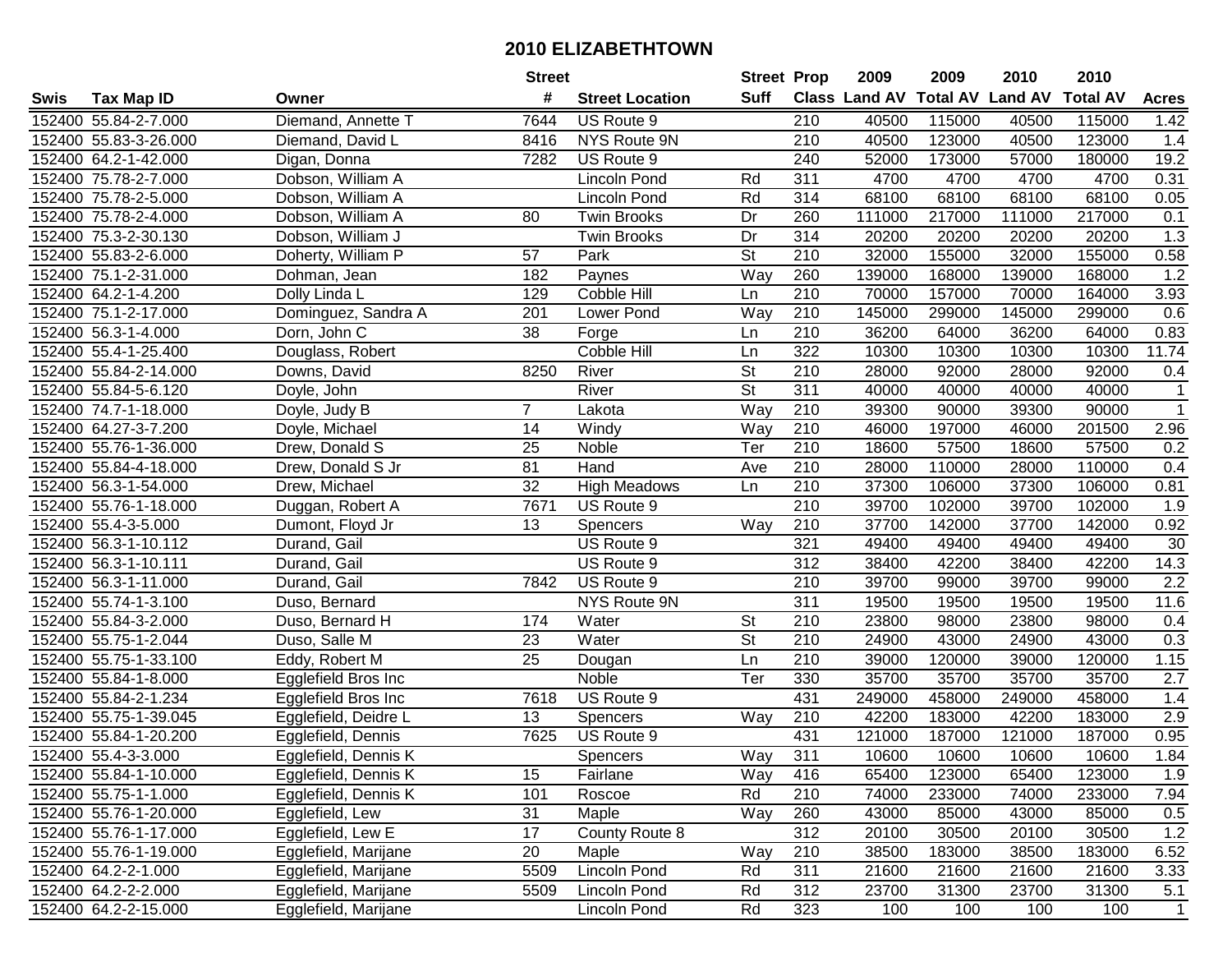# 2010 ELIZABETHTOWN

| Swis | Tax Map ID | Owner | Street # | Street Location | Street Suff | Prop Class | 2009 Land AV | 2009 Total AV | 2010 Land AV | 2010 Total AV | Acres |
|---|---|---|---|---|---|---|---|---|---|---|---|
| 152400 | 55.84-2-7.000 | Diemand, Annette T | 7644 | US Route 9 | | 210 | 40500 | 115000 | 40500 | 115000 | 1.42 |
| 152400 | 55.83-3-26.000 | Diemand, David L | 8416 | NYS Route 9N | | 210 | 40500 | 123000 | 40500 | 123000 | 1.4 |
| 152400 | 64.2-1-42.000 | Digan, Donna | 7282 | US Route 9 | | 240 | 52000 | 173000 | 57000 | 180000 | 19.2 |
| 152400 | 75.78-2-7.000 | Dobson, William A | | Lincoln Pond | Rd | 311 | 4700 | 4700 | 4700 | 4700 | 0.31 |
| 152400 | 75.78-2-5.000 | Dobson, William A | | Lincoln Pond | Rd | 314 | 68100 | 68100 | 68100 | 68100 | 0.05 |
| 152400 | 75.78-2-4.000 | Dobson, William A | 80 | Twin Brooks | Dr | 260 | 111000 | 217000 | 111000 | 217000 | 0.1 |
| 152400 | 75.3-2-30.130 | Dobson, William J | | Twin Brooks | Dr | 314 | 20200 | 20200 | 20200 | 20200 | 1.3 |
| 152400 | 55.83-2-6.000 | Doherty, William P | 57 | Park | St | 210 | 32000 | 155000 | 32000 | 155000 | 0.58 |
| 152400 | 75.1-2-31.000 | Dohman, Jean | 182 | Paynes | Way | 260 | 139000 | 168000 | 139000 | 168000 | 1.2 |
| 152400 | 64.2-1-4.200 | Dolly Linda L | 129 | Cobble Hill | Ln | 210 | 70000 | 157000 | 70000 | 164000 | 3.93 |
| 152400 | 75.1-2-17.000 | Dominguez, Sandra A | 201 | Lower Pond | Way | 210 | 145000 | 299000 | 145000 | 299000 | 0.6 |
| 152400 | 56.3-1-4.000 | Dorn, John C | 38 | Forge | Ln | 210 | 36200 | 64000 | 36200 | 64000 | 0.83 |
| 152400 | 55.4-1-25.400 | Douglass, Robert | | Cobble Hill | Ln | 322 | 10300 | 10300 | 10300 | 10300 | 11.74 |
| 152400 | 55.84-2-14.000 | Downs, David | 8250 | River | St | 210 | 28000 | 92000 | 28000 | 92000 | 0.4 |
| 152400 | 55.84-5-6.120 | Doyle, John | | River | St | 311 | 40000 | 40000 | 40000 | 40000 | 1 |
| 152400 | 74.7-1-18.000 | Doyle, Judy B | 7 | Lakota | Way | 210 | 39300 | 90000 | 39300 | 90000 | 1 |
| 152400 | 64.27-3-7.200 | Doyle, Michael | 14 | Windy | Way | 210 | 46000 | 197000 | 46000 | 201500 | 2.96 |
| 152400 | 55.76-1-36.000 | Drew, Donald S | 25 | Noble | Ter | 210 | 18600 | 57500 | 18600 | 57500 | 0.2 |
| 152400 | 55.84-4-18.000 | Drew, Donald S Jr | 81 | Hand | Ave | 210 | 28000 | 110000 | 28000 | 110000 | 0.4 |
| 152400 | 56.3-1-54.000 | Drew, Michael | 32 | High Meadows | Ln | 210 | 37300 | 106000 | 37300 | 106000 | 0.81 |
| 152400 | 55.76-1-18.000 | Duggan, Robert A | 7671 | US Route 9 | | 210 | 39700 | 102000 | 39700 | 102000 | 1.9 |
| 152400 | 55.4-3-5.000 | Dumont, Floyd Jr | 13 | Spencers | Way | 210 | 37700 | 142000 | 37700 | 142000 | 0.92 |
| 152400 | 56.3-1-10.112 | Durand, Gail | | US Route 9 | | 321 | 49400 | 49400 | 49400 | 49400 | 30 |
| 152400 | 56.3-1-10.111 | Durand, Gail | | US Route 9 | | 312 | 38400 | 42200 | 38400 | 42200 | 14.3 |
| 152400 | 56.3-1-11.000 | Durand, Gail | 7842 | US Route 9 | | 210 | 39700 | 99000 | 39700 | 99000 | 2.2 |
| 152400 | 55.74-1-3.100 | Duso, Bernard | | NYS Route 9N | | 311 | 19500 | 19500 | 19500 | 19500 | 11.6 |
| 152400 | 55.84-3-2.000 | Duso, Bernard H | 174 | Water | St | 210 | 23800 | 98000 | 23800 | 98000 | 0.4 |
| 152400 | 55.75-1-2.044 | Duso, Salle M | 23 | Water | St | 210 | 24900 | 43000 | 24900 | 43000 | 0.3 |
| 152400 | 55.75-1-33.100 | Eddy, Robert M | 25 | Dougan | Ln | 210 | 39000 | 120000 | 39000 | 120000 | 1.15 |
| 152400 | 55.84-1-8.000 | Egglefield Bros Inc | | Noble | Ter | 330 | 35700 | 35700 | 35700 | 35700 | 2.7 |
| 152400 | 55.84-2-1.234 | Egglefield Bros Inc | 7618 | US Route 9 | | 431 | 249000 | 458000 | 249000 | 458000 | 1.4 |
| 152400 | 55.75-1-39.045 | Egglefield, Deidre L | 13 | Spencers | Way | 210 | 42200 | 183000 | 42200 | 183000 | 2.9 |
| 152400 | 55.84-1-20.200 | Egglefield, Dennis | 7625 | US Route 9 | | 431 | 121000 | 187000 | 121000 | 187000 | 0.95 |
| 152400 | 55.4-3-3.000 | Egglefield, Dennis K | | Spencers | Way | 311 | 10600 | 10600 | 10600 | 10600 | 1.84 |
| 152400 | 55.84-1-10.000 | Egglefield, Dennis K | 15 | Fairlane | Way | 416 | 65400 | 123000 | 65400 | 123000 | 1.9 |
| 152400 | 55.75-1-1.000 | Egglefield, Dennis K | 101 | Roscoe | Rd | 210 | 74000 | 233000 | 74000 | 233000 | 7.94 |
| 152400 | 55.76-1-20.000 | Egglefield, Lew | 31 | Maple | Way | 260 | 43000 | 85000 | 43000 | 85000 | 0.5 |
| 152400 | 55.76-1-17.000 | Egglefield, Lew E | 17 | County Route 8 | | 312 | 20100 | 30500 | 20100 | 30500 | 1.2 |
| 152400 | 55.76-1-19.000 | Egglefield, Marijane | 20 | Maple | Way | 210 | 38500 | 183000 | 38500 | 183000 | 6.52 |
| 152400 | 64.2-2-1.000 | Egglefield, Marijane | 5509 | Lincoln Pond | Rd | 311 | 21600 | 21600 | 21600 | 21600 | 3.33 |
| 152400 | 64.2-2-2.000 | Egglefield, Marijane | 5509 | Lincoln Pond | Rd | 312 | 23700 | 31300 | 23700 | 31300 | 5.1 |
| 152400 | 64.2-2-15.000 | Egglefield, Marijane | | Lincoln Pond | Rd | 323 | 100 | 100 | 100 | 100 | 1 |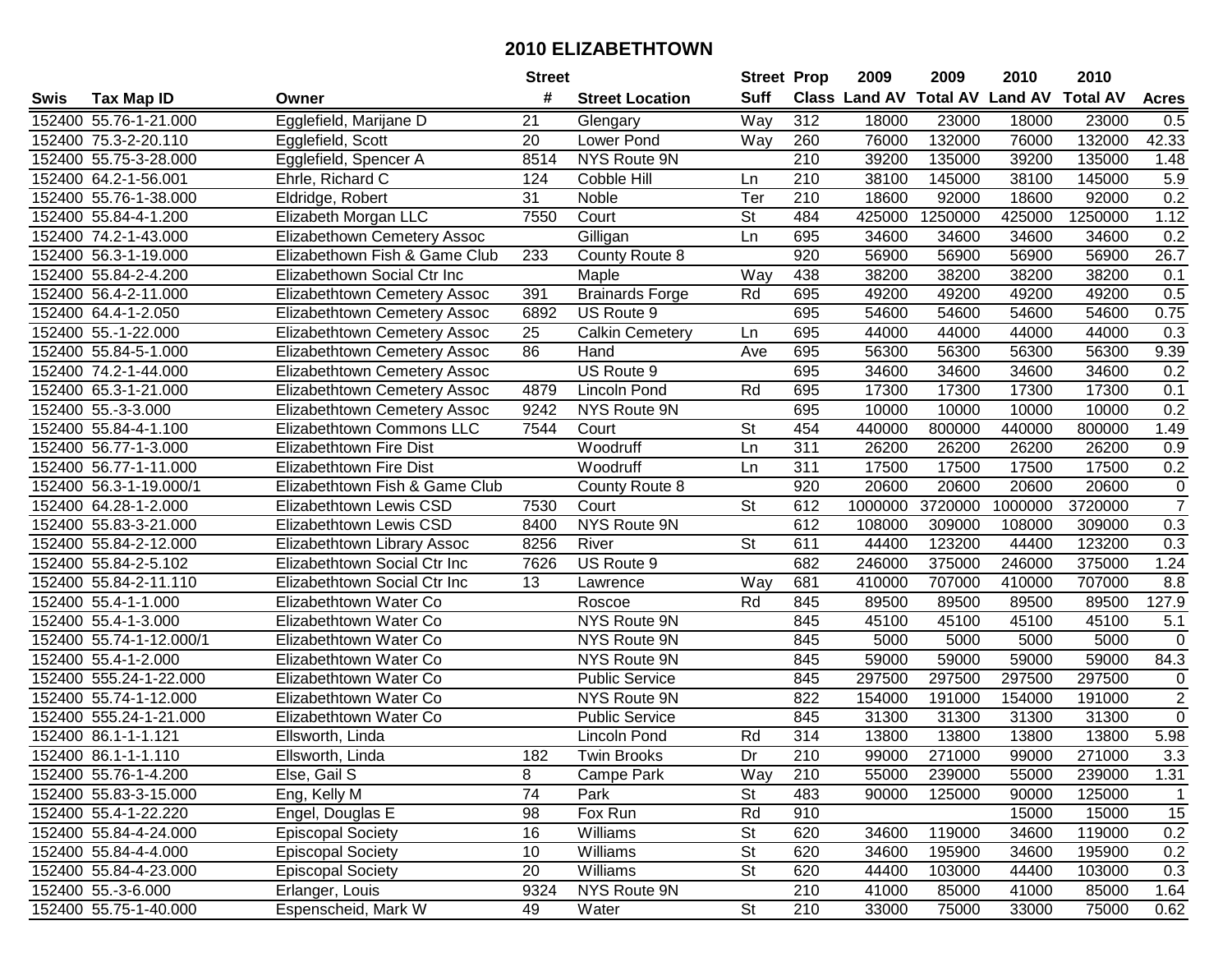# 2010 ELIZABETHTOWN

| Swis | Tax Map ID | Owner | Street # | Street Location | Street Suff | Prop Class | 2009 Land AV | 2009 Total AV | 2010 Land AV | 2010 Total AV | Acres |
|---|---|---|---|---|---|---|---|---|---|---|---|
| 152400 | 55.76-1-21.000 | Egglefield, Marijane D | 21 | Glengary | Way | 312 | 18000 | 23000 | 18000 | 23000 | 0.5 |
| 152400 | 75.3-2-20.110 | Egglefield, Scott | 20 | Lower Pond | Way | 260 | 76000 | 132000 | 76000 | 132000 | 42.33 |
| 152400 | 55.75-3-28.000 | Egglefield, Spencer A | 8514 | NYS Route 9N | | 210 | 39200 | 135000 | 39200 | 135000 | 1.48 |
| 152400 | 64.2-1-56.001 | Ehrle, Richard C | 124 | Cobble Hill | Ln | 210 | 38100 | 145000 | 38100 | 145000 | 5.9 |
| 152400 | 55.76-1-38.000 | Eldridge, Robert | 31 | Noble | Ter | 210 | 18600 | 92000 | 18600 | 92000 | 0.2 |
| 152400 | 55.84-4-1.200 | Elizabeth Morgan LLC | 7550 | Court | St | 484 | 425000 | 1250000 | 425000 | 1250000 | 1.12 |
| 152400 | 74.2-1-43.000 | Elizabethown Cemetery Assoc | | Gilligan | Ln | 695 | 34600 | 34600 | 34600 | 34600 | 0.2 |
| 152400 | 56.3-1-19.000 | Elizabethown Fish & Game Club | 233 | County Route 8 | | 920 | 56900 | 56900 | 56900 | 56900 | 26.7 |
| 152400 | 55.84-2-4.200 | Elizabethown Social Ctr Inc | | Maple | Way | 438 | 38200 | 38200 | 38200 | 38200 | 0.1 |
| 152400 | 56.4-2-11.000 | Elizabethtown Cemetery Assoc | 391 | Brainards Forge | Rd | 695 | 49200 | 49200 | 49200 | 49200 | 0.5 |
| 152400 | 64.4-1-2.050 | Elizabethtown Cemetery Assoc | 6892 | US Route 9 | | 695 | 54600 | 54600 | 54600 | 54600 | 0.75 |
| 152400 | 55.-1-22.000 | Elizabethtown Cemetery Assoc | 25 | Calkin Cemetery | Ln | 695 | 44000 | 44000 | 44000 | 44000 | 0.3 |
| 152400 | 55.84-5-1.000 | Elizabethtown Cemetery Assoc | 86 | Hand | Ave | 695 | 56300 | 56300 | 56300 | 56300 | 9.39 |
| 152400 | 74.2-1-44.000 | Elizabethtown Cemetery Assoc | | US Route 9 | | 695 | 34600 | 34600 | 34600 | 34600 | 0.2 |
| 152400 | 65.3-1-21.000 | Elizabethtown Cemetery Assoc | 4879 | Lincoln Pond | Rd | 695 | 17300 | 17300 | 17300 | 17300 | 0.1 |
| 152400 | 55.-3-3.000 | Elizabethtown Cemetery Assoc | 9242 | NYS Route 9N | | 695 | 10000 | 10000 | 10000 | 10000 | 0.2 |
| 152400 | 55.84-4-1.100 | Elizabethtown Commons LLC | 7544 | Court | St | 454 | 440000 | 800000 | 440000 | 800000 | 1.49 |
| 152400 | 56.77-1-3.000 | Elizabethtown Fire Dist | | Woodruff | Ln | 311 | 26200 | 26200 | 26200 | 26200 | 0.9 |
| 152400 | 56.77-1-11.000 | Elizabethtown Fire Dist | | Woodruff | Ln | 311 | 17500 | 17500 | 17500 | 17500 | 0.2 |
| 152400 | 56.3-1-19.000/1 | Elizabethtown Fish & Game Club | | County Route 8 | | 920 | 20600 | 20600 | 20600 | 20600 | 0 |
| 152400 | 64.28-1-2.000 | Elizabethtown Lewis CSD | 7530 | Court | St | 612 | 1000000 | 3720000 | 1000000 | 3720000 | 7 |
| 152400 | 55.83-3-21.000 | Elizabethtown Lewis CSD | 8400 | NYS Route 9N | | 612 | 108000 | 309000 | 108000 | 309000 | 0.3 |
| 152400 | 55.84-2-12.000 | Elizabethtown Library Assoc | 8256 | River | St | 611 | 44400 | 123200 | 44400 | 123200 | 0.3 |
| 152400 | 55.84-2-5.102 | Elizabethtown Social Ctr Inc | 7626 | US Route 9 | | 682 | 246000 | 375000 | 246000 | 375000 | 1.24 |
| 152400 | 55.84-2-11.110 | Elizabethtown Social Ctr Inc | 13 | Lawrence | Way | 681 | 410000 | 707000 | 410000 | 707000 | 8.8 |
| 152400 | 55.4-1-1.000 | Elizabethtown Water Co | | Roscoe | Rd | 845 | 89500 | 89500 | 89500 | 89500 | 127.9 |
| 152400 | 55.4-1-3.000 | Elizabethtown Water Co | | NYS Route 9N | | 845 | 45100 | 45100 | 45100 | 45100 | 5.1 |
| 152400 | 55.74-1-12.000/1 | Elizabethtown Water Co | | NYS Route 9N | | 845 | 5000 | 5000 | 5000 | 5000 | 0 |
| 152400 | 55.4-1-2.000 | Elizabethtown Water Co | | NYS Route 9N | | 845 | 59000 | 59000 | 59000 | 59000 | 84.3 |
| 152400 | 555.24-1-22.000 | Elizabethtown Water Co | | Public Service | | 845 | 297500 | 297500 | 297500 | 297500 | 0 |
| 152400 | 55.74-1-12.000 | Elizabethtown Water Co | | NYS Route 9N | | 822 | 154000 | 191000 | 154000 | 191000 | 2 |
| 152400 | 555.24-1-21.000 | Elizabethtown Water Co | | Public Service | | 845 | 31300 | 31300 | 31300 | 31300 | 0 |
| 152400 | 86.1-1-1.121 | Ellsworth, Linda | | Lincoln Pond | Rd | 314 | 13800 | 13800 | 13800 | 13800 | 5.98 |
| 152400 | 86.1-1-1.110 | Ellsworth, Linda | 182 | Twin Brooks | Dr | 210 | 99000 | 271000 | 99000 | 271000 | 3.3 |
| 152400 | 55.76-1-4.200 | Else, Gail S | 8 | Campe Park | Way | 210 | 55000 | 239000 | 55000 | 239000 | 1.31 |
| 152400 | 55.83-3-15.000 | Eng, Kelly M | 74 | Park | St | 483 | 90000 | 125000 | 90000 | 125000 | 1 |
| 152400 | 55.4-1-22.220 | Engel, Douglas E | 98 | Fox Run | Rd | 910 | | | 15000 | 15000 | 15 |
| 152400 | 55.84-4-24.000 | Episcopal Society | 16 | Williams | St | 620 | 34600 | 119000 | 34600 | 119000 | 0.2 |
| 152400 | 55.84-4-4.000 | Episcopal Society | 10 | Williams | St | 620 | 34600 | 195900 | 34600 | 195900 | 0.2 |
| 152400 | 55.84-4-23.000 | Episcopal Society | 20 | Williams | St | 620 | 44400 | 103000 | 44400 | 103000 | 0.3 |
| 152400 | 55.-3-6.000 | Erlanger, Louis | 9324 | NYS Route 9N | | 210 | 41000 | 85000 | 41000 | 85000 | 1.64 |
| 152400 | 55.75-1-40.000 | Espenscheid, Mark W | 49 | Water | St | 210 | 33000 | 75000 | 33000 | 75000 | 0.62 |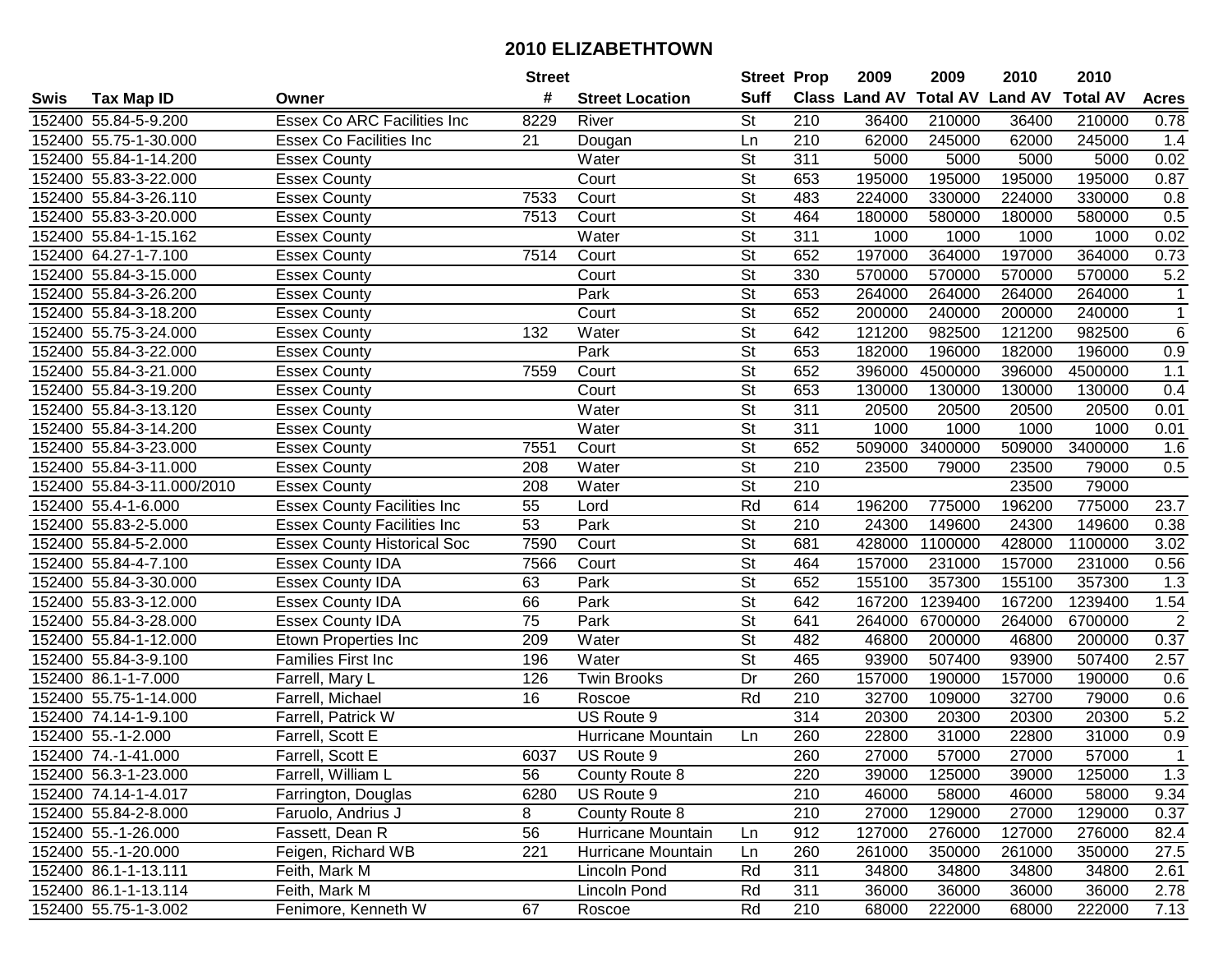# 2010 ELIZABETHTOWN

| Swis | Tax Map ID | Owner | Street # | Street Location | Street Suff | Prop Class | 2009 Land AV | 2009 Total AV | 2010 Land AV | 2010 Total AV | Acres |
|---|---|---|---|---|---|---|---|---|---|---|---|
| 152400 | 55.84-5-9.200 | Essex Co ARC Facilities Inc | 8229 | River | St | 210 | 36400 | 210000 | 36400 | 210000 | 0.78 |
| 152400 | 55.75-1-30.000 | Essex Co Facilities Inc | 21 | Dougan | Ln | 210 | 62000 | 245000 | 62000 | 245000 | 1.4 |
| 152400 | 55.84-1-14.200 | Essex County | | Water | St | 311 | 5000 | 5000 | 5000 | 5000 | 0.02 |
| 152400 | 55.83-3-22.000 | Essex County | | Court | St | 653 | 195000 | 195000 | 195000 | 195000 | 0.87 |
| 152400 | 55.84-3-26.110 | Essex County | 7533 | Court | St | 483 | 224000 | 330000 | 224000 | 330000 | 0.8 |
| 152400 | 55.83-3-20.000 | Essex County | 7513 | Court | St | 464 | 180000 | 580000 | 180000 | 580000 | 0.5 |
| 152400 | 55.84-1-15.162 | Essex County | | Water | St | 311 | 1000 | 1000 | 1000 | 1000 | 0.02 |
| 152400 | 64.27-1-7.100 | Essex County | 7514 | Court | St | 652 | 197000 | 364000 | 197000 | 364000 | 0.73 |
| 152400 | 55.84-3-15.000 | Essex County | | Court | St | 330 | 570000 | 570000 | 570000 | 570000 | 5.2 |
| 152400 | 55.84-3-26.200 | Essex County | | Park | St | 653 | 264000 | 264000 | 264000 | 264000 | 1 |
| 152400 | 55.84-3-18.200 | Essex County | | Court | St | 652 | 200000 | 240000 | 200000 | 240000 | 1 |
| 152400 | 55.75-3-24.000 | Essex County | 132 | Water | St | 642 | 121200 | 982500 | 121200 | 982500 | 6 |
| 152400 | 55.84-3-22.000 | Essex County | | Park | St | 653 | 182000 | 196000 | 182000 | 196000 | 0.9 |
| 152400 | 55.84-3-21.000 | Essex County | 7559 | Court | St | 652 | 396000 | 4500000 | 396000 | 4500000 | 1.1 |
| 152400 | 55.84-3-19.200 | Essex County | | Court | St | 653 | 130000 | 130000 | 130000 | 130000 | 0.4 |
| 152400 | 55.84-3-13.120 | Essex County | | Water | St | 311 | 20500 | 20500 | 20500 | 20500 | 0.01 |
| 152400 | 55.84-3-14.200 | Essex County | | Water | St | 311 | 1000 | 1000 | 1000 | 1000 | 0.01 |
| 152400 | 55.84-3-23.000 | Essex County | 7551 | Court | St | 652 | 509000 | 3400000 | 509000 | 3400000 | 1.6 |
| 152400 | 55.84-3-11.000 | Essex County | 208 | Water | St | 210 | 23500 | 79000 | 23500 | 79000 | 0.5 |
| 152400 | 55.84-3-11.000/2010 | Essex County | 208 | Water | St | 210 | | | 23500 | 79000 | |
| 152400 | 55.4-1-6.000 | Essex County Facilities Inc | 55 | Lord | Rd | 614 | 196200 | 775000 | 196200 | 775000 | 23.7 |
| 152400 | 55.83-2-5.000 | Essex County Facilities Inc | 53 | Park | St | 210 | 24300 | 149600 | 24300 | 149600 | 0.38 |
| 152400 | 55.84-5-2.000 | Essex County Historical Soc | 7590 | Court | St | 681 | 428000 | 1100000 | 428000 | 1100000 | 3.02 |
| 152400 | 55.84-4-7.100 | Essex County IDA | 7566 | Court | St | 464 | 157000 | 231000 | 157000 | 231000 | 0.56 |
| 152400 | 55.84-3-30.000 | Essex County IDA | 63 | Park | St | 652 | 155100 | 357300 | 155100 | 357300 | 1.3 |
| 152400 | 55.83-3-12.000 | Essex County IDA | 66 | Park | St | 642 | 167200 | 1239400 | 167200 | 1239400 | 1.54 |
| 152400 | 55.84-3-28.000 | Essex County IDA | 75 | Park | St | 641 | 264000 | 6700000 | 264000 | 6700000 | 2 |
| 152400 | 55.84-1-12.000 | Etown Properties Inc | 209 | Water | St | 482 | 46800 | 200000 | 46800 | 200000 | 0.37 |
| 152400 | 55.84-3-9.100 | Families First Inc | 196 | Water | St | 465 | 93900 | 507400 | 93900 | 507400 | 2.57 |
| 152400 | 86.1-1-7.000 | Farrell, Mary L | 126 | Twin Brooks | Dr | 260 | 157000 | 190000 | 157000 | 190000 | 0.6 |
| 152400 | 55.75-1-14.000 | Farrell, Michael | 16 | Roscoe | Rd | 210 | 32700 | 109000 | 32700 | 79000 | 0.6 |
| 152400 | 74.14-1-9.100 | Farrell, Patrick W | | US Route 9 | | 314 | 20300 | 20300 | 20300 | 20300 | 5.2 |
| 152400 | 55.-1-2.000 | Farrell, Scott E | | Hurricane Mountain | Ln | 260 | 22800 | 31000 | 22800 | 31000 | 0.9 |
| 152400 | 74.-1-41.000 | Farrell, Scott E | 6037 | US Route 9 | | 260 | 27000 | 57000 | 27000 | 57000 | 1 |
| 152400 | 56.3-1-23.000 | Farrell, William L | 56 | County Route 8 | | 220 | 39000 | 125000 | 39000 | 125000 | 1.3 |
| 152400 | 74.14-1-4.017 | Farrington, Douglas | 6280 | US Route 9 | | 210 | 46000 | 58000 | 46000 | 58000 | 9.34 |
| 152400 | 55.84-2-8.000 | Faruolo, Andrius J | 8 | County Route 8 | | 210 | 27000 | 129000 | 27000 | 129000 | 0.37 |
| 152400 | 55.-1-26.000 | Fassett, Dean R | 56 | Hurricane Mountain | Ln | 912 | 127000 | 276000 | 127000 | 276000 | 82.4 |
| 152400 | 55.-1-20.000 | Feigen, Richard WB | 221 | Hurricane Mountain | Ln | 260 | 261000 | 350000 | 261000 | 350000 | 27.5 |
| 152400 | 86.1-1-13.111 | Feith, Mark M | | Lincoln Pond | Rd | 311 | 34800 | 34800 | 34800 | 34800 | 2.61 |
| 152400 | 86.1-1-13.114 | Feith, Mark M | | Lincoln Pond | Rd | 311 | 36000 | 36000 | 36000 | 36000 | 2.78 |
| 152400 | 55.75-1-3.002 | Fenimore, Kenneth W | 67 | Roscoe | Rd | 210 | 68000 | 222000 | 68000 | 222000 | 7.13 |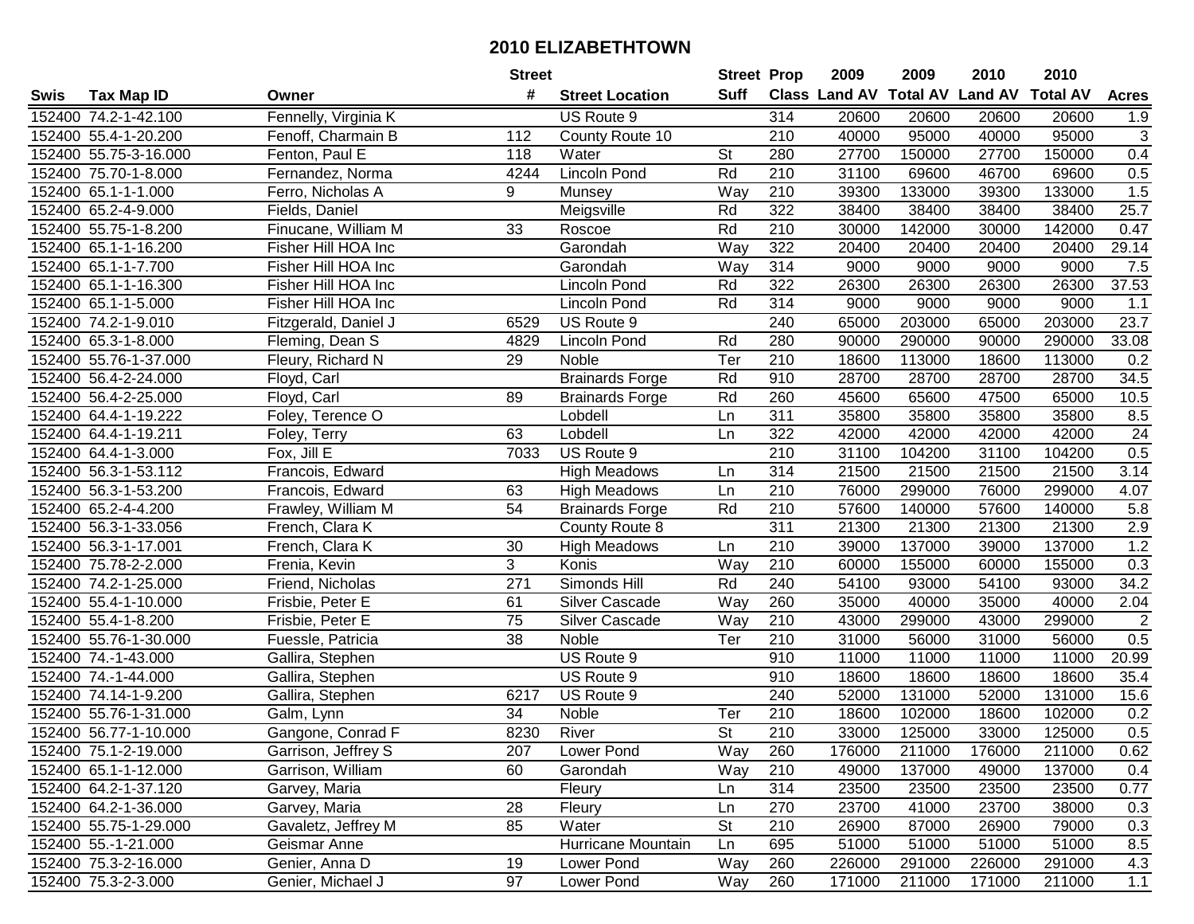# 2010 ELIZABETHTOWN

| Swis | Tax Map ID | Owner | Street # | Street Location | Street Suff | Prop Class | 2009 Land AV | 2009 Total AV | 2010 Land AV | 2010 Total AV | Acres |
|---|---|---|---|---|---|---|---|---|---|---|---|
| 152400 | 74.2-1-42.100 | Fennelly, Virginia K | | US Route 9 | | 314 | 20600 | 20600 | 20600 | 20600 | 1.9 |
| 152400 | 55.4-1-20.200 | Fenoff, Charmain B | 112 | County Route 10 | | 210 | 40000 | 95000 | 40000 | 95000 | 3 |
| 152400 | 55.75-3-16.000 | Fenton, Paul E | 118 | Water | St | 280 | 27700 | 150000 | 27700 | 150000 | 0.4 |
| 152400 | 75.70-1-8.000 | Fernandez, Norma | 4244 | Lincoln Pond | Rd | 210 | 31100 | 69600 | 46700 | 69600 | 0.5 |
| 152400 | 65.1-1-1.000 | Ferro, Nicholas A | 9 | Munsey | Way | 210 | 39300 | 133000 | 39300 | 133000 | 1.5 |
| 152400 | 65.2-4-9.000 | Fields, Daniel | | Meigsville | Rd | 322 | 38400 | 38400 | 38400 | 38400 | 25.7 |
| 152400 | 55.75-1-8.200 | Finucane, William M | 33 | Roscoe | Rd | 210 | 30000 | 142000 | 30000 | 142000 | 0.47 |
| 152400 | 65.1-1-16.200 | Fisher Hill HOA Inc | | Garondah | Way | 322 | 20400 | 20400 | 20400 | 20400 | 29.14 |
| 152400 | 65.1-1-7.700 | Fisher Hill HOA Inc | | Garondah | Way | 314 | 9000 | 9000 | 9000 | 9000 | 7.5 |
| 152400 | 65.1-1-16.300 | Fisher Hill HOA Inc | | Lincoln Pond | Rd | 322 | 26300 | 26300 | 26300 | 26300 | 37.53 |
| 152400 | 65.1-1-5.000 | Fisher Hill HOA Inc | | Lincoln Pond | Rd | 314 | 9000 | 9000 | 9000 | 9000 | 1.1 |
| 152400 | 74.2-1-9.010 | Fitzgerald, Daniel J | 6529 | US Route 9 | | 240 | 65000 | 203000 | 65000 | 203000 | 23.7 |
| 152400 | 65.3-1-8.000 | Fleming, Dean S | 4829 | Lincoln Pond | Rd | 280 | 90000 | 290000 | 90000 | 290000 | 33.08 |
| 152400 | 55.76-1-37.000 | Fleury, Richard N | 29 | Noble | Ter | 210 | 18600 | 113000 | 18600 | 113000 | 0.2 |
| 152400 | 56.4-2-24.000 | Floyd, Carl | | Brainards Forge | Rd | 910 | 28700 | 28700 | 28700 | 28700 | 34.5 |
| 152400 | 56.4-2-25.000 | Floyd, Carl | 89 | Brainards Forge | Rd | 260 | 45600 | 65600 | 47500 | 65000 | 10.5 |
| 152400 | 64.4-1-19.222 | Foley, Terence O | | Lobdell | Ln | 311 | 35800 | 35800 | 35800 | 35800 | 8.5 |
| 152400 | 64.4-1-19.211 | Foley, Terry | 63 | Lobdell | Ln | 322 | 42000 | 42000 | 42000 | 42000 | 24 |
| 152400 | 64.4-1-3.000 | Fox, Jill E | 7033 | US Route 9 | | 210 | 31100 | 104200 | 31100 | 104200 | 0.5 |
| 152400 | 56.3-1-53.112 | Francois, Edward | | High Meadows | Ln | 314 | 21500 | 21500 | 21500 | 21500 | 3.14 |
| 152400 | 56.3-1-53.200 | Francois, Edward | 63 | High Meadows | Ln | 210 | 76000 | 299000 | 76000 | 299000 | 4.07 |
| 152400 | 65.2-4-4.200 | Frawley, William M | 54 | Brainards Forge | Rd | 210 | 57600 | 140000 | 57600 | 140000 | 5.8 |
| 152400 | 56.3-1-33.056 | French, Clara K | | County Route 8 | | 311 | 21300 | 21300 | 21300 | 21300 | 2.9 |
| 152400 | 56.3-1-17.001 | French, Clara K | 30 | High Meadows | Ln | 210 | 39000 | 137000 | 39000 | 137000 | 1.2 |
| 152400 | 75.78-2-2.000 | Frenia, Kevin | 3 | Konis | Way | 210 | 60000 | 155000 | 60000 | 155000 | 0.3 |
| 152400 | 74.2-1-25.000 | Friend, Nicholas | 271 | Simonds Hill | Rd | 240 | 54100 | 93000 | 54100 | 93000 | 34.2 |
| 152400 | 55.4-1-10.000 | Frisbie, Peter E | 61 | Silver Cascade | Way | 260 | 35000 | 40000 | 35000 | 40000 | 2.04 |
| 152400 | 55.4-1-8.200 | Frisbie, Peter E | 75 | Silver Cascade | Way | 210 | 43000 | 299000 | 43000 | 299000 | 2 |
| 152400 | 55.76-1-30.000 | Fuessle, Patricia | 38 | Noble | Ter | 210 | 31000 | 56000 | 31000 | 56000 | 0.5 |
| 152400 | 74.-1-43.000 | Gallira, Stephen | | US Route 9 | | 910 | 11000 | 11000 | 11000 | 11000 | 20.99 |
| 152400 | 74.-1-44.000 | Gallira, Stephen | | US Route 9 | | 910 | 18600 | 18600 | 18600 | 18600 | 35.4 |
| 152400 | 74.14-1-9.200 | Gallira, Stephen | 6217 | US Route 9 | | 240 | 52000 | 131000 | 52000 | 131000 | 15.6 |
| 152400 | 55.76-1-31.000 | Galm, Lynn | 34 | Noble | Ter | 210 | 18600 | 102000 | 18600 | 102000 | 0.2 |
| 152400 | 56.77-1-10.000 | Gangone, Conrad F | 8230 | River | St | 210 | 33000 | 125000 | 33000 | 125000 | 0.5 |
| 152400 | 75.1-2-19.000 | Garrison, Jeffrey S | 207 | Lower Pond | Way | 260 | 176000 | 211000 | 176000 | 211000 | 0.62 |
| 152400 | 65.1-1-12.000 | Garrison, William | 60 | Garondah | Way | 210 | 49000 | 137000 | 49000 | 137000 | 0.4 |
| 152400 | 64.2-1-37.120 | Garvey, Maria | | Fleury | Ln | 314 | 23500 | 23500 | 23500 | 23500 | 0.77 |
| 152400 | 64.2-1-36.000 | Garvey, Maria | 28 | Fleury | Ln | 270 | 23700 | 41000 | 23700 | 38000 | 0.3 |
| 152400 | 55.75-1-29.000 | Gavaletz, Jeffrey M | 85 | Water | St | 210 | 26900 | 87000 | 26900 | 79000 | 0.3 |
| 152400 | 55.-1-21.000 | Geismar Anne | | Hurricane Mountain | Ln | 695 | 51000 | 51000 | 51000 | 51000 | 8.5 |
| 152400 | 75.3-2-16.000 | Genier, Anna D | 19 | Lower Pond | Way | 260 | 226000 | 291000 | 226000 | 291000 | 4.3 |
| 152400 | 75.3-2-3.000 | Genier, Michael J | 97 | Lower Pond | Way | 260 | 171000 | 211000 | 171000 | 211000 | 1.1 |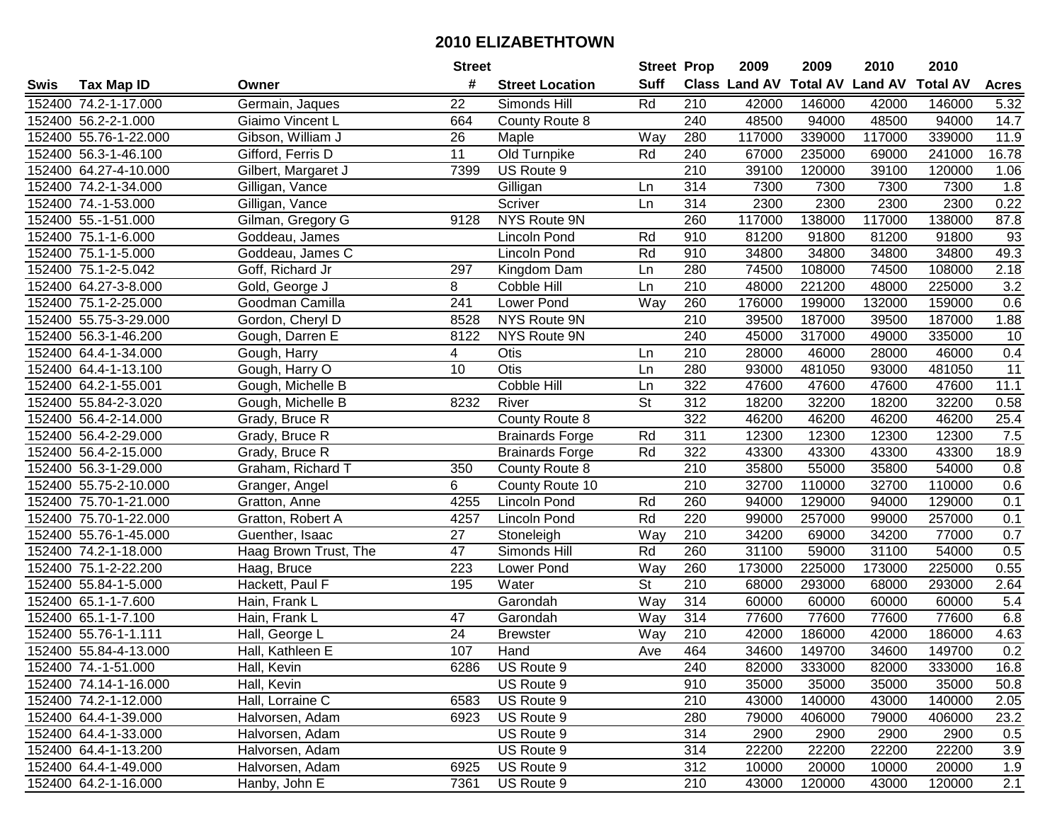# 2010 ELIZABETHTOWN

| Swis | Tax Map ID | Owner | Street # | Street Location | Street Suff | Prop Class | 2009 Land AV | 2009 Total AV | 2010 Land AV | 2010 Total AV | Acres |
|---|---|---|---|---|---|---|---|---|---|---|---|
| 152400 | 74.2-1-17.000 | Germain, Jaques | 22 | Simonds Hill | Rd | 210 | 42000 | 146000 | 42000 | 146000 | 5.32 |
| 152400 | 56.2-2-1.000 | Giaimo Vincent L | 664 | County Route 8 | | 240 | 48500 | 94000 | 48500 | 94000 | 14.7 |
| 152400 | 55.76-1-22.000 | Gibson, William J | 26 | Maple | Way | 280 | 117000 | 339000 | 117000 | 339000 | 11.9 |
| 152400 | 56.3-1-46.100 | Gifford, Ferris D | 11 | Old Turnpike | Rd | 240 | 67000 | 235000 | 69000 | 241000 | 16.78 |
| 152400 | 64.27-4-10.000 | Gilbert, Margaret J | 7399 | US Route 9 | | 210 | 39100 | 120000 | 39100 | 120000 | 1.06 |
| 152400 | 74.2-1-34.000 | Gilligan, Vance | | Gilligan | Ln | 314 | 7300 | 7300 | 7300 | 7300 | 1.8 |
| 152400 | 74.-1-53.000 | Gilligan, Vance | | Scriver | Ln | 314 | 2300 | 2300 | 2300 | 2300 | 0.22 |
| 152400 | 55.-1-51.000 | Gilman, Gregory G | 9128 | NYS Route 9N | | 260 | 117000 | 138000 | 117000 | 138000 | 87.8 |
| 152400 | 75.1-1-6.000 | Goddeau, James | | Lincoln Pond | Rd | 910 | 81200 | 91800 | 81200 | 91800 | 93 |
| 152400 | 75.1-1-5.000 | Goddeau, James C | | Lincoln Pond | Rd | 910 | 34800 | 34800 | 34800 | 34800 | 49.3 |
| 152400 | 75.1-2-5.042 | Goff, Richard Jr | 297 | Kingdom Dam | Ln | 280 | 74500 | 108000 | 74500 | 108000 | 2.18 |
| 152400 | 64.27-3-8.000 | Gold, George J | 8 | Cobble Hill | Ln | 210 | 48000 | 221200 | 48000 | 225000 | 3.2 |
| 152400 | 75.1-2-25.000 | Goodman Camilla | 241 | Lower Pond | Way | 260 | 176000 | 199000 | 132000 | 159000 | 0.6 |
| 152400 | 55.75-3-29.000 | Gordon, Cheryl D | 8528 | NYS Route 9N | | 210 | 39500 | 187000 | 39500 | 187000 | 1.88 |
| 152400 | 56.3-1-46.200 | Gough, Darren E | 8122 | NYS Route 9N | | 240 | 45000 | 317000 | 49000 | 335000 | 10 |
| 152400 | 64.4-1-34.000 | Gough, Harry | 4 | Otis | Ln | 210 | 28000 | 46000 | 28000 | 46000 | 0.4 |
| 152400 | 64.4-1-13.100 | Gough, Harry O | 10 | Otis | Ln | 280 | 93000 | 481050 | 93000 | 481050 | 11 |
| 152400 | 64.2-1-55.001 | Gough, Michelle B | | Cobble Hill | Ln | 322 | 47600 | 47600 | 47600 | 47600 | 11.1 |
| 152400 | 55.84-2-3.020 | Gough, Michelle B | 8232 | River | St | 312 | 18200 | 32200 | 18200 | 32200 | 0.58 |
| 152400 | 56.4-2-14.000 | Grady, Bruce R | | County Route 8 | | 322 | 46200 | 46200 | 46200 | 46200 | 25.4 |
| 152400 | 56.4-2-29.000 | Grady, Bruce R | | Brainards Forge | Rd | 311 | 12300 | 12300 | 12300 | 12300 | 7.5 |
| 152400 | 56.4-2-15.000 | Grady, Bruce R | | Brainards Forge | Rd | 322 | 43300 | 43300 | 43300 | 43300 | 18.9 |
| 152400 | 56.3-1-29.000 | Graham, Richard T | 350 | County Route 8 | | 210 | 35800 | 55000 | 35800 | 54000 | 0.8 |
| 152400 | 55.75-2-10.000 | Granger, Angel | 6 | County Route 10 | | 210 | 32700 | 110000 | 32700 | 110000 | 0.6 |
| 152400 | 75.70-1-21.000 | Gratton, Anne | 4255 | Lincoln Pond | Rd | 260 | 94000 | 129000 | 94000 | 129000 | 0.1 |
| 152400 | 75.70-1-22.000 | Gratton, Robert A | 4257 | Lincoln Pond | Rd | 220 | 99000 | 257000 | 99000 | 257000 | 0.1 |
| 152400 | 55.76-1-45.000 | Guenther, Isaac | 27 | Stoneleigh | Way | 210 | 34200 | 69000 | 34200 | 77000 | 0.7 |
| 152400 | 74.2-1-18.000 | Haag Brown Trust, The | 47 | Simonds Hill | Rd | 260 | 31100 | 59000 | 31100 | 54000 | 0.5 |
| 152400 | 75.1-2-22.200 | Haag, Bruce | 223 | Lower Pond | Way | 260 | 173000 | 225000 | 173000 | 225000 | 0.55 |
| 152400 | 55.84-1-5.000 | Hackett, Paul F | 195 | Water | St | 210 | 68000 | 293000 | 68000 | 293000 | 2.64 |
| 152400 | 65.1-1-7.600 | Hain, Frank L | | Garondah | Way | 314 | 60000 | 60000 | 60000 | 60000 | 5.4 |
| 152400 | 65.1-1-7.100 | Hain, Frank L | 47 | Garondah | Way | 314 | 77600 | 77600 | 77600 | 77600 | 6.8 |
| 152400 | 55.76-1-1.111 | Hall, George L | 24 | Brewster | Way | 210 | 42000 | 186000 | 42000 | 186000 | 4.63 |
| 152400 | 55.84-4-13.000 | Hall, Kathleen E | 107 | Hand | Ave | 464 | 34600 | 149700 | 34600 | 149700 | 0.2 |
| 152400 | 74.-1-51.000 | Hall, Kevin | 6286 | US Route 9 | | 240 | 82000 | 333000 | 82000 | 333000 | 16.8 |
| 152400 | 74.14-1-16.000 | Hall, Kevin | | US Route 9 | | 910 | 35000 | 35000 | 35000 | 35000 | 50.8 |
| 152400 | 74.2-1-12.000 | Hall, Lorraine C | 6583 | US Route 9 | | 210 | 43000 | 140000 | 43000 | 140000 | 2.05 |
| 152400 | 64.4-1-39.000 | Halvorsen, Adam | 6923 | US Route 9 | | 280 | 79000 | 406000 | 79000 | 406000 | 23.2 |
| 152400 | 64.4-1-33.000 | Halvorsen, Adam | | US Route 9 | | 314 | 2900 | 2900 | 2900 | 2900 | 0.5 |
| 152400 | 64.4-1-13.200 | Halvorsen, Adam | | US Route 9 | | 314 | 22200 | 22200 | 22200 | 22200 | 3.9 |
| 152400 | 64.4-1-49.000 | Halvorsen, Adam | 6925 | US Route 9 | | 312 | 10000 | 20000 | 10000 | 20000 | 1.9 |
| 152400 | 64.2-1-16.000 | Hanby, John E | 7361 | US Route 9 | | 210 | 43000 | 120000 | 43000 | 120000 | 2.1 |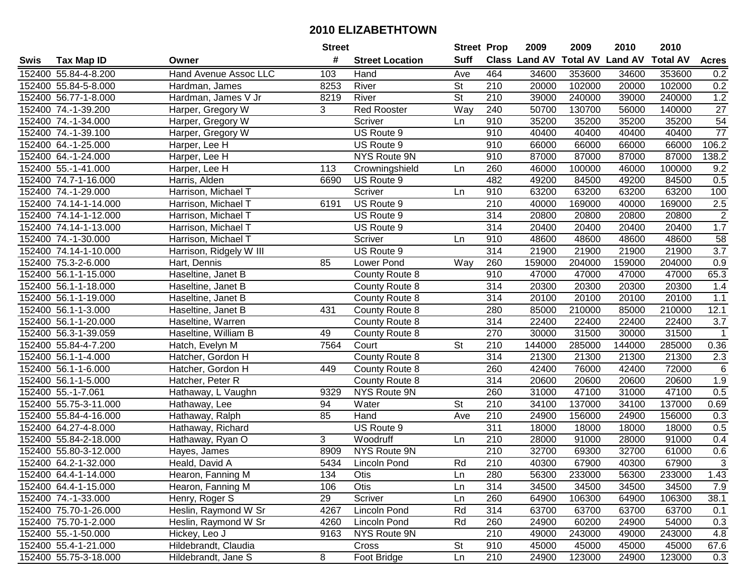# 2010 ELIZABETHTOWN

| Swis | Tax Map ID | Owner | Street # | Street Location | Street Suff | Prop Class | 2009 Land AV | 2009 Total AV | 2010 Land AV | 2010 Total AV | Acres |
|---|---|---|---|---|---|---|---|---|---|---|---|
| 152400 | 55.84-4-8.200 | Hand Avenue Assoc LLC | 103 | Hand | Ave | 464 | 34600 | 353600 | 34600 | 353600 | 0.2 |
| 152400 | 55.84-5-8.000 | Hardman, James | 8253 | River | St | 210 | 20000 | 102000 | 20000 | 102000 | 0.2 |
| 152400 | 56.77-1-8.000 | Hardman, James V Jr | 8219 | River | St | 210 | 39000 | 240000 | 39000 | 240000 | 1.2 |
| 152400 | 74.-1-39.200 | Harper, Gregory W | 3 | Red Rooster | Way | 240 | 50700 | 130700 | 56000 | 140000 | 27 |
| 152400 | 74.-1-34.000 | Harper, Gregory W | | Scriver | Ln | 910 | 35200 | 35200 | 35200 | 35200 | 54 |
| 152400 | 74.-1-39.100 | Harper, Gregory W | | US Route 9 | | 910 | 40400 | 40400 | 40400 | 40400 | 77 |
| 152400 | 64.-1-25.000 | Harper, Lee H | | US Route 9 | | 910 | 66000 | 66000 | 66000 | 66000 | 106.2 |
| 152400 | 64.-1-24.000 | Harper, Lee H | | NYS Route 9N | | 910 | 87000 | 87000 | 87000 | 87000 | 138.2 |
| 152400 | 55.-1-41.000 | Harper, Lee H | 113 | Crowningshield | Ln | 260 | 46000 | 100000 | 46000 | 100000 | 9.2 |
| 152400 | 74.7-1-16.000 | Harris, Alden | 6690 | US Route 9 | | 482 | 49200 | 84500 | 49200 | 84500 | 0.5 |
| 152400 | 74.-1-29.000 | Harrison, Michael T | | Scriver | Ln | 910 | 63200 | 63200 | 63200 | 63200 | 100 |
| 152400 | 74.14-1-14.000 | Harrison, Michael T | 6191 | US Route 9 | | 210 | 40000 | 169000 | 40000 | 169000 | 2.5 |
| 152400 | 74.14-1-12.000 | Harrison, Michael T | | US Route 9 | | 314 | 20800 | 20800 | 20800 | 20800 | 2 |
| 152400 | 74.14-1-13.000 | Harrison, Michael T | | US Route 9 | | 314 | 20400 | 20400 | 20400 | 20400 | 1.7 |
| 152400 | 74.-1-30.000 | Harrison, Michael T | | Scriver | Ln | 910 | 48600 | 48600 | 48600 | 48600 | 58 |
| 152400 | 74.14-1-10.000 | Harrison, Ridgely W III | | US Route 9 | | 314 | 21900 | 21900 | 21900 | 21900 | 3.7 |
| 152400 | 75.3-2-6.000 | Hart, Dennis | 85 | Lower Pond | Way | 260 | 159000 | 204000 | 159000 | 204000 | 0.9 |
| 152400 | 56.1-1-15.000 | Haseltine, Janet B | | County Route 8 | | 910 | 47000 | 47000 | 47000 | 47000 | 65.3 |
| 152400 | 56.1-1-18.000 | Haseltine, Janet B | | County Route 8 | | 314 | 20300 | 20300 | 20300 | 20300 | 1.4 |
| 152400 | 56.1-1-19.000 | Haseltine, Janet B | | County Route 8 | | 314 | 20100 | 20100 | 20100 | 20100 | 1.1 |
| 152400 | 56.1-1-3.000 | Haseltine, Janet B | 431 | County Route 8 | | 280 | 85000 | 210000 | 85000 | 210000 | 12.1 |
| 152400 | 56.1-1-20.000 | Haseltine, Warren | | County Route 8 | | 314 | 22400 | 22400 | 22400 | 22400 | 3.7 |
| 152400 | 56.3-1-39.059 | Haseltine, William B | 49 | County Route 8 | | 270 | 30000 | 31500 | 30000 | 31500 | 1 |
| 152400 | 55.84-4-7.200 | Hatch, Evelyn M | 7564 | Court | St | 210 | 144000 | 285000 | 144000 | 285000 | 0.36 |
| 152400 | 56.1-1-4.000 | Hatcher, Gordon H | | County Route 8 | | 314 | 21300 | 21300 | 21300 | 21300 | 2.3 |
| 152400 | 56.1-1-6.000 | Hatcher, Gordon H | 449 | County Route 8 | | 260 | 42400 | 76000 | 42400 | 72000 | 6 |
| 152400 | 56.1-1-5.000 | Hatcher, Peter R | | County Route 8 | | 314 | 20600 | 20600 | 20600 | 20600 | 1.9 |
| 152400 | 55.-1-7.061 | Hathaway, L Vaughn | 9329 | NYS Route 9N | | 260 | 31000 | 47100 | 31000 | 47100 | 0.5 |
| 152400 | 55.75-3-11.000 | Hathaway, Lee | 94 | Water | St | 210 | 34100 | 137000 | 34100 | 137000 | 0.69 |
| 152400 | 55.84-4-16.000 | Hathaway, Ralph | 85 | Hand | Ave | 210 | 24900 | 156000 | 24900 | 156000 | 0.3 |
| 152400 | 64.27-4-8.000 | Hathaway, Richard | | US Route 9 | | 311 | 18000 | 18000 | 18000 | 18000 | 0.5 |
| 152400 | 55.84-2-18.000 | Hathaway, Ryan O | 3 | Woodruff | Ln | 210 | 28000 | 91000 | 28000 | 91000 | 0.4 |
| 152400 | 55.80-3-12.000 | Hayes, James | 8909 | NYS Route 9N | | 210 | 32700 | 69300 | 32700 | 61000 | 0.6 |
| 152400 | 64.2-1-32.000 | Heald, David A | 5434 | Lincoln Pond | Rd | 210 | 40300 | 67900 | 40300 | 67900 | 3 |
| 152400 | 64.4-1-14.000 | Hearon, Fanning M | 134 | Otis | Ln | 280 | 56300 | 233000 | 56300 | 233000 | 1.43 |
| 152400 | 64.4-1-15.000 | Hearon, Fanning M | 106 | Otis | Ln | 314 | 34500 | 34500 | 34500 | 34500 | 7.9 |
| 152400 | 74.-1-33.000 | Henry, Roger S | 29 | Scriver | Ln | 260 | 64900 | 106300 | 64900 | 106300 | 38.1 |
| 152400 | 75.70-1-26.000 | Heslin, Raymond W Sr | 4267 | Lincoln Pond | Rd | 314 | 63700 | 63700 | 63700 | 63700 | 0.1 |
| 152400 | 75.70-1-2.000 | Heslin, Raymond W Sr | 4260 | Lincoln Pond | Rd | 260 | 24900 | 60200 | 24900 | 54000 | 0.3 |
| 152400 | 55.-1-50.000 | Hickey, Leo J | 9163 | NYS Route 9N | | 210 | 49000 | 243000 | 49000 | 243000 | 4.8 |
| 152400 | 55.4-1-21.000 | Hildebrandt, Claudia | | Cross | St | 910 | 45000 | 45000 | 45000 | 45000 | 67.6 |
| 152400 | 55.75-3-18.000 | Hildebrandt, Jane S | 8 | Foot Bridge | Ln | 210 | 24900 | 123000 | 24900 | 123000 | 0.3 |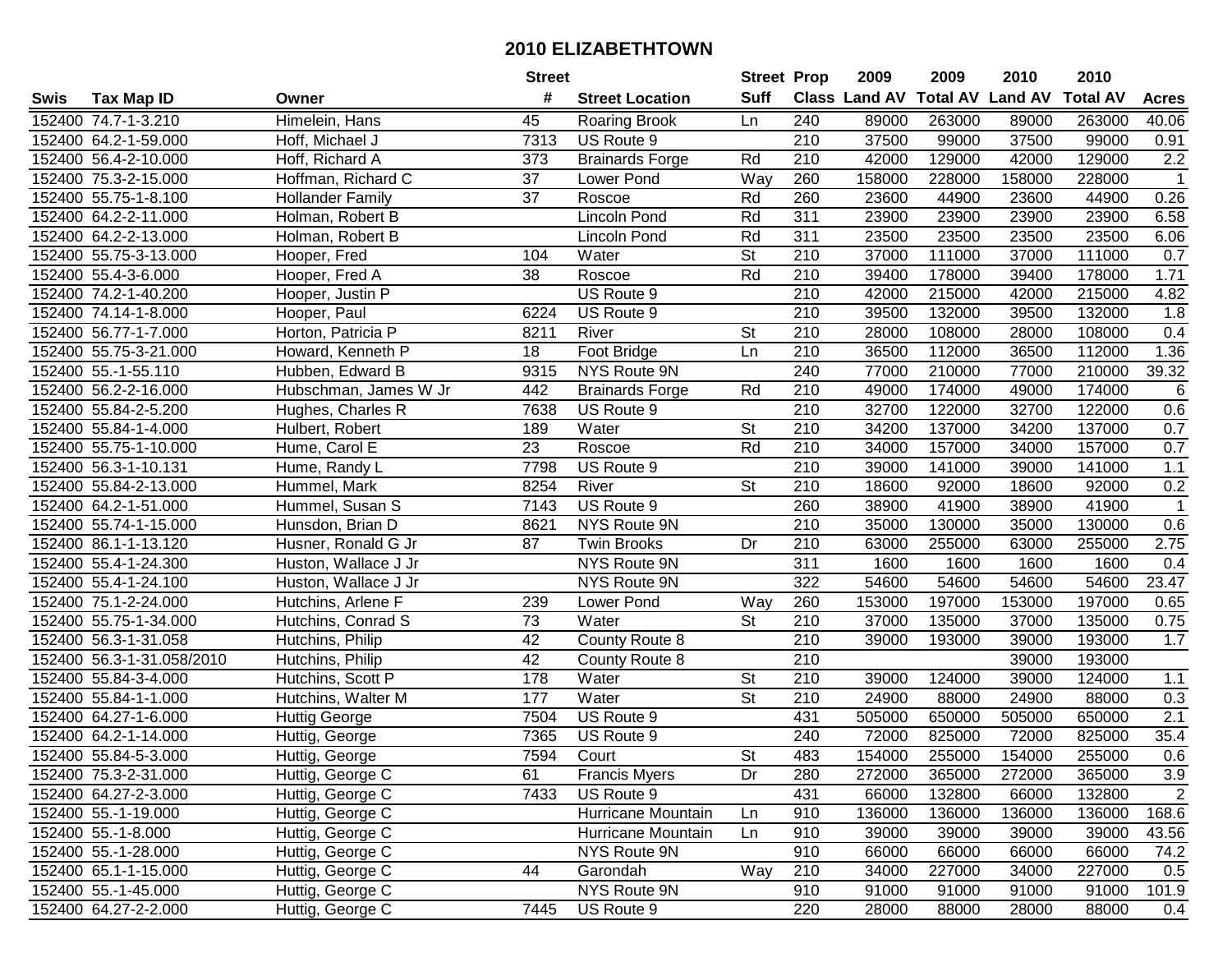# 2010 ELIZABETHTOWN

| Swis | Tax Map ID | Owner | Street # | Street Location | Street Suff | Prop Class | 2009 Land AV | 2009 Total AV | 2010 Land AV | 2010 Total AV | Acres |
|---|---|---|---|---|---|---|---|---|---|---|---|
| 152400 | 74.7-1-3.210 | Himelein, Hans | 45 | Roaring Brook | Ln | 240 | 89000 | 263000 | 89000 | 263000 | 40.06 |
| 152400 | 64.2-1-59.000 | Hoff, Michael J | 7313 | US Route 9 | | 210 | 37500 | 99000 | 37500 | 99000 | 0.91 |
| 152400 | 56.4-2-10.000 | Hoff, Richard A | 373 | Brainards Forge | Rd | 210 | 42000 | 129000 | 42000 | 129000 | 2.2 |
| 152400 | 75.3-2-15.000 | Hoffman, Richard C | 37 | Lower Pond | Way | 260 | 158000 | 228000 | 158000 | 228000 | 1 |
| 152400 | 55.75-1-8.100 | Hollander Family | 37 | Roscoe | Rd | 260 | 23600 | 44900 | 23600 | 44900 | 0.26 |
| 152400 | 64.2-2-11.000 | Holman, Robert B | | Lincoln Pond | Rd | 311 | 23900 | 23900 | 23900 | 23900 | 6.58 |
| 152400 | 64.2-2-13.000 | Holman, Robert B | | Lincoln Pond | Rd | 311 | 23500 | 23500 | 23500 | 23500 | 6.06 |
| 152400 | 55.75-3-13.000 | Hooper, Fred | 104 | Water | St | 210 | 37000 | 111000 | 37000 | 111000 | 0.7 |
| 152400 | 55.4-3-6.000 | Hooper, Fred A | 38 | Roscoe | Rd | 210 | 39400 | 178000 | 39400 | 178000 | 1.71 |
| 152400 | 74.2-1-40.200 | Hooper, Justin P | | US Route 9 | | 210 | 42000 | 215000 | 42000 | 215000 | 4.82 |
| 152400 | 74.14-1-8.000 | Hooper, Paul | 6224 | US Route 9 | | 210 | 39500 | 132000 | 39500 | 132000 | 1.8 |
| 152400 | 56.77-1-7.000 | Horton, Patricia P | 8211 | River | St | 210 | 28000 | 108000 | 28000 | 108000 | 0.4 |
| 152400 | 55.75-3-21.000 | Howard, Kenneth P | 18 | Foot Bridge | Ln | 210 | 36500 | 112000 | 36500 | 112000 | 1.36 |
| 152400 | 55.-1-55.110 | Hubben, Edward B | 9315 | NYS Route 9N | | 240 | 77000 | 210000 | 77000 | 210000 | 39.32 |
| 152400 | 56.2-2-16.000 | Hubschman, James W Jr | 442 | Brainards Forge | Rd | 210 | 49000 | 174000 | 49000 | 174000 | 6 |
| 152400 | 55.84-2-5.200 | Hughes, Charles R | 7638 | US Route 9 | | 210 | 32700 | 122000 | 32700 | 122000 | 0.6 |
| 152400 | 55.84-1-4.000 | Hulbert, Robert | 189 | Water | St | 210 | 34200 | 137000 | 34200 | 137000 | 0.7 |
| 152400 | 55.75-1-10.000 | Hume, Carol E | 23 | Roscoe | Rd | 210 | 34000 | 157000 | 34000 | 157000 | 0.7 |
| 152400 | 56.3-1-10.131 | Hume, Randy L | 7798 | US Route 9 | | 210 | 39000 | 141000 | 39000 | 141000 | 1.1 |
| 152400 | 55.84-2-13.000 | Hummel, Mark | 8254 | River | St | 210 | 18600 | 92000 | 18600 | 92000 | 0.2 |
| 152400 | 64.2-1-51.000 | Hummel, Susan S | 7143 | US Route 9 | | 260 | 38900 | 41900 | 38900 | 41900 | 1 |
| 152400 | 55.74-1-15.000 | Hunsdon, Brian D | 8621 | NYS Route 9N | | 210 | 35000 | 130000 | 35000 | 130000 | 0.6 |
| 152400 | 86.1-1-13.120 | Husner, Ronald G Jr | 87 | Twin Brooks | Dr | 210 | 63000 | 255000 | 63000 | 255000 | 2.75 |
| 152400 | 55.4-1-24.300 | Huston, Wallace J Jr | | NYS Route 9N | | 311 | 1600 | 1600 | 1600 | 1600 | 0.4 |
| 152400 | 55.4-1-24.100 | Huston, Wallace J Jr | | NYS Route 9N | | 322 | 54600 | 54600 | 54600 | 54600 | 23.47 |
| 152400 | 75.1-2-24.000 | Hutchins, Arlene F | 239 | Lower Pond | Way | 260 | 153000 | 197000 | 153000 | 197000 | 0.65 |
| 152400 | 55.75-1-34.000 | Hutchins, Conrad S | 73 | Water | St | 210 | 37000 | 135000 | 37000 | 135000 | 0.75 |
| 152400 | 56.3-1-31.058 | Hutchins, Philip | 42 | County Route 8 | | 210 | 39000 | 193000 | 39000 | 193000 | 1.7 |
| 152400 | 56.3-1-31.058/2010 | Hutchins, Philip | 42 | County Route 8 | | 210 | | | 39000 | 193000 | |
| 152400 | 55.84-3-4.000 | Hutchins, Scott P | 178 | Water | St | 210 | 39000 | 124000 | 39000 | 124000 | 1.1 |
| 152400 | 55.84-1-1.000 | Hutchins, Walter M | 177 | Water | St | 210 | 24900 | 88000 | 24900 | 88000 | 0.3 |
| 152400 | 64.27-1-6.000 | Huttig George | 7504 | US Route 9 | | 431 | 505000 | 650000 | 505000 | 650000 | 2.1 |
| 152400 | 64.2-1-14.000 | Huttig, George | 7365 | US Route 9 | | 240 | 72000 | 825000 | 72000 | 825000 | 35.4 |
| 152400 | 55.84-5-3.000 | Huttig, George | 7594 | Court | St | 483 | 154000 | 255000 | 154000 | 255000 | 0.6 |
| 152400 | 75.3-2-31.000 | Huttig, George C | 61 | Francis Myers | Dr | 280 | 272000 | 365000 | 272000 | 365000 | 3.9 |
| 152400 | 64.27-2-3.000 | Huttig, George C | 7433 | US Route 9 | | 431 | 66000 | 132800 | 66000 | 132800 | 2 |
| 152400 | 55.-1-19.000 | Huttig, George C | | Hurricane Mountain | Ln | 910 | 136000 | 136000 | 136000 | 136000 | 168.6 |
| 152400 | 55.-1-8.000 | Huttig, George C | | Hurricane Mountain | Ln | 910 | 39000 | 39000 | 39000 | 39000 | 43.56 |
| 152400 | 55.-1-28.000 | Huttig, George C | | NYS Route 9N | | 910 | 66000 | 66000 | 66000 | 66000 | 74.2 |
| 152400 | 65.1-1-15.000 | Huttig, George C | 44 | Garondah | Way | 210 | 34000 | 227000 | 34000 | 227000 | 0.5 |
| 152400 | 55.-1-45.000 | Huttig, George C | | NYS Route 9N | | 910 | 91000 | 91000 | 91000 | 91000 | 101.9 |
| 152400 | 64.27-2-2.000 | Huttig, George C | 7445 | US Route 9 | | 220 | 28000 | 88000 | 28000 | 88000 | 0.4 |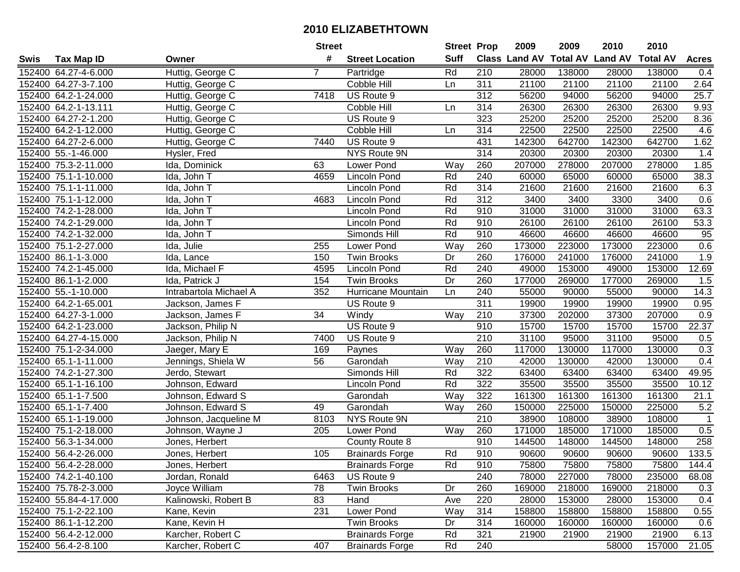# 2010 ELIZABETHTOWN

| Swis | Tax Map ID | Owner | Street # | Street Location | Street Suff | Prop Class | 2009 Land AV | 2009 Total AV | 2010 Land AV | 2010 Total AV | Acres |
|---|---|---|---|---|---|---|---|---|---|---|---|
| 152400 | 64.27-4-6.000 | Huttig, George C | 7 | Partridge | Rd | 210 | 28000 | 138000 | 28000 | 138000 | 0.4 |
| 152400 | 64.27-3-7.100 | Huttig, George C | | Cobble Hill | Ln | 311 | 21100 | 21100 | 21100 | 21100 | 2.64 |
| 152400 | 64.2-1-24.000 | Huttig, George C | 7418 | US Route 9 | | 312 | 56200 | 94000 | 56200 | 94000 | 25.7 |
| 152400 | 64.2-1-13.111 | Huttig, George C | | Cobble Hill | Ln | 314 | 26300 | 26300 | 26300 | 26300 | 9.93 |
| 152400 | 64.27-2-1.200 | Huttig, George C | | US Route 9 | | 323 | 25200 | 25200 | 25200 | 25200 | 8.36 |
| 152400 | 64.2-1-12.000 | Huttig, George C | | Cobble Hill | Ln | 314 | 22500 | 22500 | 22500 | 22500 | 4.6 |
| 152400 | 64.27-2-6.000 | Huttig, George C | 7440 | US Route 9 | | 431 | 142300 | 642700 | 142300 | 642700 | 1.62 |
| 152400 | 55.-1-46.000 | Hysler, Fred | | NYS Route 9N | | 314 | 20300 | 20300 | 20300 | 20300 | 1.4 |
| 152400 | 75.3-2-11.000 | Ida, Dominick | 63 | Lower Pond | Way | 260 | 207000 | 278000 | 207000 | 278000 | 1.85 |
| 152400 | 75.1-1-10.000 | Ida, John T | 4659 | Lincoln Pond | Rd | 240 | 60000 | 65000 | 60000 | 65000 | 38.3 |
| 152400 | 75.1-1-11.000 | Ida, John T | | Lincoln Pond | Rd | 314 | 21600 | 21600 | 21600 | 21600 | 6.3 |
| 152400 | 75.1-1-12.000 | Ida, John T | 4683 | Lincoln Pond | Rd | 312 | 3400 | 3400 | 3300 | 3400 | 0.6 |
| 152400 | 74.2-1-28.000 | Ida, John T | | Lincoln Pond | Rd | 910 | 31000 | 31000 | 31000 | 31000 | 63.3 |
| 152400 | 74.2-1-29.000 | Ida, John T | | Lincoln Pond | Rd | 910 | 26100 | 26100 | 26100 | 26100 | 53.3 |
| 152400 | 74.2-1-32.000 | Ida, John T | | Simonds Hill | Rd | 910 | 46600 | 46600 | 46600 | 46600 | 95 |
| 152400 | 75.1-2-27.000 | Ida, Julie | 255 | Lower Pond | Way | 260 | 173000 | 223000 | 173000 | 223000 | 0.6 |
| 152400 | 86.1-1-3.000 | Ida, Lance | 150 | Twin Brooks | Dr | 260 | 176000 | 241000 | 176000 | 241000 | 1.9 |
| 152400 | 74.2-1-45.000 | Ida, Michael F | 4595 | Lincoln Pond | Rd | 240 | 49000 | 153000 | 49000 | 153000 | 12.69 |
| 152400 | 86.1-1-2.000 | Ida, Patrick J | 154 | Twin Brooks | Dr | 260 | 177000 | 269000 | 177000 | 269000 | 1.5 |
| 152400 | 55.-1-10.000 | Intrabartola Michael A | 352 | Hurricane Mountain | Ln | 240 | 55000 | 90000 | 55000 | 90000 | 14.3 |
| 152400 | 64.2-1-65.001 | Jackson, James F | | US Route 9 | | 311 | 19900 | 19900 | 19900 | 19900 | 0.95 |
| 152400 | 64.27-3-1.000 | Jackson, James F | 34 | Windy | Way | 210 | 37300 | 202000 | 37300 | 207000 | 0.9 |
| 152400 | 64.2-1-23.000 | Jackson, Philip N | | US Route 9 | | 910 | 15700 | 15700 | 15700 | 15700 | 22.37 |
| 152400 | 64.27-4-15.000 | Jackson, Philip N | 7400 | US Route 9 | | 210 | 31100 | 95000 | 31100 | 95000 | 0.5 |
| 152400 | 75.1-2-34.000 | Jaeger, Mary E | 169 | Paynes | Way | 260 | 117000 | 130000 | 117000 | 130000 | 0.3 |
| 152400 | 65.1-1-11.000 | Jennings, Shiela W | 56 | Garondah | Way | 210 | 42000 | 130000 | 42000 | 130000 | 0.4 |
| 152400 | 74.2-1-27.300 | Jerdo, Stewart | | Simonds Hill | Rd | 322 | 63400 | 63400 | 63400 | 63400 | 49.95 |
| 152400 | 65.1-1-16.100 | Johnson, Edward | | Lincoln Pond | Rd | 322 | 35500 | 35500 | 35500 | 35500 | 10.12 |
| 152400 | 65.1-1-7.500 | Johnson, Edward S | | Garondah | Way | 322 | 161300 | 161300 | 161300 | 161300 | 21.1 |
| 152400 | 65.1-1-7.400 | Johnson, Edward S | 49 | Garondah | Way | 260 | 150000 | 225000 | 150000 | 225000 | 5.2 |
| 152400 | 65.1-1-19.000 | Johnson, Jacqueline M | 8103 | NYS Route 9N | | 210 | 38900 | 108000 | 38900 | 108000 | 1 |
| 152400 | 75.1-2-18.000 | Johnson, Wayne J | 205 | Lower Pond | Way | 260 | 171000 | 185000 | 171000 | 185000 | 0.5 |
| 152400 | 56.3-1-34.000 | Jones, Herbert | | County Route 8 | | 910 | 144500 | 148000 | 144500 | 148000 | 258 |
| 152400 | 56.4-2-26.000 | Jones, Herbert | 105 | Brainards Forge | Rd | 910 | 90600 | 90600 | 90600 | 90600 | 133.5 |
| 152400 | 56.4-2-28.000 | Jones, Herbert | | Brainards Forge | Rd | 910 | 75800 | 75800 | 75800 | 75800 | 144.4 |
| 152400 | 74.2-1-40.100 | Jordan, Ronald | 6463 | US Route 9 | | 240 | 78000 | 227000 | 78000 | 235000 | 68.08 |
| 152400 | 75.78-2-3.000 | Joyce William | 78 | Twin Brooks | Dr | 260 | 169000 | 218000 | 169000 | 218000 | 0.3 |
| 152400 | 55.84-4-17.000 | Kalinowski, Robert B | 83 | Hand | Ave | 220 | 28000 | 153000 | 28000 | 153000 | 0.4 |
| 152400 | 75.1-2-22.100 | Kane, Kevin | 231 | Lower Pond | Way | 314 | 158800 | 158800 | 158800 | 158800 | 0.55 |
| 152400 | 86.1-1-12.200 | Kane, Kevin H | | Twin Brooks | Dr | 314 | 160000 | 160000 | 160000 | 160000 | 0.6 |
| 152400 | 56.4-2-12.000 | Karcher, Robert C | | Brainards Forge | Rd | 321 | 21900 | 21900 | 21900 | 21900 | 6.13 |
| 152400 | 56.4-2-8.100 | Karcher, Robert C | 407 | Brainards Forge | Rd | 240 | | | 58000 | 157000 | 21.05 |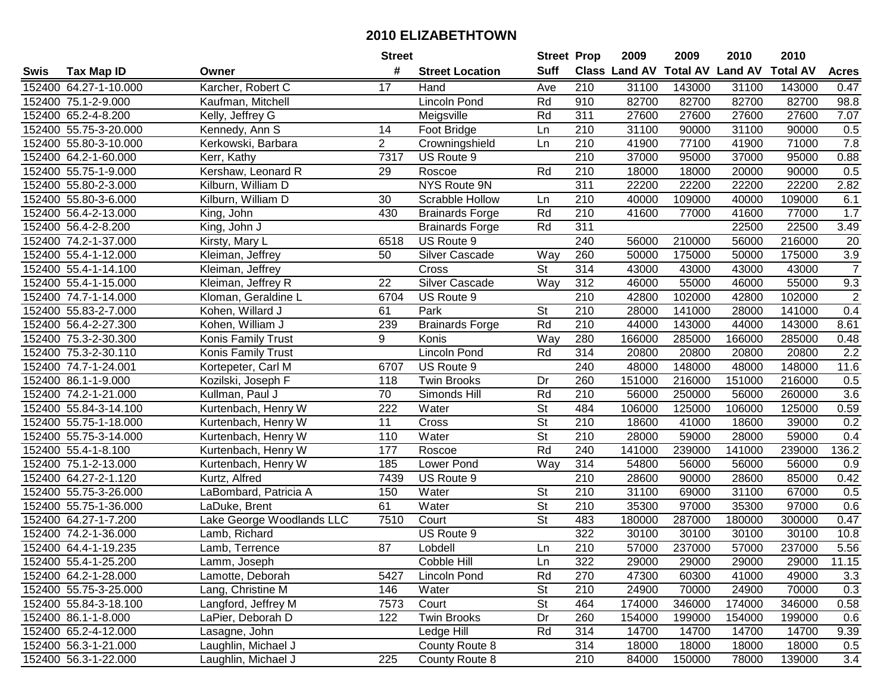# 2010 ELIZABETHTOWN

| Swis | Tax Map ID | Owner | Street # | Street Location | Street Suff | Prop Class | 2009 Land AV | 2009 Total AV | 2010 Land AV | 2010 Total AV | Acres |
|---|---|---|---|---|---|---|---|---|---|---|---|
| 152400 | 64.27-1-10.000 | Karcher, Robert C | 17 | Hand | Ave | 210 | 31100 | 143000 | 31100 | 143000 | 0.47 |
| 152400 | 75.1-2-9.000 | Kaufman, Mitchell | | Lincoln Pond | Rd | 910 | 82700 | 82700 | 82700 | 82700 | 98.8 |
| 152400 | 65.2-4-8.200 | Kelly, Jeffrey G | | Meigsville | Rd | 311 | 27600 | 27600 | 27600 | 27600 | 7.07 |
| 152400 | 55.75-3-20.000 | Kennedy, Ann S | 14 | Foot Bridge | Ln | 210 | 31100 | 90000 | 31100 | 90000 | 0.5 |
| 152400 | 55.80-3-10.000 | Kerkowski, Barbara | 2 | Crowningshield | Ln | 210 | 41900 | 77100 | 41900 | 71000 | 7.8 |
| 152400 | 64.2-1-60.000 | Kerr, Kathy | 7317 | US Route 9 | | 210 | 37000 | 95000 | 37000 | 95000 | 0.88 |
| 152400 | 55.75-1-9.000 | Kershaw, Leonard R | 29 | Roscoe | Rd | 210 | 18000 | 18000 | 20000 | 90000 | 0.5 |
| 152400 | 55.80-2-3.000 | Kilburn, William D | | NYS Route 9N | | 311 | 22200 | 22200 | 22200 | 22200 | 2.82 |
| 152400 | 55.80-3-6.000 | Kilburn, William D | 30 | Scrabble Hollow | Ln | 210 | 40000 | 109000 | 40000 | 109000 | 6.1 |
| 152400 | 56.4-2-13.000 | King, John | 430 | Brainards Forge | Rd | 210 | 41600 | 77000 | 41600 | 77000 | 1.7 |
| 152400 | 56.4-2-8.200 | King, John J | | Brainards Forge | Rd | 311 | | | 22500 | 22500 | 3.49 |
| 152400 | 74.2-1-37.000 | Kirsty, Mary L | 6518 | US Route 9 | | 240 | 56000 | 210000 | 56000 | 216000 | 20 |
| 152400 | 55.4-1-12.000 | Kleiman, Jeffrey | 50 | Silver Cascade | Way | 260 | 50000 | 175000 | 50000 | 175000 | 3.9 |
| 152400 | 55.4-1-14.100 | Kleiman, Jeffrey | | Cross | St | 314 | 43000 | 43000 | 43000 | 43000 | 7 |
| 152400 | 55.4-1-15.000 | Kleiman, Jeffrey R | 22 | Silver Cascade | Way | 312 | 46000 | 55000 | 46000 | 55000 | 9.3 |
| 152400 | 74.7-1-14.000 | Kloman, Geraldine L | 6704 | US Route 9 | | 210 | 42800 | 102000 | 42800 | 102000 | 2 |
| 152400 | 55.83-2-7.000 | Kohen, Willard J | 61 | Park | St | 210 | 28000 | 141000 | 28000 | 141000 | 0.4 |
| 152400 | 56.4-2-27.300 | Kohen, William J | 239 | Brainards Forge | Rd | 210 | 44000 | 143000 | 44000 | 143000 | 8.61 |
| 152400 | 75.3-2-30.300 | Konis Family Trust | 9 | Konis | Way | 280 | 166000 | 285000 | 166000 | 285000 | 0.48 |
| 152400 | 75.3-2-30.110 | Konis Family Trust | | Lincoln Pond | Rd | 314 | 20800 | 20800 | 20800 | 20800 | 2.2 |
| 152400 | 74.7-1-24.001 | Kortepeter, Carl M | 6707 | US Route 9 | | 240 | 48000 | 148000 | 48000 | 148000 | 11.6 |
| 152400 | 86.1-1-9.000 | Kozilski, Joseph F | 118 | Twin Brooks | Dr | 260 | 151000 | 216000 | 151000 | 216000 | 0.5 |
| 152400 | 74.2-1-21.000 | Kullman, Paul J | 70 | Simonds Hill | Rd | 210 | 56000 | 250000 | 56000 | 260000 | 3.6 |
| 152400 | 55.84-3-14.100 | Kurtenbach, Henry W | 222 | Water | St | 484 | 106000 | 125000 | 106000 | 125000 | 0.59 |
| 152400 | 55.75-1-18.000 | Kurtenbach, Henry W | 11 | Cross | St | 210 | 18600 | 41000 | 18600 | 39000 | 0.2 |
| 152400 | 55.75-3-14.000 | Kurtenbach, Henry W | 110 | Water | St | 210 | 28000 | 59000 | 28000 | 59000 | 0.4 |
| 152400 | 55.4-1-8.100 | Kurtenbach, Henry W | 177 | Roscoe | Rd | 240 | 141000 | 239000 | 141000 | 239000 | 136.2 |
| 152400 | 75.1-2-13.000 | Kurtenbach, Henry W | 185 | Lower Pond | Way | 314 | 54800 | 56000 | 56000 | 56000 | 0.9 |
| 152400 | 64.27-2-1.120 | Kurtz, Alfred | 7439 | US Route 9 | | 210 | 28600 | 90000 | 28600 | 85000 | 0.42 |
| 152400 | 55.75-3-26.000 | LaBombard, Patricia A | 150 | Water | St | 210 | 31100 | 69000 | 31100 | 67000 | 0.5 |
| 152400 | 55.75-1-36.000 | LaDuke, Brent | 61 | Water | St | 210 | 35300 | 97000 | 35300 | 97000 | 0.6 |
| 152400 | 64.27-1-7.200 | Lake George Woodlands LLC | 7510 | Court | St | 483 | 180000 | 287000 | 180000 | 300000 | 0.47 |
| 152400 | 74.2-1-36.000 | Lamb, Richard | | US Route 9 | | 322 | 30100 | 30100 | 30100 | 30100 | 10.8 |
| 152400 | 64.4-1-19.235 | Lamb, Terrence | 87 | Lobdell | Ln | 210 | 57000 | 237000 | 57000 | 237000 | 5.56 |
| 152400 | 55.4-1-25.200 | Lamm, Joseph | | Cobble Hill | Ln | 322 | 29000 | 29000 | 29000 | 29000 | 11.15 |
| 152400 | 64.2-1-28.000 | Lamotte, Deborah | 5427 | Lincoln Pond | Rd | 270 | 47300 | 60300 | 41000 | 49000 | 3.3 |
| 152400 | 55.75-3-25.000 | Lang, Christine M | 146 | Water | St | 210 | 24900 | 70000 | 24900 | 70000 | 0.3 |
| 152400 | 55.84-3-18.100 | Langford, Jeffrey M | 7573 | Court | St | 464 | 174000 | 346000 | 174000 | 346000 | 0.58 |
| 152400 | 86.1-1-8.000 | LaPier, Deborah D | 122 | Twin Brooks | Dr | 260 | 154000 | 199000 | 154000 | 199000 | 0.6 |
| 152400 | 65.2-4-12.000 | Lasagne, John | | Ledge Hill | Rd | 314 | 14700 | 14700 | 14700 | 14700 | 9.39 |
| 152400 | 56.3-1-21.000 | Laughlin, Michael J | | County Route 8 | | 314 | 18000 | 18000 | 18000 | 18000 | 0.5 |
| 152400 | 56.3-1-22.000 | Laughlin, Michael J | 225 | County Route 8 | | 210 | 84000 | 150000 | 78000 | 139000 | 3.4 |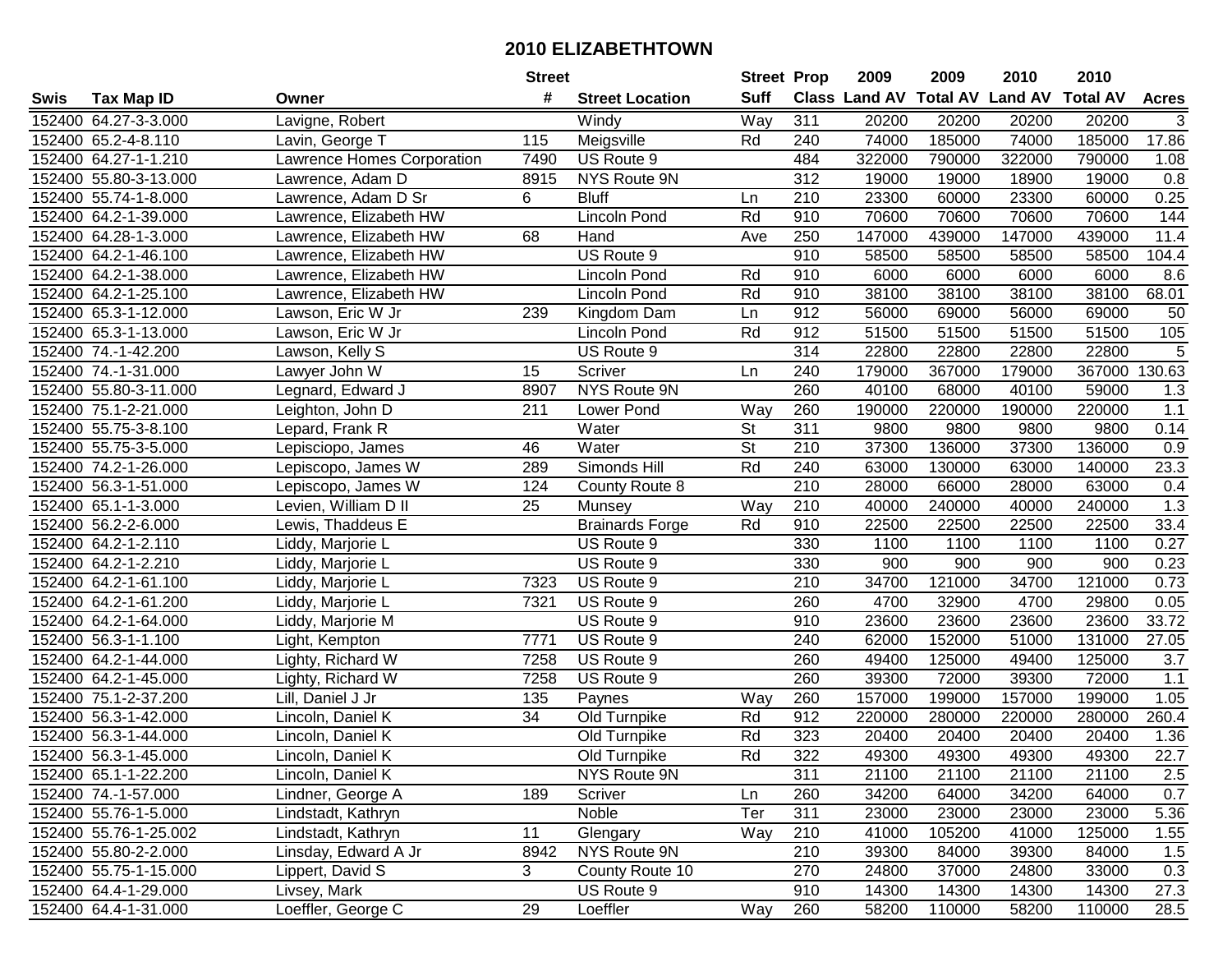# 2010 ELIZABETHTOWN

| Swis | Tax Map ID | Owner | Street # | Street Location | Street Suff | Prop Class | 2009 Land AV | 2009 Total AV | 2010 Land AV | 2010 Total AV | Acres |
|---|---|---|---|---|---|---|---|---|---|---|---|
| 152400 | 64.27-3-3.000 | Lavigne, Robert | | Windy | Way | 311 | 20200 | 20200 | 20200 | 20200 | 3 |
| 152400 | 65.2-4-8.110 | Lavin, George T | 115 | Meigsville | Rd | 240 | 74000 | 185000 | 74000 | 185000 | 17.86 |
| 152400 | 64.27-1-1.210 | Lawrence Homes Corporation | 7490 | US Route 9 | | 484 | 322000 | 790000 | 322000 | 790000 | 1.08 |
| 152400 | 55.80-3-13.000 | Lawrence, Adam D | 8915 | NYS Route 9N | | 312 | 19000 | 19000 | 18900 | 19000 | 0.8 |
| 152400 | 55.74-1-8.000 | Lawrence, Adam D Sr | 6 | Bluff | Ln | 210 | 23300 | 60000 | 23300 | 60000 | 0.25 |
| 152400 | 64.2-1-39.000 | Lawrence, Elizabeth HW | | Lincoln Pond | Rd | 910 | 70600 | 70600 | 70600 | 70600 | 144 |
| 152400 | 64.28-1-3.000 | Lawrence, Elizabeth HW | 68 | Hand | Ave | 250 | 147000 | 439000 | 147000 | 439000 | 11.4 |
| 152400 | 64.2-1-46.100 | Lawrence, Elizabeth HW | | US Route 9 | | 910 | 58500 | 58500 | 58500 | 58500 | 104.4 |
| 152400 | 64.2-1-38.000 | Lawrence, Elizabeth HW | | Lincoln Pond | Rd | 910 | 6000 | 6000 | 6000 | 6000 | 8.6 |
| 152400 | 64.2-1-25.100 | Lawrence, Elizabeth HW | | Lincoln Pond | Rd | 910 | 38100 | 38100 | 38100 | 38100 | 68.01 |
| 152400 | 65.3-1-12.000 | Lawson, Eric W Jr | 239 | Kingdom Dam | Ln | 912 | 56000 | 69000 | 56000 | 69000 | 50 |
| 152400 | 65.3-1-13.000 | Lawson, Eric W Jr | | Lincoln Pond | Rd | 912 | 51500 | 51500 | 51500 | 51500 | 105 |
| 152400 | 74.-1-42.200 | Lawson, Kelly S | | US Route 9 | | 314 | 22800 | 22800 | 22800 | 22800 | 5 |
| 152400 | 74.-1-31.000 | Lawyer John W | 15 | Scriver | Ln | 240 | 179000 | 367000 | 179000 | 367000 | 130.63 |
| 152400 | 55.80-3-11.000 | Legnard, Edward J | 8907 | NYS Route 9N | | 260 | 40100 | 68000 | 40100 | 59000 | 1.3 |
| 152400 | 75.1-2-21.000 | Leighton, John D | 211 | Lower Pond | Way | 260 | 190000 | 220000 | 190000 | 220000 | 1.1 |
| 152400 | 55.75-3-8.100 | Lepard, Frank R | | Water | St | 311 | 9800 | 9800 | 9800 | 9800 | 0.14 |
| 152400 | 55.75-3-5.000 | Lepisciopo, James | 46 | Water | St | 210 | 37300 | 136000 | 37300 | 136000 | 0.9 |
| 152400 | 74.2-1-26.000 | Lepiscopo, James W | 289 | Simonds Hill | Rd | 240 | 63000 | 130000 | 63000 | 140000 | 23.3 |
| 152400 | 56.3-1-51.000 | Lepiscopo, James W | 124 | County Route 8 | | 210 | 28000 | 66000 | 28000 | 63000 | 0.4 |
| 152400 | 65.1-1-3.000 | Levien, William D II | 25 | Munsey | Way | 210 | 40000 | 240000 | 40000 | 240000 | 1.3 |
| 152400 | 56.2-2-6.000 | Lewis, Thaddeus E | | Brainards Forge | Rd | 910 | 22500 | 22500 | 22500 | 22500 | 33.4 |
| 152400 | 64.2-1-2.110 | Liddy, Marjorie L | | US Route 9 | | 330 | 1100 | 1100 | 1100 | 1100 | 0.27 |
| 152400 | 64.2-1-2.210 | Liddy, Marjorie L | | US Route 9 | | 330 | 900 | 900 | 900 | 900 | 0.23 |
| 152400 | 64.2-1-61.100 | Liddy, Marjorie L | 7323 | US Route 9 | | 210 | 34700 | 121000 | 34700 | 121000 | 0.73 |
| 152400 | 64.2-1-61.200 | Liddy, Marjorie L | 7321 | US Route 9 | | 260 | 4700 | 32900 | 4700 | 29800 | 0.05 |
| 152400 | 64.2-1-64.000 | Liddy, Marjorie M | | US Route 9 | | 910 | 23600 | 23600 | 23600 | 23600 | 33.72 |
| 152400 | 56.3-1-1.100 | Light, Kempton | 7771 | US Route 9 | | 240 | 62000 | 152000 | 51000 | 131000 | 27.05 |
| 152400 | 64.2-1-44.000 | Lighty, Richard W | 7258 | US Route 9 | | 260 | 49400 | 125000 | 49400 | 125000 | 3.7 |
| 152400 | 64.2-1-45.000 | Lighty, Richard W | 7258 | US Route 9 | | 260 | 39300 | 72000 | 39300 | 72000 | 1.1 |
| 152400 | 75.1-2-37.200 | Lill, Daniel J Jr | 135 | Paynes | Way | 260 | 157000 | 199000 | 157000 | 199000 | 1.05 |
| 152400 | 56.3-1-42.000 | Lincoln, Daniel K | 34 | Old Turnpike | Rd | 912 | 220000 | 280000 | 220000 | 280000 | 260.4 |
| 152400 | 56.3-1-44.000 | Lincoln, Daniel K | | Old Turnpike | Rd | 323 | 20400 | 20400 | 20400 | 20400 | 1.36 |
| 152400 | 56.3-1-45.000 | Lincoln, Daniel K | | Old Turnpike | Rd | 322 | 49300 | 49300 | 49300 | 49300 | 22.7 |
| 152400 | 65.1-1-22.200 | Lincoln, Daniel K | | NYS Route 9N | | 311 | 21100 | 21100 | 21100 | 21100 | 2.5 |
| 152400 | 74.-1-57.000 | Lindner, George A | 189 | Scriver | Ln | 260 | 34200 | 64000 | 34200 | 64000 | 0.7 |
| 152400 | 55.76-1-5.000 | Lindstadt, Kathryn | | Noble | Ter | 311 | 23000 | 23000 | 23000 | 23000 | 5.36 |
| 152400 | 55.76-1-25.002 | Lindstadt, Kathryn | 11 | Glengary | Way | 210 | 41000 | 105200 | 41000 | 125000 | 1.55 |
| 152400 | 55.80-2-2.000 | Linsday, Edward A Jr | 8942 | NYS Route 9N | | 210 | 39300 | 84000 | 39300 | 84000 | 1.5 |
| 152400 | 55.75-1-15.000 | Lippert, David S | 3 | County Route 10 | | 270 | 24800 | 37000 | 24800 | 33000 | 0.3 |
| 152400 | 64.4-1-29.000 | Livsey, Mark | | US Route 9 | | 910 | 14300 | 14300 | 14300 | 14300 | 27.3 |
| 152400 | 64.4-1-31.000 | Loeffler, George C | 29 | Loeffler | Way | 260 | 58200 | 110000 | 58200 | 110000 | 28.5 |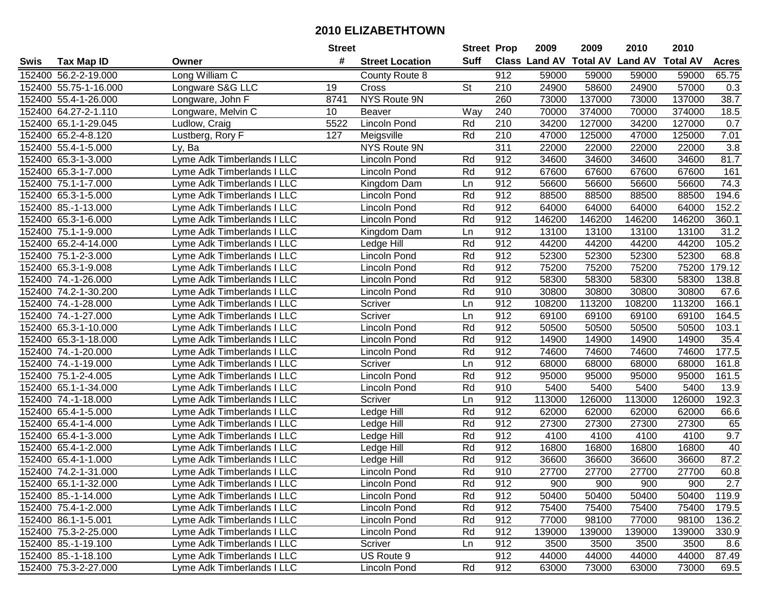# 2010 ELIZABETHTOWN

| Swis | Tax Map ID | Owner | Street # | Street Location | Street Suff | Prop Class | 2009 Land AV | 2009 Total AV | 2010 Land AV | 2010 Total AV | Acres |
|---|---|---|---|---|---|---|---|---|---|---|---|
| 152400 | 56.2-2-19.000 | Long William C | | County Route 8 | | 912 | 59000 | 59000 | 59000 | 59000 | 65.75 |
| 152400 | 55.75-1-16.000 | Longware S&G LLC | 19 | Cross | St | 210 | 24900 | 58600 | 24900 | 57000 | 0.3 |
| 152400 | 55.4-1-26.000 | Longware, John F | 8741 | NYS Route 9N | | 260 | 73000 | 137000 | 73000 | 137000 | 38.7 |
| 152400 | 64.27-2-1.110 | Longware, Melvin C | 10 | Beaver | Way | 240 | 70000 | 374000 | 70000 | 374000 | 18.5 |
| 152400 | 65.1-1-29.045 | Ludlow, Craig | 5522 | Lincoln Pond | Rd | 210 | 34200 | 127000 | 34200 | 127000 | 0.7 |
| 152400 | 65.2-4-8.120 | Lustberg, Rory F | 127 | Meigsville | Rd | 210 | 47000 | 125000 | 47000 | 125000 | 7.01 |
| 152400 | 55.4-1-5.000 | Ly, Ba | | NYS Route 9N | | 311 | 22000 | 22000 | 22000 | 22000 | 3.8 |
| 152400 | 65.3-1-3.000 | Lyme Adk Timberlands I LLC | | Lincoln Pond | Rd | 912 | 34600 | 34600 | 34600 | 34600 | 81.7 |
| 152400 | 65.3-1-7.000 | Lyme Adk Timberlands I LLC | | Lincoln Pond | Rd | 912 | 67600 | 67600 | 67600 | 67600 | 161 |
| 152400 | 75.1-1-7.000 | Lyme Adk Timberlands I LLC | | Kingdom Dam | Ln | 912 | 56600 | 56600 | 56600 | 56600 | 74.3 |
| 152400 | 65.3-1-5.000 | Lyme Adk Timberlands I LLC | | Lincoln Pond | Rd | 912 | 88500 | 88500 | 88500 | 88500 | 194.6 |
| 152400 | 85.-1-13.000 | Lyme Adk Timberlands I LLC | | Lincoln Pond | Rd | 912 | 64000 | 64000 | 64000 | 64000 | 152.2 |
| 152400 | 65.3-1-6.000 | Lyme Adk Timberlands I LLC | | Lincoln Pond | Rd | 912 | 146200 | 146200 | 146200 | 146200 | 360.1 |
| 152400 | 75.1-1-9.000 | Lyme Adk Timberlands I LLC | | Kingdom Dam | Ln | 912 | 13100 | 13100 | 13100 | 13100 | 31.2 |
| 152400 | 65.2-4-14.000 | Lyme Adk Timberlands I LLC | | Ledge Hill | Rd | 912 | 44200 | 44200 | 44200 | 44200 | 105.2 |
| 152400 | 75.1-2-3.000 | Lyme Adk Timberlands I LLC | | Lincoln Pond | Rd | 912 | 52300 | 52300 | 52300 | 52300 | 68.8 |
| 152400 | 65.3-1-9.008 | Lyme Adk Timberlands I LLC | | Lincoln Pond | Rd | 912 | 75200 | 75200 | 75200 | 75200 | 179.12 |
| 152400 | 74.-1-26.000 | Lyme Adk Timberlands I LLC | | Lincoln Pond | Rd | 912 | 58300 | 58300 | 58300 | 58300 | 138.8 |
| 152400 | 74.2-1-30.200 | Lyme Adk Timberlands I LLC | | Lincoln Pond | Rd | 910 | 30800 | 30800 | 30800 | 30800 | 67.6 |
| 152400 | 74.-1-28.000 | Lyme Adk Timberlands I LLC | | Scriver | Ln | 912 | 108200 | 113200 | 108200 | 113200 | 166.1 |
| 152400 | 74.-1-27.000 | Lyme Adk Timberlands I LLC | | Scriver | Ln | 912 | 69100 | 69100 | 69100 | 69100 | 164.5 |
| 152400 | 65.3-1-10.000 | Lyme Adk Timberlands I LLC | | Lincoln Pond | Rd | 912 | 50500 | 50500 | 50500 | 50500 | 103.1 |
| 152400 | 65.3-1-18.000 | Lyme Adk Timberlands I LLC | | Lincoln Pond | Rd | 912 | 14900 | 14900 | 14900 | 14900 | 35.4 |
| 152400 | 74.-1-20.000 | Lyme Adk Timberlands I LLC | | Lincoln Pond | Rd | 912 | 74600 | 74600 | 74600 | 74600 | 177.5 |
| 152400 | 74.-1-19.000 | Lyme Adk Timberlands I LLC | | Scriver | Ln | 912 | 68000 | 68000 | 68000 | 68000 | 161.8 |
| 152400 | 75.1-2-4.005 | Lyme Adk Timberlands I LLC | | Lincoln Pond | Rd | 912 | 95000 | 95000 | 95000 | 95000 | 161.5 |
| 152400 | 65.1-1-34.000 | Lyme Adk Timberlands I LLC | | Lincoln Pond | Rd | 910 | 5400 | 5400 | 5400 | 5400 | 13.9 |
| 152400 | 74.-1-18.000 | Lyme Adk Timberlands I LLC | | Scriver | Ln | 912 | 113000 | 126000 | 113000 | 126000 | 192.3 |
| 152400 | 65.4-1-5.000 | Lyme Adk Timberlands I LLC | | Ledge Hill | Rd | 912 | 62000 | 62000 | 62000 | 62000 | 66.6 |
| 152400 | 65.4-1-4.000 | Lyme Adk Timberlands I LLC | | Ledge Hill | Rd | 912 | 27300 | 27300 | 27300 | 27300 | 65 |
| 152400 | 65.4-1-3.000 | Lyme Adk Timberlands I LLC | | Ledge Hill | Rd | 912 | 4100 | 4100 | 4100 | 4100 | 9.7 |
| 152400 | 65.4-1-2.000 | Lyme Adk Timberlands I LLC | | Ledge Hill | Rd | 912 | 16800 | 16800 | 16800 | 16800 | 40 |
| 152400 | 65.4-1-1.000 | Lyme Adk Timberlands I LLC | | Ledge Hill | Rd | 912 | 36600 | 36600 | 36600 | 36600 | 87.2 |
| 152400 | 74.2-1-31.000 | Lyme Adk Timberlands I LLC | | Lincoln Pond | Rd | 910 | 27700 | 27700 | 27700 | 27700 | 60.8 |
| 152400 | 65.1-1-32.000 | Lyme Adk Timberlands I LLC | | Lincoln Pond | Rd | 912 | 900 | 900 | 900 | 900 | 2.7 |
| 152400 | 85.-1-14.000 | Lyme Adk Timberlands I LLC | | Lincoln Pond | Rd | 912 | 50400 | 50400 | 50400 | 50400 | 119.9 |
| 152400 | 75.4-1-2.000 | Lyme Adk Timberlands I LLC | | Lincoln Pond | Rd | 912 | 75400 | 75400 | 75400 | 75400 | 179.5 |
| 152400 | 86.1-1-5.001 | Lyme Adk Timberlands I LLC | | Lincoln Pond | Rd | 912 | 77000 | 98100 | 77000 | 98100 | 136.2 |
| 152400 | 75.3-2-25.000 | Lyme Adk Timberlands I LLC | | Lincoln Pond | Rd | 912 | 139000 | 139000 | 139000 | 139000 | 330.9 |
| 152400 | 85.-1-19.100 | Lyme Adk Timberlands I LLC | | Scriver | Ln | 912 | 3500 | 3500 | 3500 | 3500 | 8.6 |
| 152400 | 85.-1-18.100 | Lyme Adk Timberlands I LLC | | US Route 9 | | 912 | 44000 | 44000 | 44000 | 44000 | 87.49 |
| 152400 | 75.3-2-27.000 | Lyme Adk Timberlands I LLC | | Lincoln Pond | Rd | 912 | 63000 | 73000 | 63000 | 73000 | 69.5 |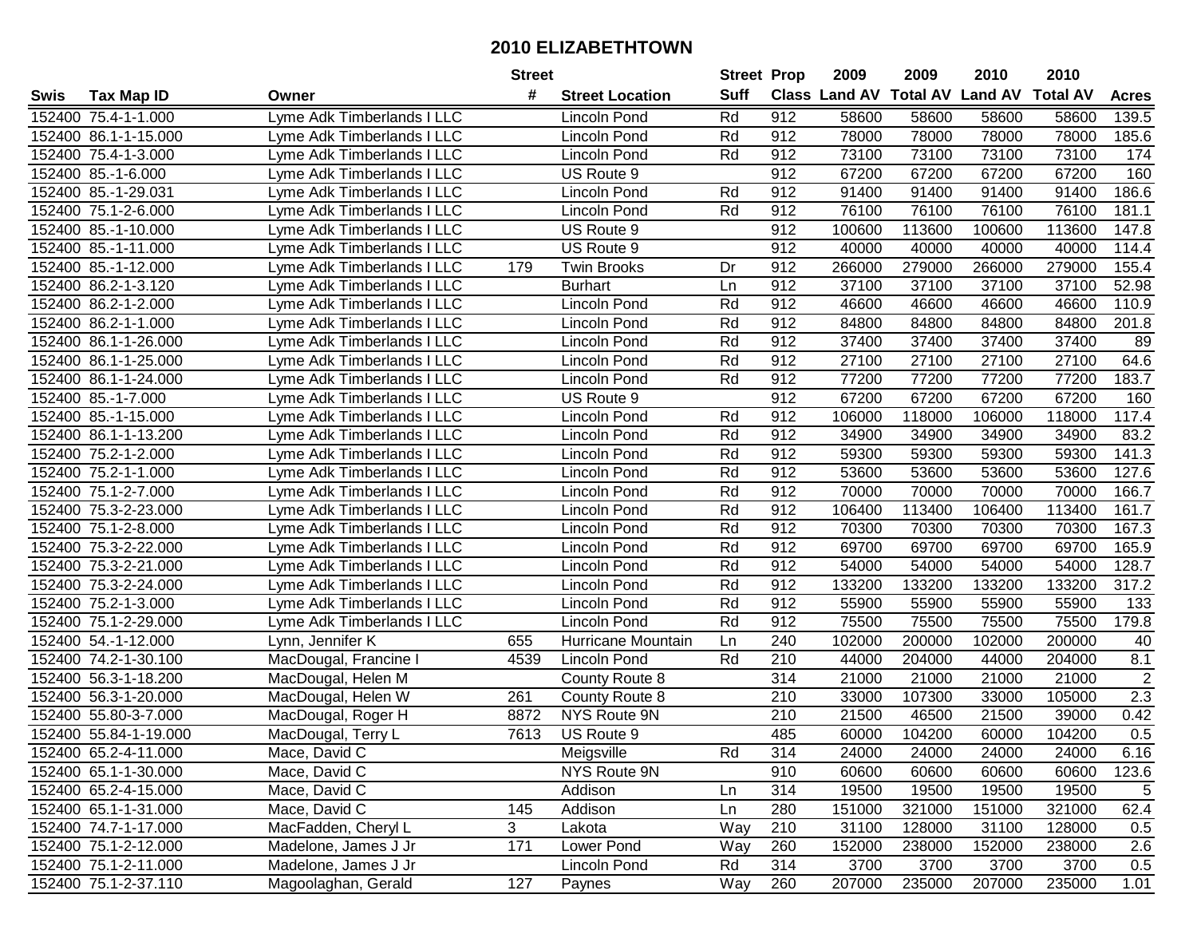# 2010 ELIZABETHTOWN

| Swis | Tax Map ID | Owner | Street # | Street Location | Street Suff | Prop Class | 2009 Land AV | 2009 Total AV | 2010 Land AV | 2010 Total AV | Acres |
|---|---|---|---|---|---|---|---|---|---|---|---|
| 152400 | 75.4-1-1.000 | Lyme Adk Timberlands I LLC | | Lincoln Pond | Rd | 912 | 58600 | 58600 | 58600 | 58600 | 139.5 |
| 152400 | 86.1-1-15.000 | Lyme Adk Timberlands I LLC | | Lincoln Pond | Rd | 912 | 78000 | 78000 | 78000 | 78000 | 185.6 |
| 152400 | 75.4-1-3.000 | Lyme Adk Timberlands I LLC | | Lincoln Pond | Rd | 912 | 73100 | 73100 | 73100 | 73100 | 174 |
| 152400 | 85.-1-6.000 | Lyme Adk Timberlands I LLC | | US Route 9 | | 912 | 67200 | 67200 | 67200 | 67200 | 160 |
| 152400 | 85.-1-29.031 | Lyme Adk Timberlands I LLC | | Lincoln Pond | Rd | 912 | 91400 | 91400 | 91400 | 91400 | 186.6 |
| 152400 | 75.1-2-6.000 | Lyme Adk Timberlands I LLC | | Lincoln Pond | Rd | 912 | 76100 | 76100 | 76100 | 76100 | 181.1 |
| 152400 | 85.-1-10.000 | Lyme Adk Timberlands I LLC | | US Route 9 | | 912 | 100600 | 113600 | 100600 | 113600 | 147.8 |
| 152400 | 85.-1-11.000 | Lyme Adk Timberlands I LLC | | US Route 9 | | 912 | 40000 | 40000 | 40000 | 40000 | 114.4 |
| 152400 | 85.-1-12.000 | Lyme Adk Timberlands I LLC | 179 | Twin Brooks | Dr | 912 | 266000 | 279000 | 266000 | 279000 | 155.4 |
| 152400 | 86.2-1-3.120 | Lyme Adk Timberlands I LLC | | Burhart | Ln | 912 | 37100 | 37100 | 37100 | 37100 | 52.98 |
| 152400 | 86.2-1-2.000 | Lyme Adk Timberlands I LLC | | Lincoln Pond | Rd | 912 | 46600 | 46600 | 46600 | 46600 | 110.9 |
| 152400 | 86.2-1-1.000 | Lyme Adk Timberlands I LLC | | Lincoln Pond | Rd | 912 | 84800 | 84800 | 84800 | 84800 | 201.8 |
| 152400 | 86.1-1-26.000 | Lyme Adk Timberlands I LLC | | Lincoln Pond | Rd | 912 | 37400 | 37400 | 37400 | 37400 | 89 |
| 152400 | 86.1-1-25.000 | Lyme Adk Timberlands I LLC | | Lincoln Pond | Rd | 912 | 27100 | 27100 | 27100 | 27100 | 64.6 |
| 152400 | 86.1-1-24.000 | Lyme Adk Timberlands I LLC | | Lincoln Pond | Rd | 912 | 77200 | 77200 | 77200 | 77200 | 183.7 |
| 152400 | 85.-1-7.000 | Lyme Adk Timberlands I LLC | | US Route 9 | | 912 | 67200 | 67200 | 67200 | 67200 | 160 |
| 152400 | 85.-1-15.000 | Lyme Adk Timberlands I LLC | | Lincoln Pond | Rd | 912 | 106000 | 118000 | 106000 | 118000 | 117.4 |
| 152400 | 86.1-1-13.200 | Lyme Adk Timberlands I LLC | | Lincoln Pond | Rd | 912 | 34900 | 34900 | 34900 | 34900 | 83.2 |
| 152400 | 75.2-1-2.000 | Lyme Adk Timberlands I LLC | | Lincoln Pond | Rd | 912 | 59300 | 59300 | 59300 | 59300 | 141.3 |
| 152400 | 75.2-1-1.000 | Lyme Adk Timberlands I LLC | | Lincoln Pond | Rd | 912 | 53600 | 53600 | 53600 | 53600 | 127.6 |
| 152400 | 75.1-2-7.000 | Lyme Adk Timberlands I LLC | | Lincoln Pond | Rd | 912 | 70000 | 70000 | 70000 | 70000 | 166.7 |
| 152400 | 75.3-2-23.000 | Lyme Adk Timberlands I LLC | | Lincoln Pond | Rd | 912 | 106400 | 113400 | 106400 | 113400 | 161.7 |
| 152400 | 75.1-2-8.000 | Lyme Adk Timberlands I LLC | | Lincoln Pond | Rd | 912 | 70300 | 70300 | 70300 | 70300 | 167.3 |
| 152400 | 75.3-2-22.000 | Lyme Adk Timberlands I LLC | | Lincoln Pond | Rd | 912 | 69700 | 69700 | 69700 | 69700 | 165.9 |
| 152400 | 75.3-2-21.000 | Lyme Adk Timberlands I LLC | | Lincoln Pond | Rd | 912 | 54000 | 54000 | 54000 | 54000 | 128.7 |
| 152400 | 75.3-2-24.000 | Lyme Adk Timberlands I LLC | | Lincoln Pond | Rd | 912 | 133200 | 133200 | 133200 | 133200 | 317.2 |
| 152400 | 75.2-1-3.000 | Lyme Adk Timberlands I LLC | | Lincoln Pond | Rd | 912 | 55900 | 55900 | 55900 | 55900 | 133 |
| 152400 | 75.1-2-29.000 | Lyme Adk Timberlands I LLC | | Lincoln Pond | Rd | 912 | 75500 | 75500 | 75500 | 75500 | 179.8 |
| 152400 | 54.-1-12.000 | Lynn, Jennifer K | 655 | Hurricane Mountain | Ln | 240 | 102000 | 200000 | 102000 | 200000 | 40 |
| 152400 | 74.2-1-30.100 | MacDougal, Francine I | 4539 | Lincoln Pond | Rd | 210 | 44000 | 204000 | 44000 | 204000 | 8.1 |
| 152400 | 56.3-1-18.200 | MacDougal, Helen M | | County Route 8 | | 314 | 21000 | 21000 | 21000 | 21000 | 2 |
| 152400 | 56.3-1-20.000 | MacDougal, Helen W | 261 | County Route 8 | | 210 | 33000 | 107300 | 33000 | 105000 | 2.3 |
| 152400 | 55.80-3-7.000 | MacDougal, Roger H | 8872 | NYS Route 9N | | 210 | 21500 | 46500 | 21500 | 39000 | 0.42 |
| 152400 | 55.84-1-19.000 | MacDougal, Terry L | 7613 | US Route 9 | | 485 | 60000 | 104200 | 60000 | 104200 | 0.5 |
| 152400 | 65.2-4-11.000 | Mace, David C | | Meigsville | Rd | 314 | 24000 | 24000 | 24000 | 24000 | 6.16 |
| 152400 | 65.1-1-30.000 | Mace, David C | | NYS Route 9N | | 910 | 60600 | 60600 | 60600 | 60600 | 123.6 |
| 152400 | 65.2-4-15.000 | Mace, David C | | Addison | Ln | 314 | 19500 | 19500 | 19500 | 19500 | 5 |
| 152400 | 65.1-1-31.000 | Mace, David C | 145 | Addison | Ln | 280 | 151000 | 321000 | 151000 | 321000 | 62.4 |
| 152400 | 74.7-1-17.000 | MacFadden, Cheryl L | 3 | Lakota | Way | 210 | 31100 | 128000 | 31100 | 128000 | 0.5 |
| 152400 | 75.1-2-12.000 | Madelone, James J Jr | 171 | Lower Pond | Way | 260 | 152000 | 238000 | 152000 | 238000 | 2.6 |
| 152400 | 75.1-2-11.000 | Madelone, James J Jr | | Lincoln Pond | Rd | 314 | 3700 | 3700 | 3700 | 3700 | 0.5 |
| 152400 | 75.1-2-37.110 | Magoolaghan, Gerald | 127 | Paynes | Way | 260 | 207000 | 235000 | 207000 | 235000 | 1.01 |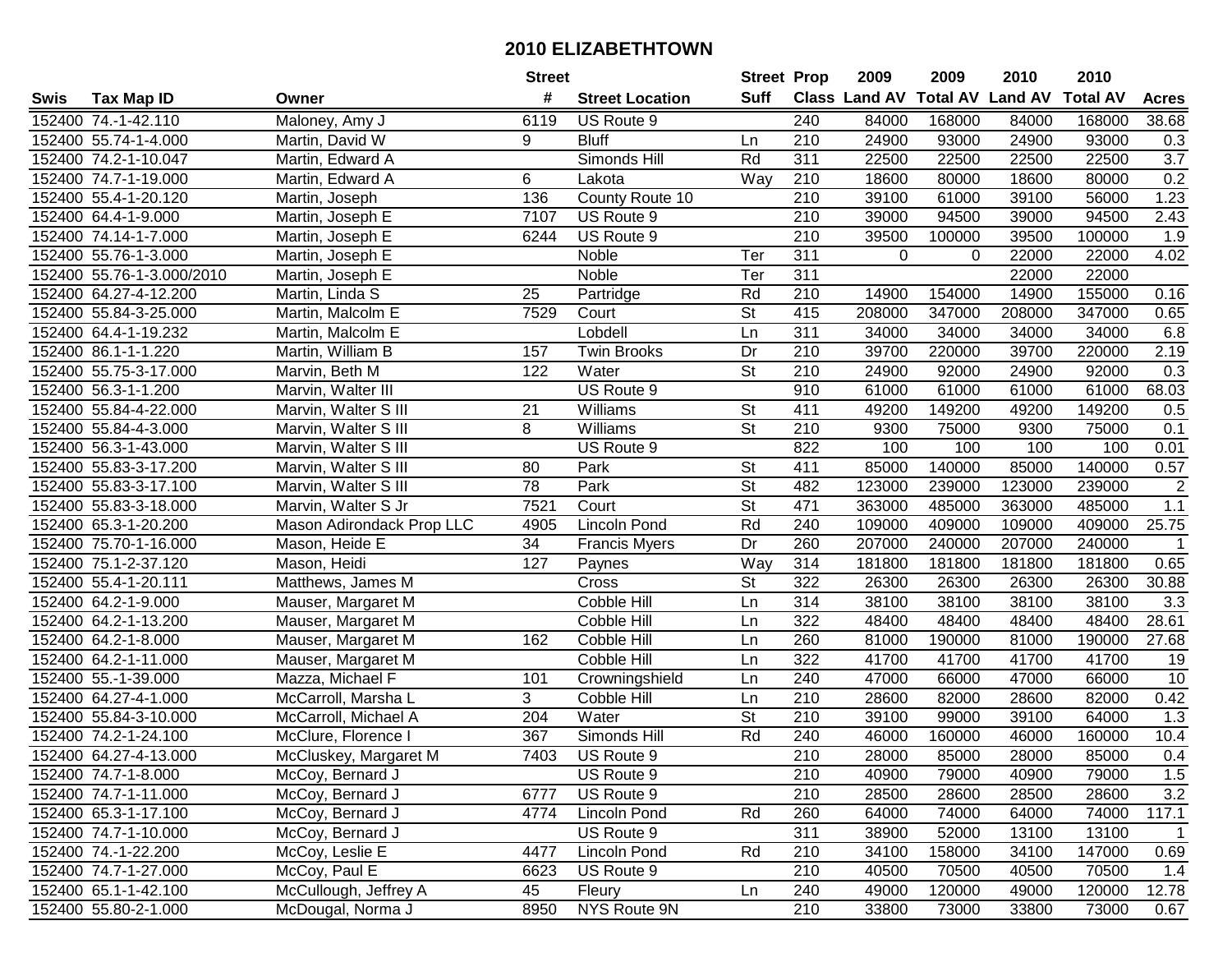# 2010 ELIZABETHTOWN

| Swis | Tax Map ID | Owner | Street # | Street Location | Street Suff | Prop Class | 2009 Land AV | 2009 Total AV | 2010 Land AV | 2010 Total AV | Acres |
|---|---|---|---|---|---|---|---|---|---|---|---|
| 152400 | 74.-1-42.110 | Maloney, Amy J | 6119 | US Route 9 | | 240 | 84000 | 168000 | 84000 | 168000 | 38.68 |
| 152400 | 55.74-1-4.000 | Martin, David W | 9 | Bluff | Ln | 210 | 24900 | 93000 | 24900 | 93000 | 0.3 |
| 152400 | 74.2-1-10.047 | Martin, Edward A | | Simonds Hill | Rd | 311 | 22500 | 22500 | 22500 | 22500 | 3.7 |
| 152400 | 74.7-1-19.000 | Martin, Edward A | 6 | Lakota | Way | 210 | 18600 | 80000 | 18600 | 80000 | 0.2 |
| 152400 | 55.4-1-20.120 | Martin, Joseph | 136 | County Route 10 | | 210 | 39100 | 61000 | 39100 | 56000 | 1.23 |
| 152400 | 64.4-1-9.000 | Martin, Joseph E | 7107 | US Route 9 | | 210 | 39000 | 94500 | 39000 | 94500 | 2.43 |
| 152400 | 74.14-1-7.000 | Martin, Joseph E | 6244 | US Route 9 | | 210 | 39500 | 100000 | 39500 | 100000 | 1.9 |
| 152400 | 55.76-1-3.000 | Martin, Joseph E | | Noble | Ter | 311 | 0 | 0 | 22000 | 22000 | 4.02 |
| 152400 | 55.76-1-3.000/2010 | Martin, Joseph E | | Noble | Ter | 311 | | | 22000 | 22000 | |
| 152400 | 64.27-4-12.200 | Martin, Linda S | 25 | Partridge | Rd | 210 | 14900 | 154000 | 14900 | 155000 | 0.16 |
| 152400 | 55.84-3-25.000 | Martin, Malcolm E | 7529 | Court | St | 415 | 208000 | 347000 | 208000 | 347000 | 0.65 |
| 152400 | 64.4-1-19.232 | Martin, Malcolm E | | Lobdell | Ln | 311 | 34000 | 34000 | 34000 | 34000 | 6.8 |
| 152400 | 86.1-1-1.220 | Martin, William B | 157 | Twin Brooks | Dr | 210 | 39700 | 220000 | 39700 | 220000 | 2.19 |
| 152400 | 55.75-3-17.000 | Marvin, Beth M | 122 | Water | St | 210 | 24900 | 92000 | 24900 | 92000 | 0.3 |
| 152400 | 56.3-1-1.200 | Marvin, Walter III | | US Route 9 | | 910 | 61000 | 61000 | 61000 | 61000 | 68.03 |
| 152400 | 55.84-4-22.000 | Marvin, Walter S III | 21 | Williams | St | 411 | 49200 | 149200 | 49200 | 149200 | 0.5 |
| 152400 | 55.84-4-3.000 | Marvin, Walter S III | 8 | Williams | St | 210 | 9300 | 75000 | 9300 | 75000 | 0.1 |
| 152400 | 56.3-1-43.000 | Marvin, Walter S III | | US Route 9 | | 822 | 100 | 100 | 100 | 100 | 0.01 |
| 152400 | 55.83-3-17.200 | Marvin, Walter S III | 80 | Park | St | 411 | 85000 | 140000 | 85000 | 140000 | 0.57 |
| 152400 | 55.83-3-17.100 | Marvin, Walter S III | 78 | Park | St | 482 | 123000 | 239000 | 123000 | 239000 | 2 |
| 152400 | 55.83-3-18.000 | Marvin, Walter S Jr | 7521 | Court | St | 471 | 363000 | 485000 | 363000 | 485000 | 1.1 |
| 152400 | 65.3-1-20.200 | Mason Adirondack Prop LLC | 4905 | Lincoln Pond | Rd | 240 | 109000 | 409000 | 109000 | 409000 | 25.75 |
| 152400 | 75.70-1-16.000 | Mason, Heide E | 34 | Francis Myers | Dr | 260 | 207000 | 240000 | 207000 | 240000 | 1 |
| 152400 | 75.1-2-37.120 | Mason, Heidi | 127 | Paynes | Way | 314 | 181800 | 181800 | 181800 | 181800 | 0.65 |
| 152400 | 55.4-1-20.111 | Matthews, James M | | Cross | St | 322 | 26300 | 26300 | 26300 | 26300 | 30.88 |
| 152400 | 64.2-1-9.000 | Mauser, Margaret M | | Cobble Hill | Ln | 314 | 38100 | 38100 | 38100 | 38100 | 3.3 |
| 152400 | 64.2-1-13.200 | Mauser, Margaret M | | Cobble Hill | Ln | 322 | 48400 | 48400 | 48400 | 48400 | 28.61 |
| 152400 | 64.2-1-8.000 | Mauser, Margaret M | 162 | Cobble Hill | Ln | 260 | 81000 | 190000 | 81000 | 190000 | 27.68 |
| 152400 | 64.2-1-11.000 | Mauser, Margaret M | | Cobble Hill | Ln | 322 | 41700 | 41700 | 41700 | 41700 | 19 |
| 152400 | 55.-1-39.000 | Mazza, Michael F | 101 | Crowningshield | Ln | 240 | 47000 | 66000 | 47000 | 66000 | 10 |
| 152400 | 64.27-4-1.000 | McCarroll, Marsha L | 3 | Cobble Hill | Ln | 210 | 28600 | 82000 | 28600 | 82000 | 0.42 |
| 152400 | 55.84-3-10.000 | McCarroll, Michael A | 204 | Water | St | 210 | 39100 | 99000 | 39100 | 64000 | 1.3 |
| 152400 | 74.2-1-24.100 | McClure, Florence I | 367 | Simonds Hill | Rd | 240 | 46000 | 160000 | 46000 | 160000 | 10.4 |
| 152400 | 64.27-4-13.000 | McCluskey, Margaret M | 7403 | US Route 9 | | 210 | 28000 | 85000 | 28000 | 85000 | 0.4 |
| 152400 | 74.7-1-8.000 | McCoy, Bernard J | | US Route 9 | | 210 | 40900 | 79000 | 40900 | 79000 | 1.5 |
| 152400 | 74.7-1-11.000 | McCoy, Bernard J | 6777 | US Route 9 | | 210 | 28500 | 28600 | 28500 | 28600 | 3.2 |
| 152400 | 65.3-1-17.100 | McCoy, Bernard J | 4774 | Lincoln Pond | Rd | 260 | 64000 | 74000 | 64000 | 74000 | 117.1 |
| 152400 | 74.7-1-10.000 | McCoy, Bernard J | | US Route 9 | | 311 | 38900 | 52000 | 13100 | 13100 | 1 |
| 152400 | 74.-1-22.200 | McCoy, Leslie E | 4477 | Lincoln Pond | Rd | 210 | 34100 | 158000 | 34100 | 147000 | 0.69 |
| 152400 | 74.7-1-27.000 | McCoy, Paul E | 6623 | US Route 9 | | 210 | 40500 | 70500 | 40500 | 70500 | 1.4 |
| 152400 | 65.1-1-42.100 | McCullough, Jeffrey A | 45 | Fleury | Ln | 240 | 49000 | 120000 | 49000 | 120000 | 12.78 |
| 152400 | 55.80-2-1.000 | McDougal, Norma J | 8950 | NYS Route 9N | | 210 | 33800 | 73000 | 33800 | 73000 | 0.67 |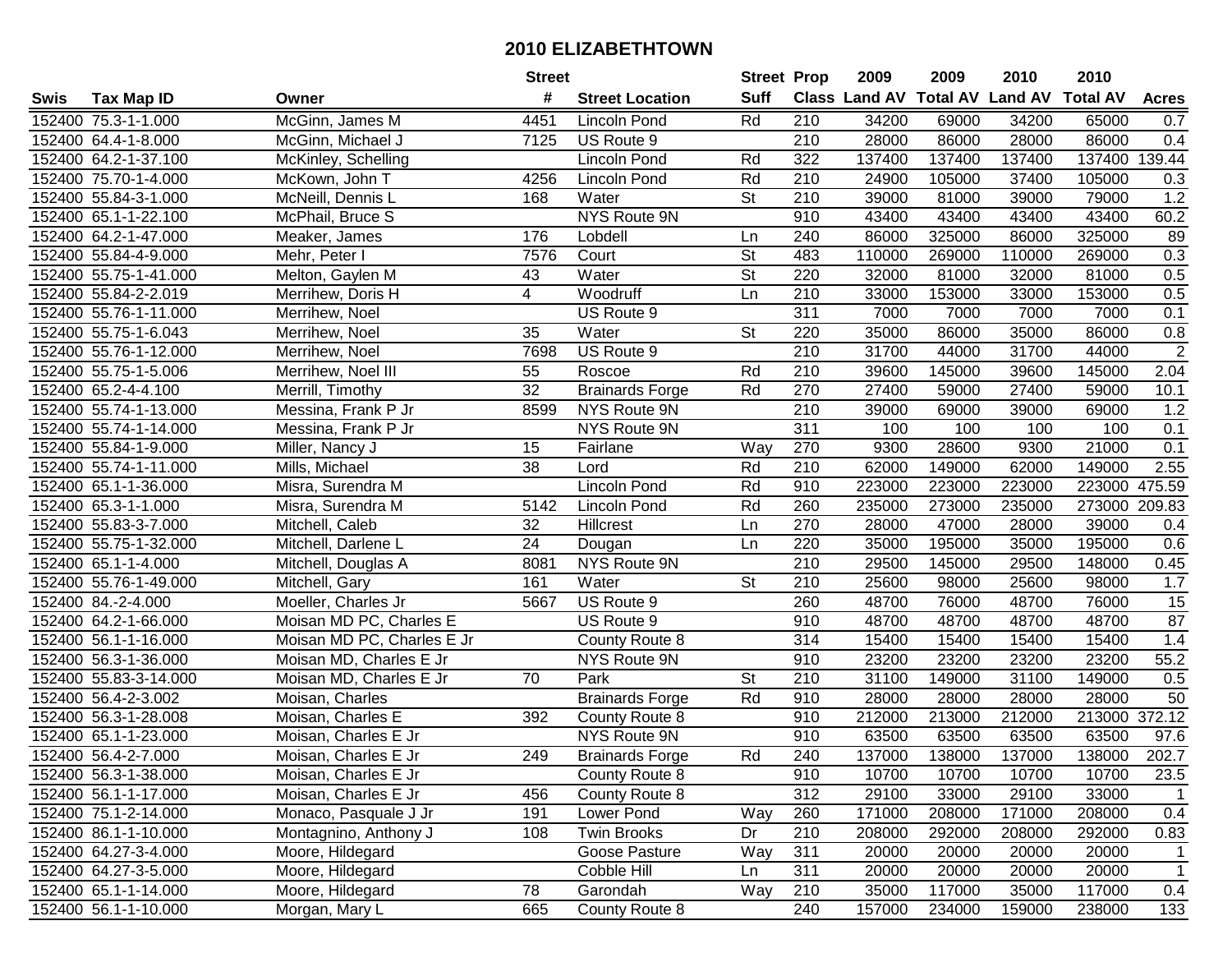# 2010 ELIZABETHTOWN

| Swis | Tax Map ID | Owner | Street # | Street Location | Street Suff | Prop Class | 2009 Land AV | 2009 Total AV | 2010 Land AV | 2010 Total AV | Acres |
|---|---|---|---|---|---|---|---|---|---|---|---|
| 152400 | 75.3-1-1.000 | McGinn, James M | 4451 | Lincoln Pond | Rd | 210 | 34200 | 69000 | 34200 | 65000 | 0.7 |
| 152400 | 64.4-1-8.000 | McGinn, Michael J | 7125 | US Route 9 | | 210 | 28000 | 86000 | 28000 | 86000 | 0.4 |
| 152400 | 64.2-1-37.100 | McKinley, Schelling | | Lincoln Pond | Rd | 322 | 137400 | 137400 | 137400 | 137400 | 139.44 |
| 152400 | 75.70-1-4.000 | McKown, John T | 4256 | Lincoln Pond | Rd | 210 | 24900 | 105000 | 37400 | 105000 | 0.3 |
| 152400 | 55.84-3-1.000 | McNeill, Dennis L | 168 | Water | St | 210 | 39000 | 81000 | 39000 | 79000 | 1.2 |
| 152400 | 65.1-1-22.100 | McPhail, Bruce S | | NYS Route 9N | | 910 | 43400 | 43400 | 43400 | 43400 | 60.2 |
| 152400 | 64.2-1-47.000 | Meaker, James | 176 | Lobdell | Ln | 240 | 86000 | 325000 | 86000 | 325000 | 89 |
| 152400 | 55.84-4-9.000 | Mehr, Peter I | 7576 | Court | St | 483 | 110000 | 269000 | 110000 | 269000 | 0.3 |
| 152400 | 55.75-1-41.000 | Melton, Gaylen M | 43 | Water | St | 220 | 32000 | 81000 | 32000 | 81000 | 0.5 |
| 152400 | 55.84-2-2.019 | Merrihew, Doris H | 4 | Woodruff | Ln | 210 | 33000 | 153000 | 33000 | 153000 | 0.5 |
| 152400 | 55.76-1-11.000 | Merrihew, Noel | | US Route 9 | | 311 | 7000 | 7000 | 7000 | 7000 | 0.1 |
| 152400 | 55.75-1-6.043 | Merrihew, Noel | 35 | Water | St | 220 | 35000 | 86000 | 35000 | 86000 | 0.8 |
| 152400 | 55.76-1-12.000 | Merrihew, Noel | 7698 | US Route 9 | | 210 | 31700 | 44000 | 31700 | 44000 | 2 |
| 152400 | 55.75-1-5.006 | Merrihew, Noel III | 55 | Roscoe | Rd | 210 | 39600 | 145000 | 39600 | 145000 | 2.04 |
| 152400 | 65.2-4-4.100 | Merrill, Timothy | 32 | Brainards Forge | Rd | 270 | 27400 | 59000 | 27400 | 59000 | 10.1 |
| 152400 | 55.74-1-13.000 | Messina, Frank P Jr | 8599 | NYS Route 9N | | 210 | 39000 | 69000 | 39000 | 69000 | 1.2 |
| 152400 | 55.74-1-14.000 | Messina, Frank P Jr | | NYS Route 9N | | 311 | 100 | 100 | 100 | 100 | 0.1 |
| 152400 | 55.84-1-9.000 | Miller, Nancy J | 15 | Fairlane | Way | 270 | 9300 | 28600 | 9300 | 21000 | 0.1 |
| 152400 | 55.74-1-11.000 | Mills, Michael | 38 | Lord | Rd | 210 | 62000 | 149000 | 62000 | 149000 | 2.55 |
| 152400 | 65.1-1-36.000 | Misra, Surendra M | | Lincoln Pond | Rd | 910 | 223000 | 223000 | 223000 | 223000 | 475.59 |
| 152400 | 65.3-1-1.000 | Misra, Surendra M | 5142 | Lincoln Pond | Rd | 260 | 235000 | 273000 | 235000 | 273000 | 209.83 |
| 152400 | 55.83-3-7.000 | Mitchell, Caleb | 32 | Hillcrest | Ln | 270 | 28000 | 47000 | 28000 | 39000 | 0.4 |
| 152400 | 55.75-1-32.000 | Mitchell, Darlene L | 24 | Dougan | Ln | 220 | 35000 | 195000 | 35000 | 195000 | 0.6 |
| 152400 | 65.1-1-4.000 | Mitchell, Douglas A | 8081 | NYS Route 9N | | 210 | 29500 | 145000 | 29500 | 148000 | 0.45 |
| 152400 | 55.76-1-49.000 | Mitchell, Gary | 161 | Water | St | 210 | 25600 | 98000 | 25600 | 98000 | 1.7 |
| 152400 | 84.-2-4.000 | Moeller, Charles Jr | 5667 | US Route 9 | | 260 | 48700 | 76000 | 48700 | 76000 | 15 |
| 152400 | 64.2-1-66.000 | Moisan MD PC, Charles E | | US Route 9 | | 910 | 48700 | 48700 | 48700 | 48700 | 87 |
| 152400 | 56.1-1-16.000 | Moisan MD PC, Charles E Jr | | County Route 8 | | 314 | 15400 | 15400 | 15400 | 15400 | 1.4 |
| 152400 | 56.3-1-36.000 | Moisan MD, Charles E Jr | | NYS Route 9N | | 910 | 23200 | 23200 | 23200 | 23200 | 55.2 |
| 152400 | 55.83-3-14.000 | Moisan MD, Charles E Jr | 70 | Park | St | 210 | 31100 | 149000 | 31100 | 149000 | 0.5 |
| 152400 | 56.4-2-3.002 | Moisan, Charles | | Brainards Forge | Rd | 910 | 28000 | 28000 | 28000 | 28000 | 50 |
| 152400 | 56.3-1-28.008 | Moisan, Charles E | 392 | County Route 8 | | 910 | 212000 | 213000 | 212000 | 213000 | 372.12 |
| 152400 | 65.1-1-23.000 | Moisan, Charles E Jr | | NYS Route 9N | | 910 | 63500 | 63500 | 63500 | 63500 | 97.6 |
| 152400 | 56.4-2-7.000 | Moisan, Charles E Jr | 249 | Brainards Forge | Rd | 240 | 137000 | 138000 | 137000 | 138000 | 202.7 |
| 152400 | 56.3-1-38.000 | Moisan, Charles E Jr | | County Route 8 | | 910 | 10700 | 10700 | 10700 | 10700 | 23.5 |
| 152400 | 56.1-1-17.000 | Moisan, Charles E Jr | 456 | County Route 8 | | 312 | 29100 | 33000 | 29100 | 33000 | 1 |
| 152400 | 75.1-2-14.000 | Monaco, Pasquale J Jr | 191 | Lower Pond | Way | 260 | 171000 | 208000 | 171000 | 208000 | 0.4 |
| 152400 | 86.1-1-10.000 | Montagnino, Anthony J | 108 | Twin Brooks | Dr | 210 | 208000 | 292000 | 208000 | 292000 | 0.83 |
| 152400 | 64.27-3-4.000 | Moore, Hildegard | | Goose Pasture | Way | 311 | 20000 | 20000 | 20000 | 20000 | 1 |
| 152400 | 64.27-3-5.000 | Moore, Hildegard | | Cobble Hill | Ln | 311 | 20000 | 20000 | 20000 | 20000 | 1 |
| 152400 | 65.1-1-14.000 | Moore, Hildegard | 78 | Garondah | Way | 210 | 35000 | 117000 | 35000 | 117000 | 0.4 |
| 152400 | 56.1-1-10.000 | Morgan, Mary L | 665 | County Route 8 | | 240 | 157000 | 234000 | 159000 | 238000 | 133 |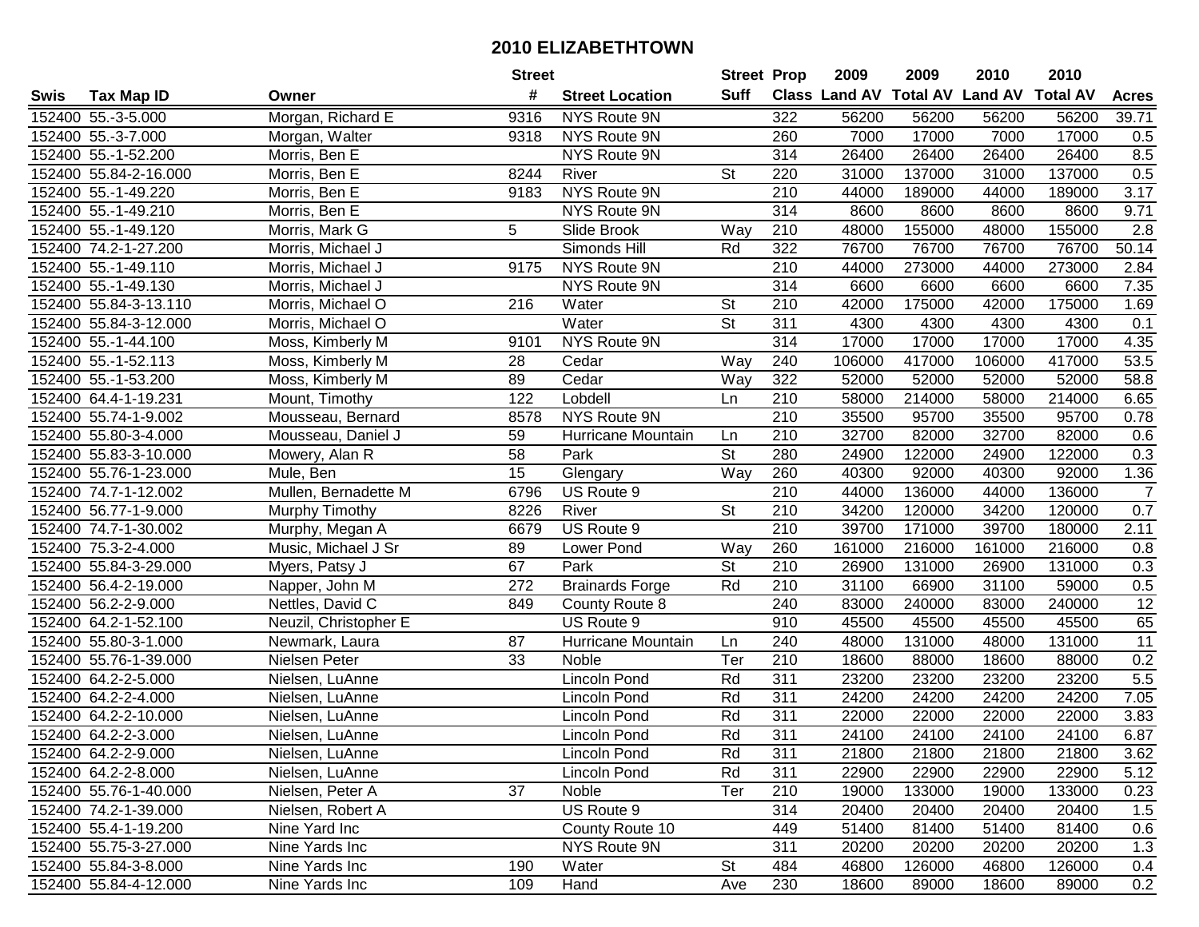# 2010 ELIZABETHTOWN

| Swis | Tax Map ID | Owner | Street # | Street Location | Street Suff | Prop Class | 2009 Land AV | 2009 Total AV | 2010 Land AV | 2010 Total AV | Acres |
|---|---|---|---|---|---|---|---|---|---|---|---|
| 152400 | 55.-3-5.000 | Morgan, Richard E | 9316 | NYS Route 9N | | 322 | 56200 | 56200 | 56200 | 56200 | 39.71 |
| 152400 | 55.-3-7.000 | Morgan, Walter | 9318 | NYS Route 9N | | 260 | 7000 | 17000 | 7000 | 17000 | 0.5 |
| 152400 | 55.-1-52.200 | Morris, Ben E | | NYS Route 9N | | 314 | 26400 | 26400 | 26400 | 26400 | 8.5 |
| 152400 | 55.84-2-16.000 | Morris, Ben E | 8244 | River | St | 220 | 31000 | 137000 | 31000 | 137000 | 0.5 |
| 152400 | 55.-1-49.220 | Morris, Ben E | 9183 | NYS Route 9N | | 210 | 44000 | 189000 | 44000 | 189000 | 3.17 |
| 152400 | 55.-1-49.210 | Morris, Ben E | | NYS Route 9N | | 314 | 8600 | 8600 | 8600 | 8600 | 9.71 |
| 152400 | 55.-1-49.120 | Morris, Mark G | 5 | Slide Brook | Way | 210 | 48000 | 155000 | 48000 | 155000 | 2.8 |
| 152400 | 74.2-1-27.200 | Morris, Michael J | | Simonds Hill | Rd | 322 | 76700 | 76700 | 76700 | 76700 | 50.14 |
| 152400 | 55.-1-49.110 | Morris, Michael J | 9175 | NYS Route 9N | | 210 | 44000 | 273000 | 44000 | 273000 | 2.84 |
| 152400 | 55.-1-49.130 | Morris, Michael J | | NYS Route 9N | | 314 | 6600 | 6600 | 6600 | 6600 | 7.35 |
| 152400 | 55.84-3-13.110 | Morris, Michael O | 216 | Water | St | 210 | 42000 | 175000 | 42000 | 175000 | 1.69 |
| 152400 | 55.84-3-12.000 | Morris, Michael O | | Water | St | 311 | 4300 | 4300 | 4300 | 4300 | 0.1 |
| 152400 | 55.-1-44.100 | Moss, Kimberly M | 9101 | NYS Route 9N | | 314 | 17000 | 17000 | 17000 | 17000 | 4.35 |
| 152400 | 55.-1-52.113 | Moss, Kimberly M | 28 | Cedar | Way | 240 | 106000 | 417000 | 106000 | 417000 | 53.5 |
| 152400 | 55.-1-53.200 | Moss, Kimberly M | 89 | Cedar | Way | 322 | 52000 | 52000 | 52000 | 52000 | 58.8 |
| 152400 | 64.4-1-19.231 | Mount, Timothy | 122 | Lobdell | Ln | 210 | 58000 | 214000 | 58000 | 214000 | 6.65 |
| 152400 | 55.74-1-9.002 | Mousseau, Bernard | 8578 | NYS Route 9N | | 210 | 35500 | 95700 | 35500 | 95700 | 0.78 |
| 152400 | 55.80-3-4.000 | Mousseau, Daniel J | 59 | Hurricane Mountain | Ln | 210 | 32700 | 82000 | 32700 | 82000 | 0.6 |
| 152400 | 55.83-3-10.000 | Mowery, Alan R | 58 | Park | St | 280 | 24900 | 122000 | 24900 | 122000 | 0.3 |
| 152400 | 55.76-1-23.000 | Mule, Ben | 15 | Glengary | Way | 260 | 40300 | 92000 | 40300 | 92000 | 1.36 |
| 152400 | 74.7-1-12.002 | Mullen, Bernadette M | 6796 | US Route 9 | | 210 | 44000 | 136000 | 44000 | 136000 | 7 |
| 152400 | 56.77-1-9.000 | Murphy Timothy | 8226 | River | St | 210 | 34200 | 120000 | 34200 | 120000 | 0.7 |
| 152400 | 74.7-1-30.002 | Murphy, Megan A | 6679 | US Route 9 | | 210 | 39700 | 171000 | 39700 | 180000 | 2.11 |
| 152400 | 75.3-2-4.000 | Music, Michael J Sr | 89 | Lower Pond | Way | 260 | 161000 | 216000 | 161000 | 216000 | 0.8 |
| 152400 | 55.84-3-29.000 | Myers, Patsy J | 67 | Park | St | 210 | 26900 | 131000 | 26900 | 131000 | 0.3 |
| 152400 | 56.4-2-19.000 | Napper, John M | 272 | Brainards Forge | Rd | 210 | 31100 | 66900 | 31100 | 59000 | 0.5 |
| 152400 | 56.2-2-9.000 | Nettles, David C | 849 | County Route 8 | | 240 | 83000 | 240000 | 83000 | 240000 | 12 |
| 152400 | 64.2-1-52.100 | Neuzil, Christopher E | | US Route 9 | | 910 | 45500 | 45500 | 45500 | 45500 | 65 |
| 152400 | 55.80-3-1.000 | Newmark, Laura | 87 | Hurricane Mountain | Ln | 240 | 48000 | 131000 | 48000 | 131000 | 11 |
| 152400 | 55.76-1-39.000 | Nielsen Peter | 33 | Noble | Ter | 210 | 18600 | 88000 | 18600 | 88000 | 0.2 |
| 152400 | 64.2-2-5.000 | Nielsen, LuAnne | | Lincoln Pond | Rd | 311 | 23200 | 23200 | 23200 | 23200 | 5.5 |
| 152400 | 64.2-2-4.000 | Nielsen, LuAnne | | Lincoln Pond | Rd | 311 | 24200 | 24200 | 24200 | 24200 | 7.05 |
| 152400 | 64.2-2-10.000 | Nielsen, LuAnne | | Lincoln Pond | Rd | 311 | 22000 | 22000 | 22000 | 22000 | 3.83 |
| 152400 | 64.2-2-3.000 | Nielsen, LuAnne | | Lincoln Pond | Rd | 311 | 24100 | 24100 | 24100 | 24100 | 6.87 |
| 152400 | 64.2-2-9.000 | Nielsen, LuAnne | | Lincoln Pond | Rd | 311 | 21800 | 21800 | 21800 | 21800 | 3.62 |
| 152400 | 64.2-2-8.000 | Nielsen, LuAnne | | Lincoln Pond | Rd | 311 | 22900 | 22900 | 22900 | 22900 | 5.12 |
| 152400 | 55.76-1-40.000 | Nielsen, Peter A | 37 | Noble | Ter | 210 | 19000 | 133000 | 19000 | 133000 | 0.23 |
| 152400 | 74.2-1-39.000 | Nielsen, Robert A | | US Route 9 | | 314 | 20400 | 20400 | 20400 | 20400 | 1.5 |
| 152400 | 55.4-1-19.200 | Nine Yard Inc | | County Route 10 | | 449 | 51400 | 81400 | 51400 | 81400 | 0.6 |
| 152400 | 55.75-3-27.000 | Nine Yards Inc | | NYS Route 9N | | 311 | 20200 | 20200 | 20200 | 20200 | 1.3 |
| 152400 | 55.84-3-8.000 | Nine Yards Inc | 190 | Water | St | 484 | 46800 | 126000 | 46800 | 126000 | 0.4 |
| 152400 | 55.84-4-12.000 | Nine Yards Inc | 109 | Hand | Ave | 230 | 18600 | 89000 | 18600 | 89000 | 0.2 |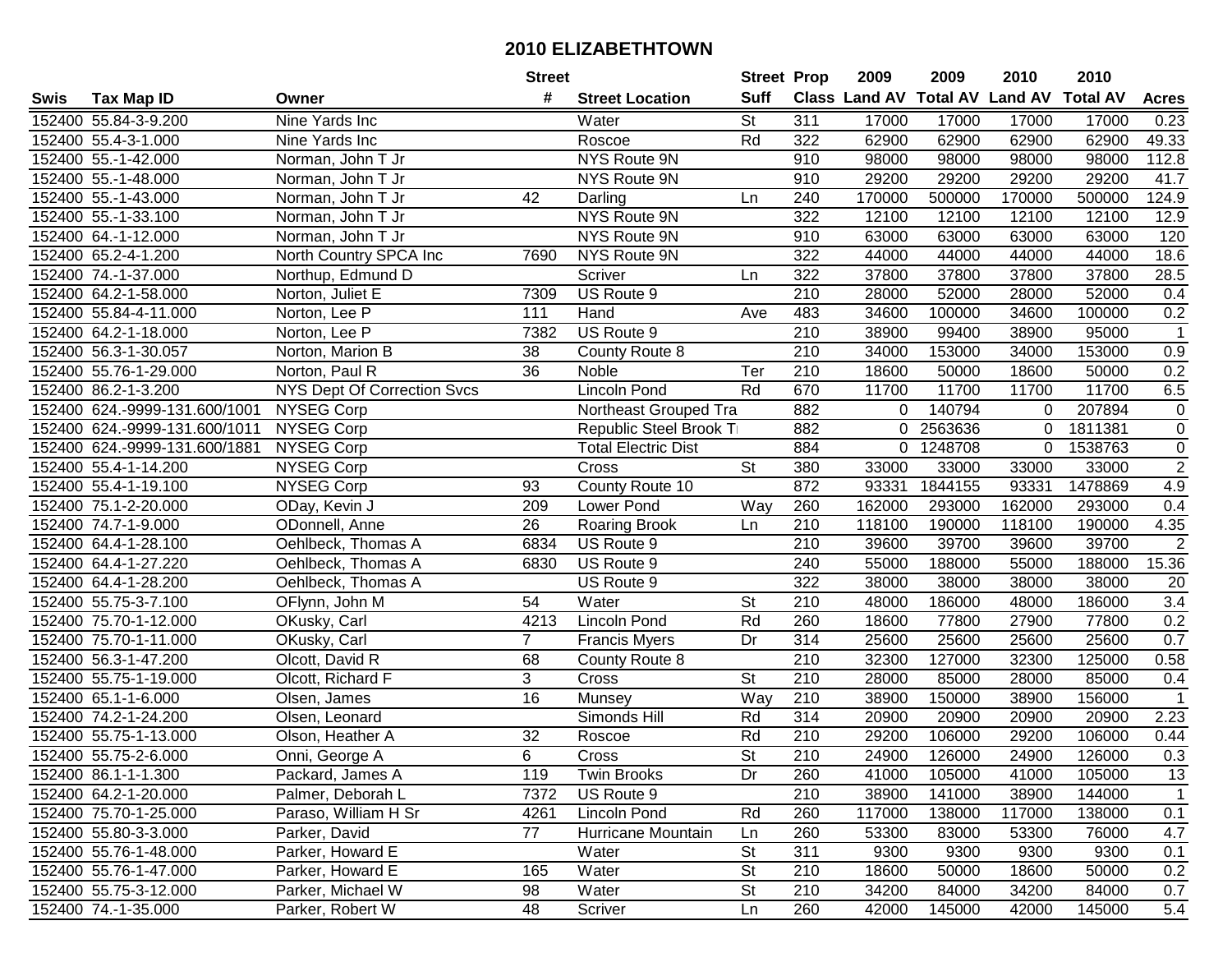# 2010 ELIZABETHTOWN

| Swis | Tax Map ID | Owner | Street # | Street Location | Street Suff | Prop Class | 2009 Land AV | 2009 Total AV | 2010 Land AV | 2010 Total AV | Acres |
|---|---|---|---|---|---|---|---|---|---|---|---|
| 152400 | 55.84-3-9.200 | Nine Yards Inc | | Water | St | 311 | 17000 | 17000 | 17000 | 17000 | 0.23 |
| 152400 | 55.4-3-1.000 | Nine Yards Inc | | Roscoe | Rd | 322 | 62900 | 62900 | 62900 | 62900 | 49.33 |
| 152400 | 55.-1-42.000 | Norman, John T Jr | | NYS Route 9N | | 910 | 98000 | 98000 | 98000 | 98000 | 112.8 |
| 152400 | 55.-1-48.000 | Norman, John T Jr | | NYS Route 9N | | 910 | 29200 | 29200 | 29200 | 29200 | 41.7 |
| 152400 | 55.-1-43.000 | Norman, John T Jr | 42 | Darling | Ln | 240 | 170000 | 500000 | 170000 | 500000 | 124.9 |
| 152400 | 55.-1-33.100 | Norman, John T Jr | | NYS Route 9N | | 322 | 12100 | 12100 | 12100 | 12100 | 12.9 |
| 152400 | 64.-1-12.000 | Norman, John T Jr | | NYS Route 9N | | 910 | 63000 | 63000 | 63000 | 63000 | 120 |
| 152400 | 65.2-4-1.200 | North Country SPCA Inc | 7690 | NYS Route 9N | | 322 | 44000 | 44000 | 44000 | 44000 | 18.6 |
| 152400 | 74.-1-37.000 | Northup, Edmund D | | Scriver | Ln | 322 | 37800 | 37800 | 37800 | 37800 | 28.5 |
| 152400 | 64.2-1-58.000 | Norton, Juliet E | 7309 | US Route 9 | | 210 | 28000 | 52000 | 28000 | 52000 | 0.4 |
| 152400 | 55.84-4-11.000 | Norton, Lee P | 111 | Hand | Ave | 483 | 34600 | 100000 | 34600 | 100000 | 0.2 |
| 152400 | 64.2-1-18.000 | Norton, Lee P | 7382 | US Route 9 | | 210 | 38900 | 99400 | 38900 | 95000 | 1 |
| 152400 | 56.3-1-30.057 | Norton, Marion B | 38 | County Route 8 | | 210 | 34000 | 153000 | 34000 | 153000 | 0.9 |
| 152400 | 55.76-1-29.000 | Norton, Paul R | 36 | Noble | Ter | 210 | 18600 | 50000 | 18600 | 50000 | 0.2 |
| 152400 | 86.2-1-3.200 | NYS Dept Of Correction Svcs | | Lincoln Pond | Rd | 670 | 11700 | 11700 | 11700 | 11700 | 6.5 |
| 152400 | 624.-9999-131.600/1001 | NYSEG Corp | | Northeast Grouped Tra | | 882 | 0 | 140794 | 0 | 207894 | 0 |
| 152400 | 624.-9999-131.600/1011 | NYSEG Corp | | Republic Steel Brook Tr | | 882 | 0 | 2563636 | 0 | 1811381 | 0 |
| 152400 | 624.-9999-131.600/1881 | NYSEG Corp | | Total Electric Dist | | 884 | 0 | 1248708 | 0 | 1538763 | 0 |
| 152400 | 55.4-1-14.200 | NYSEG Corp | | Cross | St | 380 | 33000 | 33000 | 33000 | 33000 | 2 |
| 152400 | 55.4-1-19.100 | NYSEG Corp | 93 | County Route 10 | | 872 | 93331 | 1844155 | 93331 | 1478869 | 4.9 |
| 152400 | 75.1-2-20.000 | ODay, Kevin J | 209 | Lower Pond | Way | 260 | 162000 | 293000 | 162000 | 293000 | 0.4 |
| 152400 | 74.7-1-9.000 | ODonnell, Anne | 26 | Roaring Brook | Ln | 210 | 118100 | 190000 | 118100 | 190000 | 4.35 |
| 152400 | 64.4-1-28.100 | Oehlbeck, Thomas A | 6834 | US Route 9 | | 210 | 39600 | 39700 | 39600 | 39700 | 2 |
| 152400 | 64.4-1-27.220 | Oehlbeck, Thomas A | 6830 | US Route 9 | | 240 | 55000 | 188000 | 55000 | 188000 | 15.36 |
| 152400 | 64.4-1-28.200 | Oehlbeck, Thomas A | | US Route 9 | | 322 | 38000 | 38000 | 38000 | 38000 | 20 |
| 152400 | 55.75-3-7.100 | OFlynn, John M | 54 | Water | St | 210 | 48000 | 186000 | 48000 | 186000 | 3.4 |
| 152400 | 75.70-1-12.000 | OKusky, Carl | 4213 | Lincoln Pond | Rd | 260 | 18600 | 77800 | 27900 | 77800 | 0.2 |
| 152400 | 75.70-1-11.000 | OKusky, Carl | 7 | Francis Myers | Dr | 314 | 25600 | 25600 | 25600 | 25600 | 0.7 |
| 152400 | 56.3-1-47.200 | Olcott, David R | 68 | County Route 8 | | 210 | 32300 | 127000 | 32300 | 125000 | 0.58 |
| 152400 | 55.75-1-19.000 | Olcott, Richard F | 3 | Cross | St | 210 | 28000 | 85000 | 28000 | 85000 | 0.4 |
| 152400 | 65.1-1-6.000 | Olsen, James | 16 | Munsey | Way | 210 | 38900 | 150000 | 38900 | 156000 | 1 |
| 152400 | 74.2-1-24.200 | Olsen, Leonard | | Simonds Hill | Rd | 314 | 20900 | 20900 | 20900 | 20900 | 2.23 |
| 152400 | 55.75-1-13.000 | Olson, Heather A | 32 | Roscoe | Rd | 210 | 29200 | 106000 | 29200 | 106000 | 0.44 |
| 152400 | 55.75-2-6.000 | Onni, George A | 6 | Cross | St | 210 | 24900 | 126000 | 24900 | 126000 | 0.3 |
| 152400 | 86.1-1-1.300 | Packard, James A | 119 | Twin Brooks | Dr | 260 | 41000 | 105000 | 41000 | 105000 | 13 |
| 152400 | 64.2-1-20.000 | Palmer, Deborah L | 7372 | US Route 9 | | 210 | 38900 | 141000 | 38900 | 144000 | 1 |
| 152400 | 75.70-1-25.000 | Paraso, William H Sr | 4261 | Lincoln Pond | Rd | 260 | 117000 | 138000 | 117000 | 138000 | 0.1 |
| 152400 | 55.80-3-3.000 | Parker, David | 77 | Hurricane Mountain | Ln | 260 | 53300 | 83000 | 53300 | 76000 | 4.7 |
| 152400 | 55.76-1-48.000 | Parker, Howard E | | Water | St | 311 | 9300 | 9300 | 9300 | 9300 | 0.1 |
| 152400 | 55.76-1-47.000 | Parker, Howard E | 165 | Water | St | 210 | 18600 | 50000 | 18600 | 50000 | 0.2 |
| 152400 | 55.75-3-12.000 | Parker, Michael W | 98 | Water | St | 210 | 34200 | 84000 | 34200 | 84000 | 0.7 |
| 152400 | 74.-1-35.000 | Parker, Robert W | 48 | Scriver | Ln | 260 | 42000 | 145000 | 42000 | 145000 | 5.4 |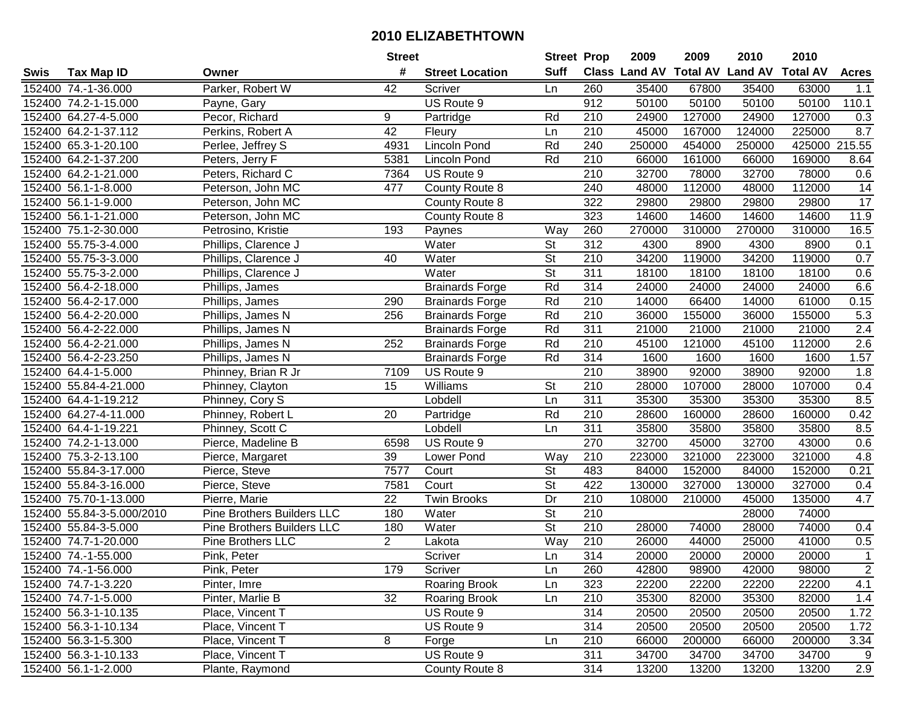# 2010 ELIZABETHTOWN

| Swis | Tax Map ID | Owner | Street # | Street Location | Street Suff | Prop Class | 2009 Land AV | 2009 Total AV | 2010 Land AV | 2010 Total AV | Acres |
|---|---|---|---|---|---|---|---|---|---|---|---|
| 152400 | 74.-1-36.000 | Parker, Robert W | 42 | Scriver | Ln | 260 | 35400 | 67800 | 35400 | 63000 | 1.1 |
| 152400 | 74.2-1-15.000 | Payne, Gary | | US Route 9 | | 912 | 50100 | 50100 | 50100 | 50100 | 110.1 |
| 152400 | 64.27-4-5.000 | Pecor, Richard | 9 | Partridge | Rd | 210 | 24900 | 127000 | 24900 | 127000 | 0.3 |
| 152400 | 64.2-1-37.112 | Perkins, Robert A | 42 | Fleury | Ln | 210 | 45000 | 167000 | 124000 | 225000 | 8.7 |
| 152400 | 65.3-1-20.100 | Perlee, Jeffrey S | 4931 | Lincoln Pond | Rd | 240 | 250000 | 454000 | 250000 | 425000 | 215.55 |
| 152400 | 64.2-1-37.200 | Peters, Jerry F | 5381 | Lincoln Pond | Rd | 210 | 66000 | 161000 | 66000 | 169000 | 8.64 |
| 152400 | 64.2-1-21.000 | Peters, Richard C | 7364 | US Route 9 | | 210 | 32700 | 78000 | 32700 | 78000 | 0.6 |
| 152400 | 56.1-1-8.000 | Peterson, John MC | 477 | County Route 8 | | 240 | 48000 | 112000 | 48000 | 112000 | 14 |
| 152400 | 56.1-1-9.000 | Peterson, John MC | | County Route 8 | | 322 | 29800 | 29800 | 29800 | 29800 | 17 |
| 152400 | 56.1-1-21.000 | Peterson, John MC | | County Route 8 | | 323 | 14600 | 14600 | 14600 | 14600 | 11.9 |
| 152400 | 75.1-2-30.000 | Petrosino, Kristie | 193 | Paynes | Way | 260 | 270000 | 310000 | 270000 | 310000 | 16.5 |
| 152400 | 55.75-3-4.000 | Phillips, Clarence J | | Water | St | 312 | 4300 | 8900 | 4300 | 8900 | 0.1 |
| 152400 | 55.75-3-3.000 | Phillips, Clarence J | 40 | Water | St | 210 | 34200 | 119000 | 34200 | 119000 | 0.7 |
| 152400 | 55.75-3-2.000 | Phillips, Clarence J | | Water | St | 311 | 18100 | 18100 | 18100 | 18100 | 0.6 |
| 152400 | 56.4-2-18.000 | Phillips, James | | Brainards Forge | Rd | 314 | 24000 | 24000 | 24000 | 24000 | 6.6 |
| 152400 | 56.4-2-17.000 | Phillips, James | 290 | Brainards Forge | Rd | 210 | 14000 | 66400 | 14000 | 61000 | 0.15 |
| 152400 | 56.4-2-20.000 | Phillips, James N | 256 | Brainards Forge | Rd | 210 | 36000 | 155000 | 36000 | 155000 | 5.3 |
| 152400 | 56.4-2-22.000 | Phillips, James N | | Brainards Forge | Rd | 311 | 21000 | 21000 | 21000 | 21000 | 2.4 |
| 152400 | 56.4-2-21.000 | Phillips, James N | 252 | Brainards Forge | Rd | 210 | 45100 | 121000 | 45100 | 112000 | 2.6 |
| 152400 | 56.4-2-23.250 | Phillips, James N | | Brainards Forge | Rd | 314 | 1600 | 1600 | 1600 | 1600 | 1.57 |
| 152400 | 64.4-1-5.000 | Phinney, Brian R Jr | 7109 | US Route 9 | | 210 | 38900 | 92000 | 38900 | 92000 | 1.8 |
| 152400 | 55.84-4-21.000 | Phinney, Clayton | 15 | Williams | St | 210 | 28000 | 107000 | 28000 | 107000 | 0.4 |
| 152400 | 64.4-1-19.212 | Phinney, Cory S | | Lobdell | Ln | 311 | 35300 | 35300 | 35300 | 35300 | 8.5 |
| 152400 | 64.27-4-11.000 | Phinney, Robert L | 20 | Partridge | Rd | 210 | 28600 | 160000 | 28600 | 160000 | 0.42 |
| 152400 | 64.4-1-19.221 | Phinney, Scott C | | Lobdell | Ln | 311 | 35800 | 35800 | 35800 | 35800 | 8.5 |
| 152400 | 74.2-1-13.000 | Pierce, Madeline B | 6598 | US Route 9 | | 270 | 32700 | 45000 | 32700 | 43000 | 0.6 |
| 152400 | 75.3-2-13.100 | Pierce, Margaret | 39 | Lower Pond | Way | 210 | 223000 | 321000 | 223000 | 321000 | 4.8 |
| 152400 | 55.84-3-17.000 | Pierce, Steve | 7577 | Court | St | 483 | 84000 | 152000 | 84000 | 152000 | 0.21 |
| 152400 | 55.84-3-16.000 | Pierce, Steve | 7581 | Court | St | 422 | 130000 | 327000 | 130000 | 327000 | 0.4 |
| 152400 | 75.70-1-13.000 | Pierre, Marie | 22 | Twin Brooks | Dr | 210 | 108000 | 210000 | 45000 | 135000 | 4.7 |
| 152400 | 55.84-3-5.000/2010 | Pine Brothers Builders LLC | 180 | Water | St | 210 | | | 28000 | 74000 | |
| 152400 | 55.84-3-5.000 | Pine Brothers Builders LLC | 180 | Water | St | 210 | 28000 | 74000 | 28000 | 74000 | 0.4 |
| 152400 | 74.7-1-20.000 | Pine Brothers LLC | 2 | Lakota | Way | 210 | 26000 | 44000 | 25000 | 41000 | 0.5 |
| 152400 | 74.-1-55.000 | Pink, Peter | | Scriver | Ln | 314 | 20000 | 20000 | 20000 | 20000 | 1 |
| 152400 | 74.-1-56.000 | Pink, Peter | 179 | Scriver | Ln | 260 | 42800 | 98900 | 42000 | 98000 | 2 |
| 152400 | 74.7-1-3.220 | Pinter, Imre | | Roaring Brook | Ln | 323 | 22200 | 22200 | 22200 | 22200 | 4.1 |
| 152400 | 74.7-1-5.000 | Pinter, Marlie B | 32 | Roaring Brook | Ln | 210 | 35300 | 82000 | 35300 | 82000 | 1.4 |
| 152400 | 56.3-1-10.135 | Place, Vincent T | | US Route 9 | | 314 | 20500 | 20500 | 20500 | 20500 | 1.72 |
| 152400 | 56.3-1-10.134 | Place, Vincent T | | US Route 9 | | 314 | 20500 | 20500 | 20500 | 20500 | 1.72 |
| 152400 | 56.3-1-5.300 | Place, Vincent T | 8 | Forge | Ln | 210 | 66000 | 200000 | 66000 | 200000 | 3.34 |
| 152400 | 56.3-1-10.133 | Place, Vincent T | | US Route 9 | | 311 | 34700 | 34700 | 34700 | 34700 | 9 |
| 152400 | 56.1-1-2.000 | Plante, Raymond | | County Route 8 | | 314 | 13200 | 13200 | 13200 | 13200 | 2.9 |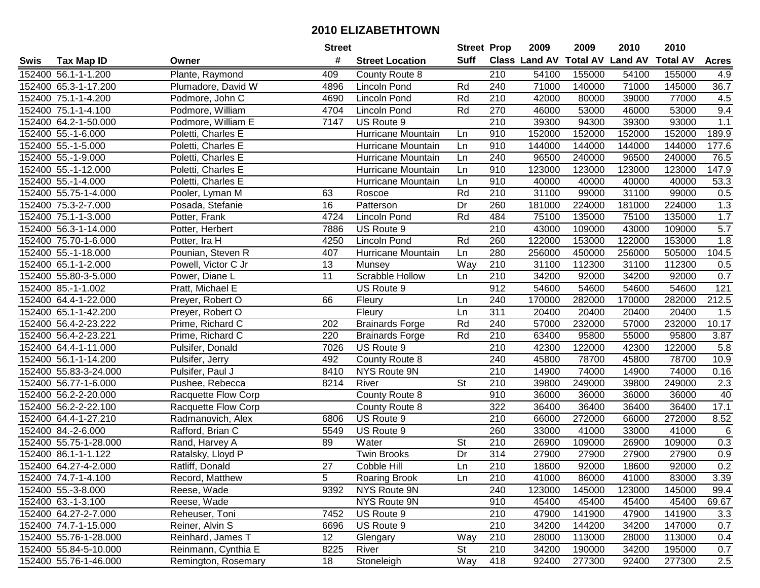# 2010 ELIZABETHTOWN

| Swis | Tax Map ID | Owner | Street # | Street Location | Street Suff | Prop Class | 2009 Land AV | 2009 Total AV | 2010 Land AV | 2010 Total AV | Acres |
|---|---|---|---|---|---|---|---|---|---|---|---|
| 152400 | 56.1-1-1.200 | Plante, Raymond | 409 | County Route 8 | | 210 | 54100 | 155000 | 54100 | 155000 | 4.9 |
| 152400 | 65.3-1-17.200 | Plumadore, David W | 4896 | Lincoln Pond | Rd | 240 | 71000 | 140000 | 71000 | 145000 | 36.7 |
| 152400 | 75.1-1-4.200 | Podmore, John C | 4690 | Lincoln Pond | Rd | 210 | 42000 | 80000 | 39000 | 77000 | 4.5 |
| 152400 | 75.1-1-4.100 | Podmore, William | 4704 | Lincoln Pond | Rd | 270 | 46000 | 53000 | 46000 | 53000 | 9.4 |
| 152400 | 64.2-1-50.000 | Podmore, William E | 7147 | US Route 9 | | 210 | 39300 | 94300 | 39300 | 93000 | 1.1 |
| 152400 | 55.-1-6.000 | Poletti, Charles E | | Hurricane Mountain | Ln | 910 | 152000 | 152000 | 152000 | 152000 | 189.9 |
| 152400 | 55.-1-5.000 | Poletti, Charles E | | Hurricane Mountain | Ln | 910 | 144000 | 144000 | 144000 | 144000 | 177.6 |
| 152400 | 55.-1-9.000 | Poletti, Charles E | | Hurricane Mountain | Ln | 240 | 96500 | 240000 | 96500 | 240000 | 76.5 |
| 152400 | 55.-1-12.000 | Poletti, Charles E | | Hurricane Mountain | Ln | 910 | 123000 | 123000 | 123000 | 123000 | 147.9 |
| 152400 | 55.-1-4.000 | Poletti, Charles E | | Hurricane Mountain | Ln | 910 | 40000 | 40000 | 40000 | 40000 | 53.3 |
| 152400 | 55.75-1-4.000 | Pooler, Lyman M | 63 | Roscoe | Rd | 210 | 31100 | 99000 | 31100 | 99000 | 0.5 |
| 152400 | 75.3-2-7.000 | Posada, Stefanie | 16 | Patterson | Dr | 260 | 181000 | 224000 | 181000 | 224000 | 1.3 |
| 152400 | 75.1-1-3.000 | Potter, Frank | 4724 | Lincoln Pond | Rd | 484 | 75100 | 135000 | 75100 | 135000 | 1.7 |
| 152400 | 56.3-1-14.000 | Potter, Herbert | 7886 | US Route 9 | | 210 | 43000 | 109000 | 43000 | 109000 | 5.7 |
| 152400 | 75.70-1-6.000 | Potter, Ira H | 4250 | Lincoln Pond | Rd | 260 | 122000 | 153000 | 122000 | 153000 | 1.8 |
| 152400 | 55.-1-18.000 | Pounian, Steven R | 407 | Hurricane Mountain | Ln | 280 | 256000 | 450000 | 256000 | 505000 | 104.5 |
| 152400 | 65.1-1-2.000 | Powell, Victor C Jr | 13 | Munsey | Way | 210 | 31100 | 112300 | 31100 | 112300 | 0.5 |
| 152400 | 55.80-3-5.000 | Power, Diane L | 11 | Scrabble Hollow | Ln | 210 | 34200 | 92000 | 34200 | 92000 | 0.7 |
| 152400 | 85.-1-1.002 | Pratt, Michael E | | US Route 9 | | 912 | 54600 | 54600 | 54600 | 54600 | 121 |
| 152400 | 64.4-1-22.000 | Preyer, Robert O | 66 | Fleury | Ln | 240 | 170000 | 282000 | 170000 | 282000 | 212.5 |
| 152400 | 65.1-1-42.200 | Preyer, Robert O | | Fleury | Ln | 311 | 20400 | 20400 | 20400 | 20400 | 1.5 |
| 152400 | 56.4-2-23.222 | Prime, Richard C | 202 | Brainards Forge | Rd | 240 | 57000 | 232000 | 57000 | 232000 | 10.17 |
| 152400 | 56.4-2-23.221 | Prime, Richard C | 220 | Brainards Forge | Rd | 210 | 63400 | 95800 | 55000 | 95800 | 3.87 |
| 152400 | 64.4-1-11.000 | Pulsifer, Donald | 7026 | US Route 9 | | 210 | 42300 | 122000 | 42300 | 122000 | 5.8 |
| 152400 | 56.1-1-14.200 | Pulsifer, Jerry | 492 | County Route 8 | | 240 | 45800 | 78700 | 45800 | 78700 | 10.9 |
| 152400 | 55.83-3-24.000 | Pulsifer, Paul J | 8410 | NYS Route 9N | | 210 | 14900 | 74000 | 14900 | 74000 | 0.16 |
| 152400 | 56.77-1-6.000 | Pushee, Rebecca | 8214 | River | St | 210 | 39800 | 249000 | 39800 | 249000 | 2.3 |
| 152400 | 56.2-2-20.000 | Racquette Flow Corp | | County Route 8 | | 910 | 36000 | 36000 | 36000 | 36000 | 40 |
| 152400 | 56.2-2-22.100 | Racquette Flow Corp | | County Route 8 | | 322 | 36400 | 36400 | 36400 | 36400 | 17.1 |
| 152400 | 64.4-1-27.210 | Radmanovich, Alex | 6806 | US Route 9 | | 210 | 66000 | 272000 | 66000 | 272000 | 8.52 |
| 152400 | 84.-2-6.000 | Rafford, Brian C | 5549 | US Route 9 | | 260 | 33000 | 41000 | 33000 | 41000 | 6 |
| 152400 | 55.75-1-28.000 | Rand, Harvey A | 89 | Water | St | 210 | 26900 | 109000 | 26900 | 109000 | 0.3 |
| 152400 | 86.1-1-1.122 | Ratalsky, Lloyd P | | Twin Brooks | Dr | 314 | 27900 | 27900 | 27900 | 27900 | 0.9 |
| 152400 | 64.27-4-2.000 | Ratliff, Donald | 27 | Cobble Hill | Ln | 210 | 18600 | 92000 | 18600 | 92000 | 0.2 |
| 152400 | 74.7-1-4.100 | Record, Matthew | 5 | Roaring Brook | Ln | 210 | 41000 | 86000 | 41000 | 83000 | 3.39 |
| 152400 | 55.-3-8.000 | Reese, Wade | 9392 | NYS Route 9N | | 240 | 123000 | 145000 | 123000 | 145000 | 99.4 |
| 152400 | 63.-1-3.100 | Reese, Wade | | NYS Route 9N | | 910 | 45400 | 45400 | 45400 | 45400 | 69.67 |
| 152400 | 64.27-2-7.000 | Reheuser, Toni | 7452 | US Route 9 | | 210 | 47900 | 141900 | 47900 | 141900 | 3.3 |
| 152400 | 74.7-1-15.000 | Reiner, Alvin S | 6696 | US Route 9 | | 210 | 34200 | 144200 | 34200 | 147000 | 0.7 |
| 152400 | 55.76-1-28.000 | Reinhard, James T | 12 | Glengary | Way | 210 | 28000 | 113000 | 28000 | 113000 | 0.4 |
| 152400 | 55.84-5-10.000 | Reinmann, Cynthia E | 8225 | River | St | 210 | 34200 | 190000 | 34200 | 195000 | 0.7 |
| 152400 | 55.76-1-46.000 | Remington, Rosemary | 18 | Stoneleigh | Way | 418 | 92400 | 277300 | 92400 | 277300 | 2.5 |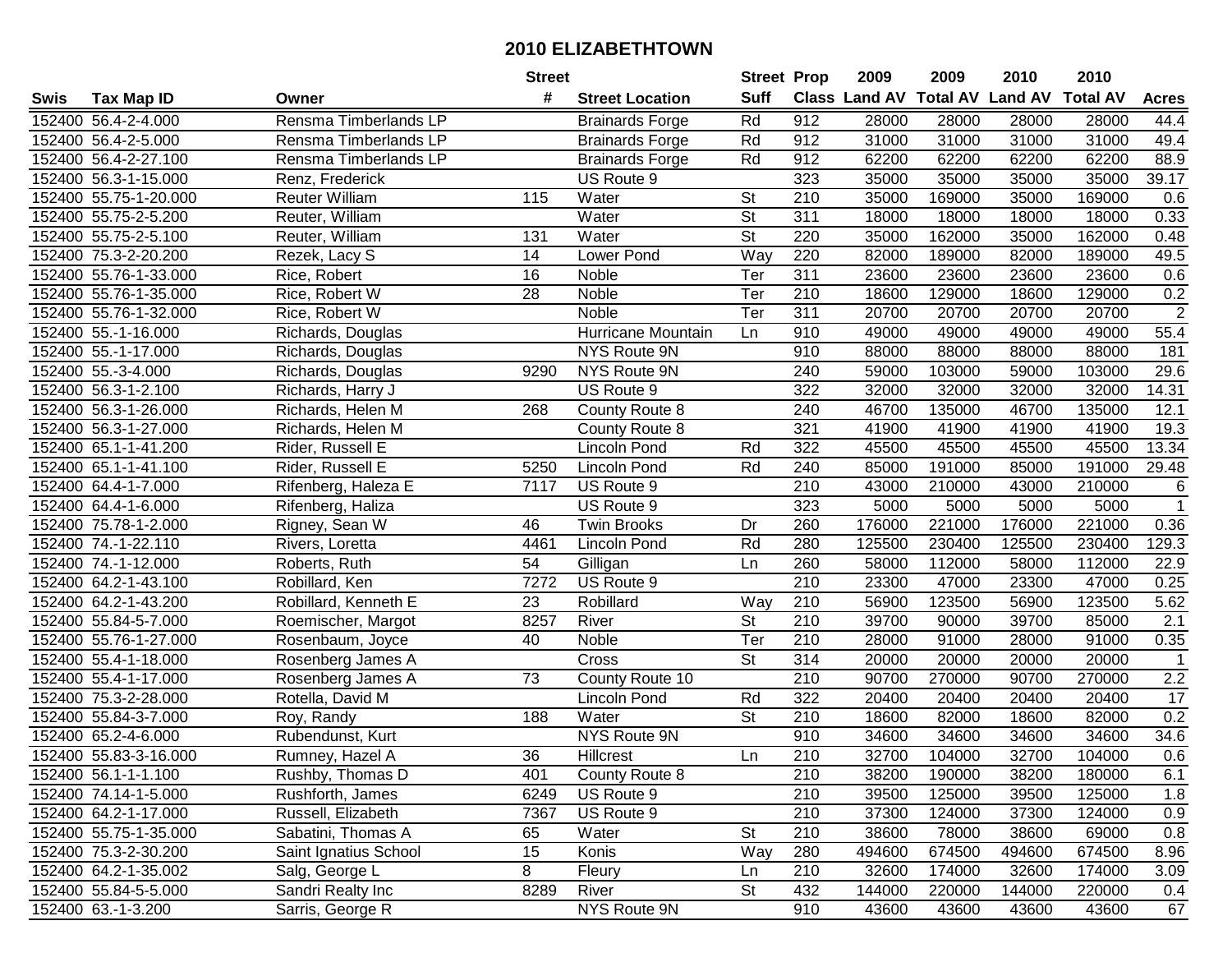# 2010 ELIZABETHTOWN

| Swis | Tax Map ID | Owner | Street # | Street Location | Street Suff | Prop Class | 2009 Land AV | 2009 Total AV | 2010 Land AV | 2010 Total AV | Acres |
|---|---|---|---|---|---|---|---|---|---|---|---|
| 152400 | 56.4-2-4.000 | Rensma Timberlands LP | | Brainards Forge | Rd | 912 | 28000 | 28000 | 28000 | 28000 | 44.4 |
| 152400 | 56.4-2-5.000 | Rensma Timberlands LP | | Brainards Forge | Rd | 912 | 31000 | 31000 | 31000 | 31000 | 49.4 |
| 152400 | 56.4-2-27.100 | Rensma Timberlands LP | | Brainards Forge | Rd | 912 | 62200 | 62200 | 62200 | 62200 | 88.9 |
| 152400 | 56.3-1-15.000 | Renz, Frederick | | US Route 9 | | 323 | 35000 | 35000 | 35000 | 35000 | 39.17 |
| 152400 | 55.75-1-20.000 | Reuter William | 115 | Water | St | 210 | 35000 | 169000 | 35000 | 169000 | 0.6 |
| 152400 | 55.75-2-5.200 | Reuter, William | | Water | St | 311 | 18000 | 18000 | 18000 | 18000 | 0.33 |
| 152400 | 55.75-2-5.100 | Reuter, William | 131 | Water | St | 220 | 35000 | 162000 | 35000 | 162000 | 0.48 |
| 152400 | 75.3-2-20.200 | Rezek, Lacy S | 14 | Lower Pond | Way | 220 | 82000 | 189000 | 82000 | 189000 | 49.5 |
| 152400 | 55.76-1-33.000 | Rice, Robert | 16 | Noble | Ter | 311 | 23600 | 23600 | 23600 | 23600 | 0.6 |
| 152400 | 55.76-1-35.000 | Rice, Robert W | 28 | Noble | Ter | 210 | 18600 | 129000 | 18600 | 129000 | 0.2 |
| 152400 | 55.76-1-32.000 | Rice, Robert W | | Noble | Ter | 311 | 20700 | 20700 | 20700 | 20700 | 2 |
| 152400 | 55.-1-16.000 | Richards, Douglas | | Hurricane Mountain | Ln | 910 | 49000 | 49000 | 49000 | 49000 | 55.4 |
| 152400 | 55.-1-17.000 | Richards, Douglas | | NYS Route 9N | | 910 | 88000 | 88000 | 88000 | 88000 | 181 |
| 152400 | 55.-3-4.000 | Richards, Douglas | 9290 | NYS Route 9N | | 240 | 59000 | 103000 | 59000 | 103000 | 29.6 |
| 152400 | 56.3-1-2.100 | Richards, Harry J | | US Route 9 | | 322 | 32000 | 32000 | 32000 | 32000 | 14.31 |
| 152400 | 56.3-1-26.000 | Richards, Helen M | 268 | County Route 8 | | 240 | 46700 | 135000 | 46700 | 135000 | 12.1 |
| 152400 | 56.3-1-27.000 | Richards, Helen M | | County Route 8 | | 321 | 41900 | 41900 | 41900 | 41900 | 19.3 |
| 152400 | 65.1-1-41.200 | Rider, Russell E | | Lincoln Pond | Rd | 322 | 45500 | 45500 | 45500 | 45500 | 13.34 |
| 152400 | 65.1-1-41.100 | Rider, Russell E | 5250 | Lincoln Pond | Rd | 240 | 85000 | 191000 | 85000 | 191000 | 29.48 |
| 152400 | 64.4-1-7.000 | Rifenberg, Haleza E | 7117 | US Route 9 | | 210 | 43000 | 210000 | 43000 | 210000 | 6 |
| 152400 | 64.4-1-6.000 | Rifenberg, Haliza | | US Route 9 | | 323 | 5000 | 5000 | 5000 | 5000 | 1 |
| 152400 | 75.78-1-2.000 | Rigney, Sean W | 46 | Twin Brooks | Dr | 260 | 176000 | 221000 | 176000 | 221000 | 0.36 |
| 152400 | 74.-1-22.110 | Rivers, Loretta | 4461 | Lincoln Pond | Rd | 280 | 125500 | 230400 | 125500 | 230400 | 129.3 |
| 152400 | 74.-1-12.000 | Roberts, Ruth | 54 | Gilligan | Ln | 260 | 58000 | 112000 | 58000 | 112000 | 22.9 |
| 152400 | 64.2-1-43.100 | Robillard, Ken | 7272 | US Route 9 | | 210 | 23300 | 47000 | 23300 | 47000 | 0.25 |
| 152400 | 64.2-1-43.200 | Robillard, Kenneth E | 23 | Robillard | Way | 210 | 56900 | 123500 | 56900 | 123500 | 5.62 |
| 152400 | 55.84-5-7.000 | Roemischer, Margot | 8257 | River | St | 210 | 39700 | 90000 | 39700 | 85000 | 2.1 |
| 152400 | 55.76-1-27.000 | Rosenbaum, Joyce | 40 | Noble | Ter | 210 | 28000 | 91000 | 28000 | 91000 | 0.35 |
| 152400 | 55.4-1-18.000 | Rosenberg James A | | Cross | St | 314 | 20000 | 20000 | 20000 | 20000 | 1 |
| 152400 | 55.4-1-17.000 | Rosenberg James A | 73 | County Route 10 | | 210 | 90700 | 270000 | 90700 | 270000 | 2.2 |
| 152400 | 75.3-2-28.000 | Rotella, David M | | Lincoln Pond | Rd | 322 | 20400 | 20400 | 20400 | 20400 | 17 |
| 152400 | 55.84-3-7.000 | Roy, Randy | 188 | Water | St | 210 | 18600 | 82000 | 18600 | 82000 | 0.2 |
| 152400 | 65.2-4-6.000 | Rubendunst, Kurt | | NYS Route 9N | | 910 | 34600 | 34600 | 34600 | 34600 | 34.6 |
| 152400 | 55.83-3-16.000 | Rumney, Hazel A | 36 | Hillcrest | Ln | 210 | 32700 | 104000 | 32700 | 104000 | 0.6 |
| 152400 | 56.1-1-1.100 | Rushby, Thomas D | 401 | County Route 8 | | 210 | 38200 | 190000 | 38200 | 180000 | 6.1 |
| 152400 | 74.14-1-5.000 | Rushforth, James | 6249 | US Route 9 | | 210 | 39500 | 125000 | 39500 | 125000 | 1.8 |
| 152400 | 64.2-1-17.000 | Russell, Elizabeth | 7367 | US Route 9 | | 210 | 37300 | 124000 | 37300 | 124000 | 0.9 |
| 152400 | 55.75-1-35.000 | Sabatini, Thomas A | 65 | Water | St | 210 | 38600 | 78000 | 38600 | 69000 | 0.8 |
| 152400 | 75.3-2-30.200 | Saint Ignatius School | 15 | Konis | Way | 280 | 494600 | 674500 | 494600 | 674500 | 8.96 |
| 152400 | 64.2-1-35.002 | Salg, George L | 8 | Fleury | Ln | 210 | 32600 | 174000 | 32600 | 174000 | 3.09 |
| 152400 | 55.84-5-5.000 | Sandri Realty Inc | 8289 | River | St | 432 | 144000 | 220000 | 144000 | 220000 | 0.4 |
| 152400 | 63.-1-3.200 | Sarris, George R | | NYS Route 9N | | 910 | 43600 | 43600 | 43600 | 43600 | 67 |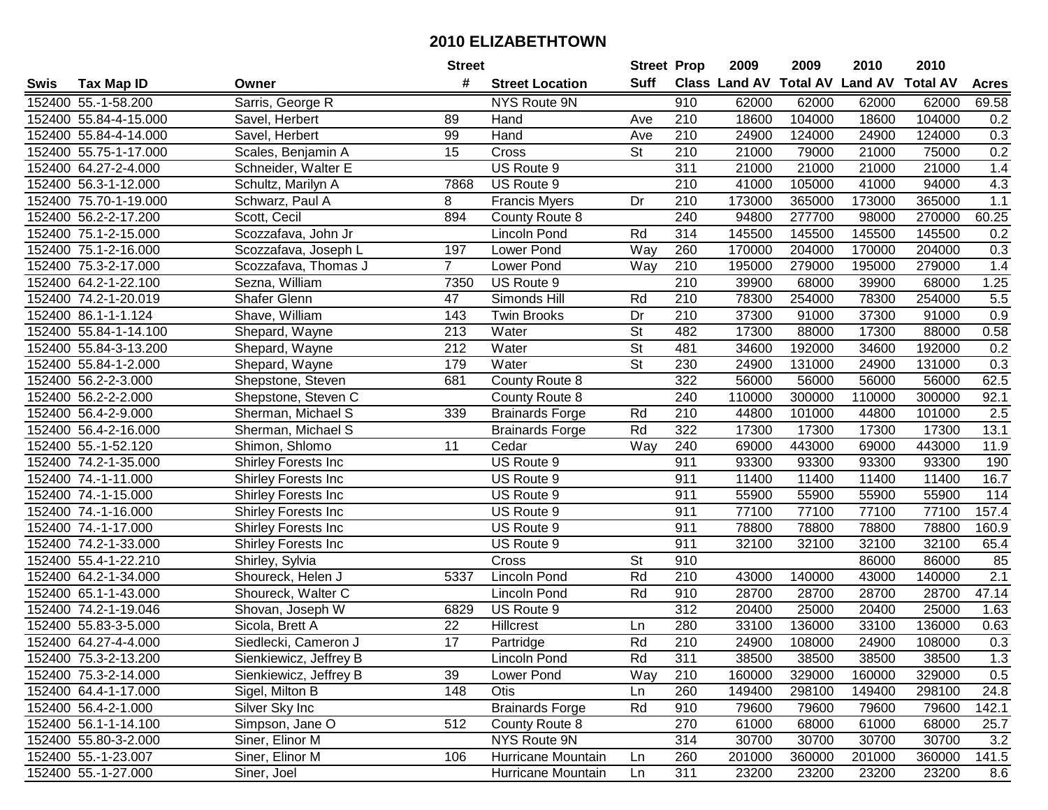# 2010 ELIZABETHTOWN

| Swis | Tax Map ID | Owner | Street # | Street Location | Street Suff | Prop Class | 2009 Land AV | 2009 Total AV | 2010 Land AV | 2010 Total AV | Acres |
|---|---|---|---|---|---|---|---|---|---|---|---|
| 152400 | 55.-1-58.200 | Sarris, George R | | NYS Route 9N | | 910 | 62000 | 62000 | 62000 | 62000 | 69.58 |
| 152400 | 55.84-4-15.000 | Savel, Herbert | 89 | Hand | Ave | 210 | 18600 | 104000 | 18600 | 104000 | 0.2 |
| 152400 | 55.84-4-14.000 | Savel, Herbert | 99 | Hand | Ave | 210 | 24900 | 124000 | 24900 | 124000 | 0.3 |
| 152400 | 55.75-1-17.000 | Scales, Benjamin A | 15 | Cross | St | 210 | 21000 | 79000 | 21000 | 75000 | 0.2 |
| 152400 | 64.27-2-4.000 | Schneider, Walter E | | US Route 9 | | 311 | 21000 | 21000 | 21000 | 21000 | 1.4 |
| 152400 | 56.3-1-12.000 | Schultz, Marilyn A | 7868 | US Route 9 | | 210 | 41000 | 105000 | 41000 | 94000 | 4.3 |
| 152400 | 75.70-1-19.000 | Schwarz, Paul A | 8 | Francis Myers | Dr | 210 | 173000 | 365000 | 173000 | 365000 | 1.1 |
| 152400 | 56.2-2-17.200 | Scott, Cecil | 894 | County Route 8 | | 240 | 94800 | 277700 | 98000 | 270000 | 60.25 |
| 152400 | 75.1-2-15.000 | Scozzafava, John Jr | | Lincoln Pond | Rd | 314 | 145500 | 145500 | 145500 | 145500 | 0.2 |
| 152400 | 75.1-2-16.000 | Scozzafava, Joseph L | 197 | Lower Pond | Way | 260 | 170000 | 204000 | 170000 | 204000 | 0.3 |
| 152400 | 75.3-2-17.000 | Scozzafava, Thomas J | 7 | Lower Pond | Way | 210 | 195000 | 279000 | 195000 | 279000 | 1.4 |
| 152400 | 64.2-1-22.100 | Sezna, William | 7350 | US Route 9 | | 210 | 39900 | 68000 | 39900 | 68000 | 1.25 |
| 152400 | 74.2-1-20.019 | Shafer Glenn | 47 | Simonds Hill | Rd | 210 | 78300 | 254000 | 78300 | 254000 | 5.5 |
| 152400 | 86.1-1-1.124 | Shave, William | 143 | Twin Brooks | Dr | 210 | 37300 | 91000 | 37300 | 91000 | 0.9 |
| 152400 | 55.84-1-14.100 | Shepard, Wayne | 213 | Water | St | 482 | 17300 | 88000 | 17300 | 88000 | 0.58 |
| 152400 | 55.84-3-13.200 | Shepard, Wayne | 212 | Water | St | 481 | 34600 | 192000 | 34600 | 192000 | 0.2 |
| 152400 | 55.84-1-2.000 | Shepard, Wayne | 179 | Water | St | 230 | 24900 | 131000 | 24900 | 131000 | 0.3 |
| 152400 | 56.2-2-3.000 | Shepstone, Steven | 681 | County Route 8 | | 322 | 56000 | 56000 | 56000 | 56000 | 62.5 |
| 152400 | 56.2-2-2.000 | Shepstone, Steven C | | County Route 8 | | 240 | 110000 | 300000 | 110000 | 300000 | 92.1 |
| 152400 | 56.4-2-9.000 | Sherman, Michael S | 339 | Brainards Forge | Rd | 210 | 44800 | 101000 | 44800 | 101000 | 2.5 |
| 152400 | 56.4-2-16.000 | Sherman, Michael S | | Brainards Forge | Rd | 322 | 17300 | 17300 | 17300 | 17300 | 13.1 |
| 152400 | 55.-1-52.120 | Shimon, Shlomo | 11 | Cedar | Way | 240 | 69000 | 443000 | 69000 | 443000 | 11.9 |
| 152400 | 74.2-1-35.000 | Shirley Forests Inc | | US Route 9 | | 911 | 93300 | 93300 | 93300 | 93300 | 190 |
| 152400 | 74.-1-11.000 | Shirley Forests Inc | | US Route 9 | | 911 | 11400 | 11400 | 11400 | 11400 | 16.7 |
| 152400 | 74.-1-15.000 | Shirley Forests Inc | | US Route 9 | | 911 | 55900 | 55900 | 55900 | 55900 | 114 |
| 152400 | 74.-1-16.000 | Shirley Forests Inc | | US Route 9 | | 911 | 77100 | 77100 | 77100 | 77100 | 157.4 |
| 152400 | 74.-1-17.000 | Shirley Forests Inc | | US Route 9 | | 911 | 78800 | 78800 | 78800 | 78800 | 160.9 |
| 152400 | 74.2-1-33.000 | Shirley Forests Inc | | US Route 9 | | 911 | 32100 | 32100 | 32100 | 32100 | 65.4 |
| 152400 | 55.4-1-22.210 | Shirley, Sylvia | | Cross | St | 910 | | | 86000 | 86000 | 85 |
| 152400 | 64.2-1-34.000 | Shoureck, Helen J | 5337 | Lincoln Pond | Rd | 210 | 43000 | 140000 | 43000 | 140000 | 2.1 |
| 152400 | 65.1-1-43.000 | Shoureck, Walter C | | Lincoln Pond | Rd | 910 | 28700 | 28700 | 28700 | 28700 | 47.14 |
| 152400 | 74.2-1-19.046 | Shovan, Joseph W | 6829 | US Route 9 | | 312 | 20400 | 25000 | 20400 | 25000 | 1.63 |
| 152400 | 55.83-3-5.000 | Sicola, Brett A | 22 | Hillcrest | Ln | 280 | 33100 | 136000 | 33100 | 136000 | 0.63 |
| 152400 | 64.27-4-4.000 | Siedlecki, Cameron J | 17 | Partridge | Rd | 210 | 24900 | 108000 | 24900 | 108000 | 0.3 |
| 152400 | 75.3-2-13.200 | Sienkiewicz, Jeffrey B | | Lincoln Pond | Rd | 311 | 38500 | 38500 | 38500 | 38500 | 1.3 |
| 152400 | 75.3-2-14.000 | Sienkiewicz, Jeffrey B | 39 | Lower Pond | Way | 210 | 160000 | 329000 | 160000 | 329000 | 0.5 |
| 152400 | 64.4-1-17.000 | Sigel, Milton B | 148 | Otis | Ln | 260 | 149400 | 298100 | 149400 | 298100 | 24.8 |
| 152400 | 56.4-2-1.000 | Silver Sky Inc | | Brainards Forge | Rd | 910 | 79600 | 79600 | 79600 | 79600 | 142.1 |
| 152400 | 56.1-1-14.100 | Simpson, Jane O | 512 | County Route 8 | | 270 | 61000 | 68000 | 61000 | 68000 | 25.7 |
| 152400 | 55.80-3-2.000 | Siner, Elinor M | | NYS Route 9N | | 314 | 30700 | 30700 | 30700 | 30700 | 3.2 |
| 152400 | 55.-1-23.007 | Siner, Elinor M | 106 | Hurricane Mountain | Ln | 260 | 201000 | 360000 | 201000 | 360000 | 141.5 |
| 152400 | 55.-1-27.000 | Siner, Joel | | Hurricane Mountain | Ln | 311 | 23200 | 23200 | 23200 | 23200 | 8.6 |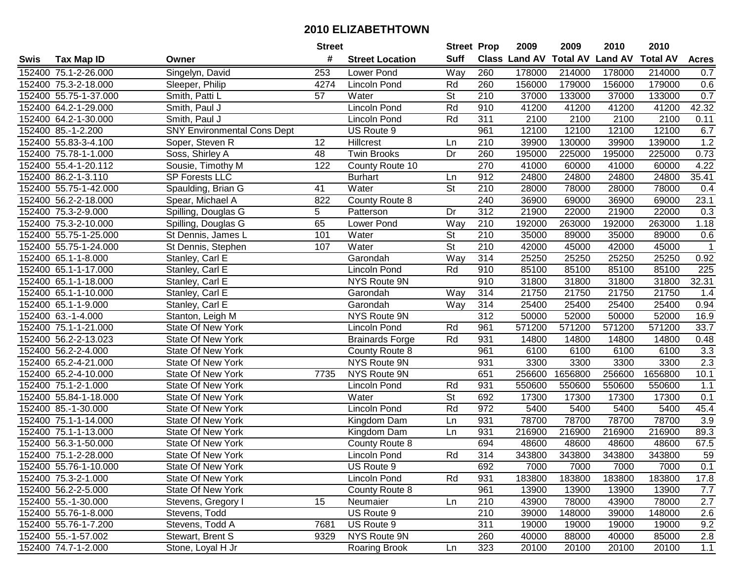# 2010 ELIZABETHTOWN

| Swis | Tax Map ID | Owner | Street # | Street Location | Street Suff | Prop Class | 2009 Land AV | 2009 Total AV | 2010 Land AV | 2010 Total AV | Acres |
|---|---|---|---|---|---|---|---|---|---|---|---|
| 152400 | 75.1-2-26.000 | Singelyn, David | 253 | Lower Pond | Way | 260 | 178000 | 214000 | 178000 | 214000 | 0.7 |
| 152400 | 75.3-2-18.000 | Sleeper, Philip | 4274 | Lincoln Pond | Rd | 260 | 156000 | 179000 | 156000 | 179000 | 0.6 |
| 152400 | 55.75-1-37.000 | Smith, Patti L | 57 | Water | St | 210 | 37000 | 133000 | 37000 | 133000 | 0.7 |
| 152400 | 64.2-1-29.000 | Smith, Paul J | | Lincoln Pond | Rd | 910 | 41200 | 41200 | 41200 | 41200 | 42.32 |
| 152400 | 64.2-1-30.000 | Smith, Paul J | | Lincoln Pond | Rd | 311 | 2100 | 2100 | 2100 | 2100 | 0.11 |
| 152400 | 85.-1-2.200 | SNY Environmental Cons Dept | | US Route 9 | | 961 | 12100 | 12100 | 12100 | 12100 | 6.7 |
| 152400 | 55.83-3-4.100 | Soper, Steven R | 12 | Hillcrest | Ln | 210 | 39900 | 130000 | 39900 | 139000 | 1.2 |
| 152400 | 75.78-1-1.000 | Soss, Shirley A | 48 | Twin Brooks | Dr | 260 | 195000 | 225000 | 195000 | 225000 | 0.73 |
| 152400 | 55.4-1-20.112 | Sousie, Timothy M | 122 | County Route 10 | | 270 | 41000 | 60000 | 41000 | 60000 | 4.22 |
| 152400 | 86.2-1-3.110 | SP Forests LLC | | Burhart | Ln | 912 | 24800 | 24800 | 24800 | 24800 | 35.41 |
| 152400 | 55.75-1-42.000 | Spaulding, Brian G | 41 | Water | St | 210 | 28000 | 78000 | 28000 | 78000 | 0.4 |
| 152400 | 56.2-2-18.000 | Spear, Michael A | 822 | County Route 8 | | 240 | 36900 | 69000 | 36900 | 69000 | 23.1 |
| 152400 | 75.3-2-9.000 | Spilling, Douglas G | 5 | Patterson | Dr | 312 | 21900 | 22000 | 21900 | 22000 | 0.3 |
| 152400 | 75.3-2-10.000 | Spilling, Douglas G | 65 | Lower Pond | Way | 210 | 192000 | 263000 | 192000 | 263000 | 1.18 |
| 152400 | 55.75-1-25.000 | St Dennis, James L | 101 | Water | St | 210 | 35000 | 89000 | 35000 | 89000 | 0.6 |
| 152400 | 55.75-1-24.000 | St Dennis, Stephen | 107 | Water | St | 210 | 42000 | 45000 | 42000 | 45000 | 1 |
| 152400 | 65.1-1-8.000 | Stanley, Carl E | | Garondah | Way | 314 | 25250 | 25250 | 25250 | 25250 | 0.92 |
| 152400 | 65.1-1-17.000 | Stanley, Carl E | | Lincoln Pond | Rd | 910 | 85100 | 85100 | 85100 | 85100 | 225 |
| 152400 | 65.1-1-18.000 | Stanley, Carl E | | NYS Route 9N | | 910 | 31800 | 31800 | 31800 | 31800 | 32.31 |
| 152400 | 65.1-1-10.000 | Stanley, Carl E | | Garondah | Way | 314 | 21750 | 21750 | 21750 | 21750 | 1.4 |
| 152400 | 65.1-1-9.000 | Stanley, Carl E | | Garondah | Way | 314 | 25400 | 25400 | 25400 | 25400 | 0.94 |
| 152400 | 63.-1-4.000 | Stanton, Leigh M | | NYS Route 9N | | 312 | 50000 | 52000 | 50000 | 52000 | 16.9 |
| 152400 | 75.1-1-21.000 | State Of New York | | Lincoln Pond | Rd | 961 | 571200 | 571200 | 571200 | 571200 | 33.7 |
| 152400 | 56.2-2-13.023 | State Of New York | | Brainards Forge | Rd | 931 | 14800 | 14800 | 14800 | 14800 | 0.48 |
| 152400 | 56.2-2-4.000 | State Of New York | | County Route 8 | | 961 | 6100 | 6100 | 6100 | 6100 | 3.3 |
| 152400 | 65.2-4-21.000 | State Of New York | | NYS Route 9N | | 931 | 3300 | 3300 | 3300 | 3300 | 2.3 |
| 152400 | 65.2-4-10.000 | State Of New York | 7735 | NYS Route 9N | | 651 | 256600 | 1656800 | 256600 | 1656800 | 10.1 |
| 152400 | 75.1-2-1.000 | State Of New York | | Lincoln Pond | Rd | 931 | 550600 | 550600 | 550600 | 550600 | 1.1 |
| 152400 | 55.84-1-18.000 | State Of New York | | Water | St | 692 | 17300 | 17300 | 17300 | 17300 | 0.1 |
| 152400 | 85.-1-30.000 | State Of New York | | Lincoln Pond | Rd | 972 | 5400 | 5400 | 5400 | 5400 | 45.4 |
| 152400 | 75.1-1-14.000 | State Of New York | | Kingdom Dam | Ln | 931 | 78700 | 78700 | 78700 | 78700 | 3.9 |
| 152400 | 75.1-1-13.000 | State Of New York | | Kingdom Dam | Ln | 931 | 216900 | 216900 | 216900 | 216900 | 89.3 |
| 152400 | 56.3-1-50.000 | State Of New York | | County Route 8 | | 694 | 48600 | 48600 | 48600 | 48600 | 67.5 |
| 152400 | 75.1-2-28.000 | State Of New York | | Lincoln Pond | Rd | 314 | 343800 | 343800 | 343800 | 343800 | 59 |
| 152400 | 55.76-1-10.000 | State Of New York | | US Route 9 | | 692 | 7000 | 7000 | 7000 | 7000 | 0.1 |
| 152400 | 75.3-2-1.000 | State Of New York | | Lincoln Pond | Rd | 931 | 183800 | 183800 | 183800 | 183800 | 17.8 |
| 152400 | 56.2-2-5.000 | State Of New York | | County Route 8 | | 961 | 13900 | 13900 | 13900 | 13900 | 7.7 |
| 152400 | 55.-1-30.000 | Stevens, Gregory I | 15 | Neumaier | Ln | 210 | 43900 | 78000 | 43900 | 78000 | 2.7 |
| 152400 | 55.76-1-8.000 | Stevens, Todd | | US Route 9 | | 210 | 39000 | 148000 | 39000 | 148000 | 2.6 |
| 152400 | 55.76-1-7.200 | Stevens, Todd A | 7681 | US Route 9 | | 311 | 19000 | 19000 | 19000 | 19000 | 9.2 |
| 152400 | 55.-1-57.002 | Stewart, Brent S | 9329 | NYS Route 9N | | 260 | 40000 | 88000 | 40000 | 85000 | 2.8 |
| 152400 | 74.7-1-2.000 | Stone, Loyal H Jr | | Roaring Brook | Ln | 323 | 20100 | 20100 | 20100 | 20100 | 1.1 |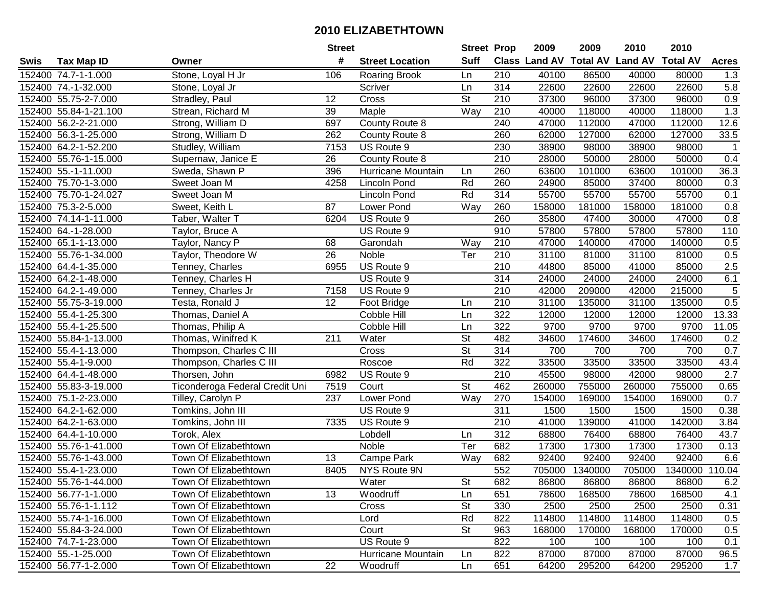# 2010 ELIZABETHTOWN

| Swis | Tax Map ID | Owner | Street # | Street Location | Street Suff | Prop Class | 2009 Land AV | 2009 Total AV | 2010 Land AV | 2010 Total AV | Acres |
|---|---|---|---|---|---|---|---|---|---|---|---|
| 152400 | 74.7-1-1.000 | Stone, Loyal H Jr | 106 | Roaring Brook | Ln | 210 | 40100 | 86500 | 40000 | 80000 | 1.3 |
| 152400 | 74.-1-32.000 | Stone, Loyal Jr | | Scriver | Ln | 314 | 22600 | 22600 | 22600 | 22600 | 5.8 |
| 152400 | 55.75-2-7.000 | Stradley, Paul | 12 | Cross | St | 210 | 37300 | 96000 | 37300 | 96000 | 0.9 |
| 152400 | 55.84-1-21.100 | Strean, Richard M | 39 | Maple | Way | 210 | 40000 | 118000 | 40000 | 118000 | 1.3 |
| 152400 | 56.2-2-21.000 | Strong, William D | 697 | County Route 8 | | 240 | 47000 | 112000 | 47000 | 112000 | 12.6 |
| 152400 | 56.3-1-25.000 | Strong, William D | 262 | County Route 8 | | 260 | 62000 | 127000 | 62000 | 127000 | 33.5 |
| 152400 | 64.2-1-52.200 | Studley, William | 7153 | US Route 9 | | 230 | 38900 | 98000 | 38900 | 98000 | 1 |
| 152400 | 55.76-1-15.000 | Supernaw, Janice E | 26 | County Route 8 | | 210 | 28000 | 50000 | 28000 | 50000 | 0.4 |
| 152400 | 55.-1-11.000 | Sweda, Shawn P | 396 | Hurricane Mountain | Ln | 260 | 63600 | 101000 | 63600 | 101000 | 36.3 |
| 152400 | 75.70-1-3.000 | Sweet Joan M | 4258 | Lincoln Pond | Rd | 260 | 24900 | 85000 | 37400 | 80000 | 0.3 |
| 152400 | 75.70-1-24.027 | Sweet Joan M | | Lincoln Pond | Rd | 314 | 55700 | 55700 | 55700 | 55700 | 0.1 |
| 152400 | 75.3-2-5.000 | Sweet, Keith L | 87 | Lower Pond | Way | 260 | 158000 | 181000 | 158000 | 181000 | 0.8 |
| 152400 | 74.14-1-11.000 | Taber, Walter T | 6204 | US Route 9 | | 260 | 35800 | 47400 | 30000 | 47000 | 0.8 |
| 152400 | 64.-1-28.000 | Taylor, Bruce A | | US Route 9 | | 910 | 57800 | 57800 | 57800 | 57800 | 110 |
| 152400 | 65.1-1-13.000 | Taylor, Nancy P | 68 | Garondah | Way | 210 | 47000 | 140000 | 47000 | 140000 | 0.5 |
| 152400 | 55.76-1-34.000 | Taylor, Theodore W | 26 | Noble | Ter | 210 | 31100 | 81000 | 31100 | 81000 | 0.5 |
| 152400 | 64.4-1-35.000 | Tenney, Charles | 6955 | US Route 9 | | 210 | 44800 | 85000 | 41000 | 85000 | 2.5 |
| 152400 | 64.2-1-48.000 | Tenney, Charles H | | US Route 9 | | 314 | 24000 | 24000 | 24000 | 24000 | 6.1 |
| 152400 | 64.2-1-49.000 | Tenney, Charles Jr | 7158 | US Route 9 | | 210 | 42000 | 209000 | 42000 | 215000 | 5 |
| 152400 | 55.75-3-19.000 | Testa, Ronald J | 12 | Foot Bridge | Ln | 210 | 31100 | 135000 | 31100 | 135000 | 0.5 |
| 152400 | 55.4-1-25.300 | Thomas, Daniel A | | Cobble Hill | Ln | 322 | 12000 | 12000 | 12000 | 12000 | 13.33 |
| 152400 | 55.4-1-25.500 | Thomas, Philip A | | Cobble Hill | Ln | 322 | 9700 | 9700 | 9700 | 9700 | 11.05 |
| 152400 | 55.84-1-13.000 | Thomas, Winifred K | 211 | Water | St | 482 | 34600 | 174600 | 34600 | 174600 | 0.2 |
| 152400 | 55.4-1-13.000 | Thompson, Charles C III | | Cross | St | 314 | 700 | 700 | 700 | 700 | 0.7 |
| 152400 | 55.4-1-9.000 | Thompson, Charles C III | | Roscoe | Rd | 322 | 33500 | 33500 | 33500 | 33500 | 43.4 |
| 152400 | 64.4-1-48.000 | Thorsen, John | 6982 | US Route 9 | | 210 | 45500 | 98000 | 42000 | 98000 | 2.7 |
| 152400 | 55.83-3-19.000 | Ticonderoga Federal Credit Uni | 7519 | Court | St | 462 | 260000 | 755000 | 260000 | 755000 | 0.65 |
| 152400 | 75.1-2-23.000 | Tilley, Carolyn P | 237 | Lower Pond | Way | 270 | 154000 | 169000 | 154000 | 169000 | 0.7 |
| 152400 | 64.2-1-62.000 | Tomkins, John III | | US Route 9 | | 311 | 1500 | 1500 | 1500 | 1500 | 0.38 |
| 152400 | 64.2-1-63.000 | Tomkins, John III | 7335 | US Route 9 | | 210 | 41000 | 139000 | 41000 | 142000 | 3.84 |
| 152400 | 64.4-1-10.000 | Torok, Alex | | Lobdell | Ln | 312 | 68800 | 76400 | 68800 | 76400 | 43.7 |
| 152400 | 55.76-1-41.000 | Town Of Elizabethtown | | Noble | Ter | 682 | 17300 | 17300 | 17300 | 17300 | 0.13 |
| 152400 | 55.76-1-43.000 | Town Of Elizabethtown | 13 | Campe Park | Way | 682 | 92400 | 92400 | 92400 | 92400 | 6.6 |
| 152400 | 55.4-1-23.000 | Town Of Elizabethtown | 8405 | NYS Route 9N | | 552 | 705000 | 1340000 | 705000 | 1340000 | 110.04 |
| 152400 | 55.76-1-44.000 | Town Of Elizabethtown | | Water | St | 682 | 86800 | 86800 | 86800 | 86800 | 6.2 |
| 152400 | 56.77-1-1.000 | Town Of Elizabethtown | 13 | Woodruff | Ln | 651 | 78600 | 168500 | 78600 | 168500 | 4.1 |
| 152400 | 55.76-1-1.112 | Town Of Elizabethtown | | Cross | St | 330 | 2500 | 2500 | 2500 | 2500 | 0.31 |
| 152400 | 55.74-1-16.000 | Town Of Elizabethtown | | Lord | Rd | 822 | 114800 | 114800 | 114800 | 114800 | 0.5 |
| 152400 | 55.84-3-24.000 | Town Of Elizabethtown | | Court | St | 963 | 168000 | 170000 | 168000 | 170000 | 0.5 |
| 152400 | 74.7-1-23.000 | Town Of Elizabethtown | | US Route 9 | | 822 | 100 | 100 | 100 | 100 | 0.1 |
| 152400 | 55.-1-25.000 | Town Of Elizabethtown | | Hurricane Mountain | Ln | 822 | 87000 | 87000 | 87000 | 87000 | 96.5 |
| 152400 | 56.77-1-2.000 | Town Of Elizabethtown | 22 | Woodruff | Ln | 651 | 64200 | 295200 | 64200 | 295200 | 1.7 |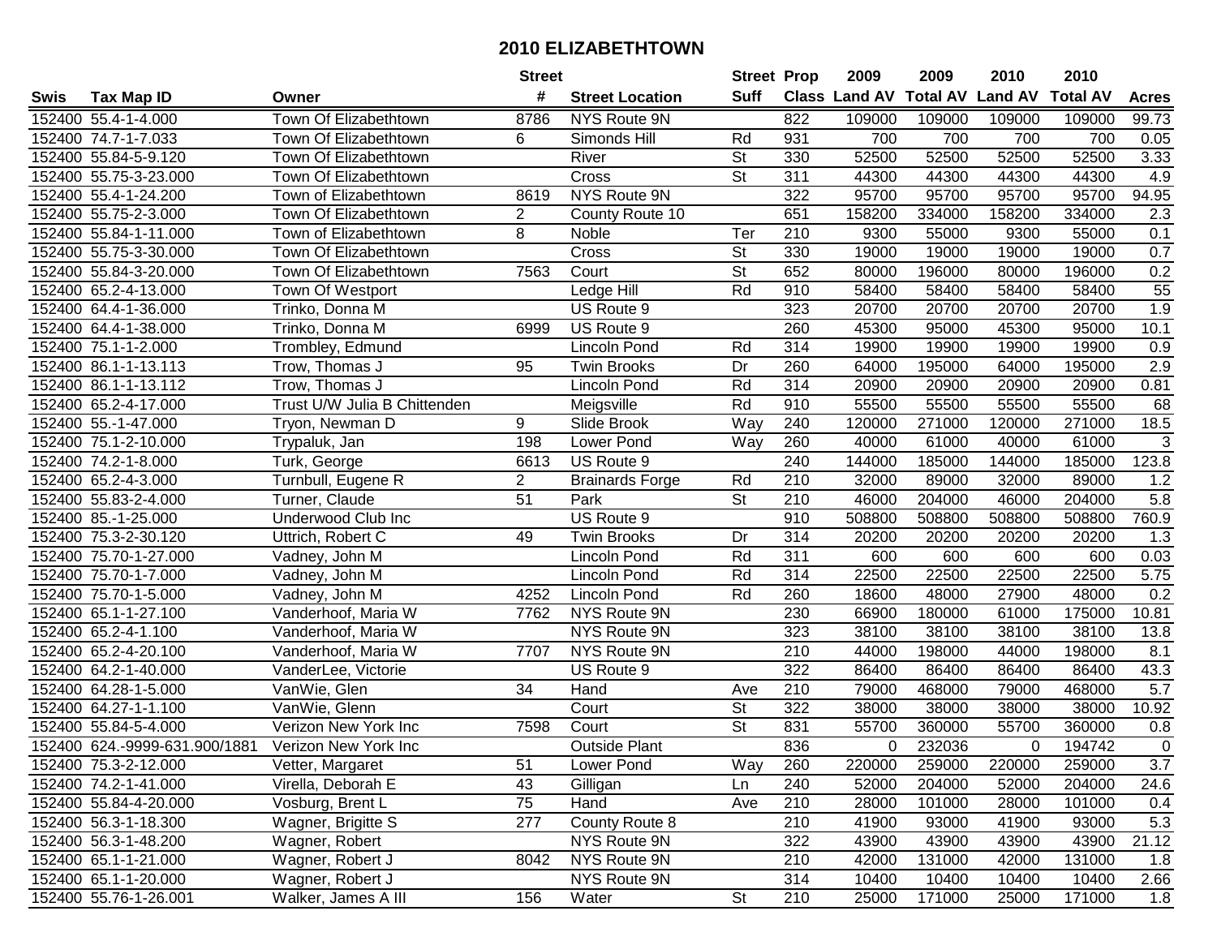# 2010 ELIZABETHTOWN

| Swis | Tax Map ID | Owner | Street # | Street Location | Street Suff | Prop Class | 2009 Land AV | 2009 Total AV | 2010 Land AV | 2010 Total AV | Acres |
|---|---|---|---|---|---|---|---|---|---|---|---|
| 152400 | 55.4-1-4.000 | Town Of Elizabethtown | 8786 | NYS Route 9N | | 822 | 109000 | 109000 | 109000 | 109000 | 99.73 |
| 152400 | 74.7-1-7.033 | Town Of Elizabethtown | 6 | Simonds Hill | Rd | 931 | 700 | 700 | 700 | 700 | 0.05 |
| 152400 | 55.84-5-9.120 | Town Of Elizabethtown | | River | St | 330 | 52500 | 52500 | 52500 | 52500 | 3.33 |
| 152400 | 55.75-3-23.000 | Town Of Elizabethtown | | Cross | St | 311 | 44300 | 44300 | 44300 | 44300 | 4.9 |
| 152400 | 55.4-1-24.200 | Town of Elizabethtown | 8619 | NYS Route 9N | | 322 | 95700 | 95700 | 95700 | 95700 | 94.95 |
| 152400 | 55.75-2-3.000 | Town Of Elizabethtown | 2 | County Route 10 | | 651 | 158200 | 334000 | 158200 | 334000 | 2.3 |
| 152400 | 55.84-1-11.000 | Town of Elizabethtown | 8 | Noble | Ter | 210 | 9300 | 55000 | 9300 | 55000 | 0.1 |
| 152400 | 55.75-3-30.000 | Town Of Elizabethtown | | Cross | St | 330 | 19000 | 19000 | 19000 | 19000 | 0.7 |
| 152400 | 55.84-3-20.000 | Town Of Elizabethtown | 7563 | Court | St | 652 | 80000 | 196000 | 80000 | 196000 | 0.2 |
| 152400 | 65.2-4-13.000 | Town Of Westport | | Ledge Hill | Rd | 910 | 58400 | 58400 | 58400 | 58400 | 55 |
| 152400 | 64.4-1-36.000 | Trinko, Donna M | | US Route 9 | | 323 | 20700 | 20700 | 20700 | 20700 | 1.9 |
| 152400 | 64.4-1-38.000 | Trinko, Donna M | 6999 | US Route 9 | | 260 | 45300 | 95000 | 45300 | 95000 | 10.1 |
| 152400 | 75.1-1-2.000 | Trombley, Edmund | | Lincoln Pond | Rd | 314 | 19900 | 19900 | 19900 | 19900 | 0.9 |
| 152400 | 86.1-1-13.113 | Trow, Thomas J | 95 | Twin Brooks | Dr | 260 | 64000 | 195000 | 64000 | 195000 | 2.9 |
| 152400 | 86.1-1-13.112 | Trow, Thomas J | | Lincoln Pond | Rd | 314 | 20900 | 20900 | 20900 | 20900 | 0.81 |
| 152400 | 65.2-4-17.000 | Trust U/W Julia B Chittenden | | Meigsville | Rd | 910 | 55500 | 55500 | 55500 | 55500 | 68 |
| 152400 | 55.-1-47.000 | Tryon, Newman D | 9 | Slide Brook | Way | 240 | 120000 | 271000 | 120000 | 271000 | 18.5 |
| 152400 | 75.1-2-10.000 | Trypaluk, Jan | 198 | Lower Pond | Way | 260 | 40000 | 61000 | 40000 | 61000 | 3 |
| 152400 | 74.2-1-8.000 | Turk, George | 6613 | US Route 9 | | 240 | 144000 | 185000 | 144000 | 185000 | 123.8 |
| 152400 | 65.2-4-3.000 | Turnbull, Eugene R | 2 | Brainards Forge | Rd | 210 | 32000 | 89000 | 32000 | 89000 | 1.2 |
| 152400 | 55.83-2-4.000 | Turner, Claude | 51 | Park | St | 210 | 46000 | 204000 | 46000 | 204000 | 5.8 |
| 152400 | 85.-1-25.000 | Underwood Club Inc | | US Route 9 | | 910 | 508800 | 508800 | 508800 | 508800 | 760.9 |
| 152400 | 75.3-2-30.120 | Uttrich, Robert C | 49 | Twin Brooks | Dr | 314 | 20200 | 20200 | 20200 | 20200 | 1.3 |
| 152400 | 75.70-1-27.000 | Vadney, John M | | Lincoln Pond | Rd | 311 | 600 | 600 | 600 | 600 | 0.03 |
| 152400 | 75.70-1-7.000 | Vadney, John M | | Lincoln Pond | Rd | 314 | 22500 | 22500 | 22500 | 22500 | 5.75 |
| 152400 | 75.70-1-5.000 | Vadney, John M | 4252 | Lincoln Pond | Rd | 260 | 18600 | 48000 | 27900 | 48000 | 0.2 |
| 152400 | 65.1-1-27.100 | Vanderhoof, Maria W | 7762 | NYS Route 9N | | 230 | 66900 | 180000 | 61000 | 175000 | 10.81 |
| 152400 | 65.2-4-1.100 | Vanderhoof, Maria W | | NYS Route 9N | | 323 | 38100 | 38100 | 38100 | 38100 | 13.8 |
| 152400 | 65.2-4-20.100 | Vanderhoof, Maria W | 7707 | NYS Route 9N | | 210 | 44000 | 198000 | 44000 | 198000 | 8.1 |
| 152400 | 64.2-1-40.000 | VanderLee, Victorie | | US Route 9 | | 322 | 86400 | 86400 | 86400 | 86400 | 43.3 |
| 152400 | 64.28-1-5.000 | VanWie, Glen | 34 | Hand | Ave | 210 | 79000 | 468000 | 79000 | 468000 | 5.7 |
| 152400 | 64.27-1-1.100 | VanWie, Glenn | | Court | St | 322 | 38000 | 38000 | 38000 | 38000 | 10.92 |
| 152400 | 55.84-5-4.000 | Verizon New York Inc | 7598 | Court | St | 831 | 55700 | 360000 | 55700 | 360000 | 0.8 |
| 152400 | 624.-9999-631.900/1881 | Verizon New York Inc | | Outside Plant | | 836 | 0 | 232036 | 0 | 194742 | 0 |
| 152400 | 75.3-2-12.000 | Vetter, Margaret | 51 | Lower Pond | Way | 260 | 220000 | 259000 | 220000 | 259000 | 3.7 |
| 152400 | 74.2-1-41.000 | Virella, Deborah E | 43 | Gilligan | Ln | 240 | 52000 | 204000 | 52000 | 204000 | 24.6 |
| 152400 | 55.84-4-20.000 | Vosburg, Brent L | 75 | Hand | Ave | 210 | 28000 | 101000 | 28000 | 101000 | 0.4 |
| 152400 | 56.3-1-18.300 | Wagner, Brigitte S | 277 | County Route 8 | | 210 | 41900 | 93000 | 41900 | 93000 | 5.3 |
| 152400 | 56.3-1-48.200 | Wagner, Robert | | NYS Route 9N | | 322 | 43900 | 43900 | 43900 | 43900 | 21.12 |
| 152400 | 65.1-1-21.000 | Wagner, Robert J | 8042 | NYS Route 9N | | 210 | 42000 | 131000 | 42000 | 131000 | 1.8 |
| 152400 | 65.1-1-20.000 | Wagner, Robert J | | NYS Route 9N | | 314 | 10400 | 10400 | 10400 | 10400 | 2.66 |
| 152400 | 55.76-1-26.001 | Walker, James A III | 156 | Water | St | 210 | 25000 | 171000 | 25000 | 171000 | 1.8 |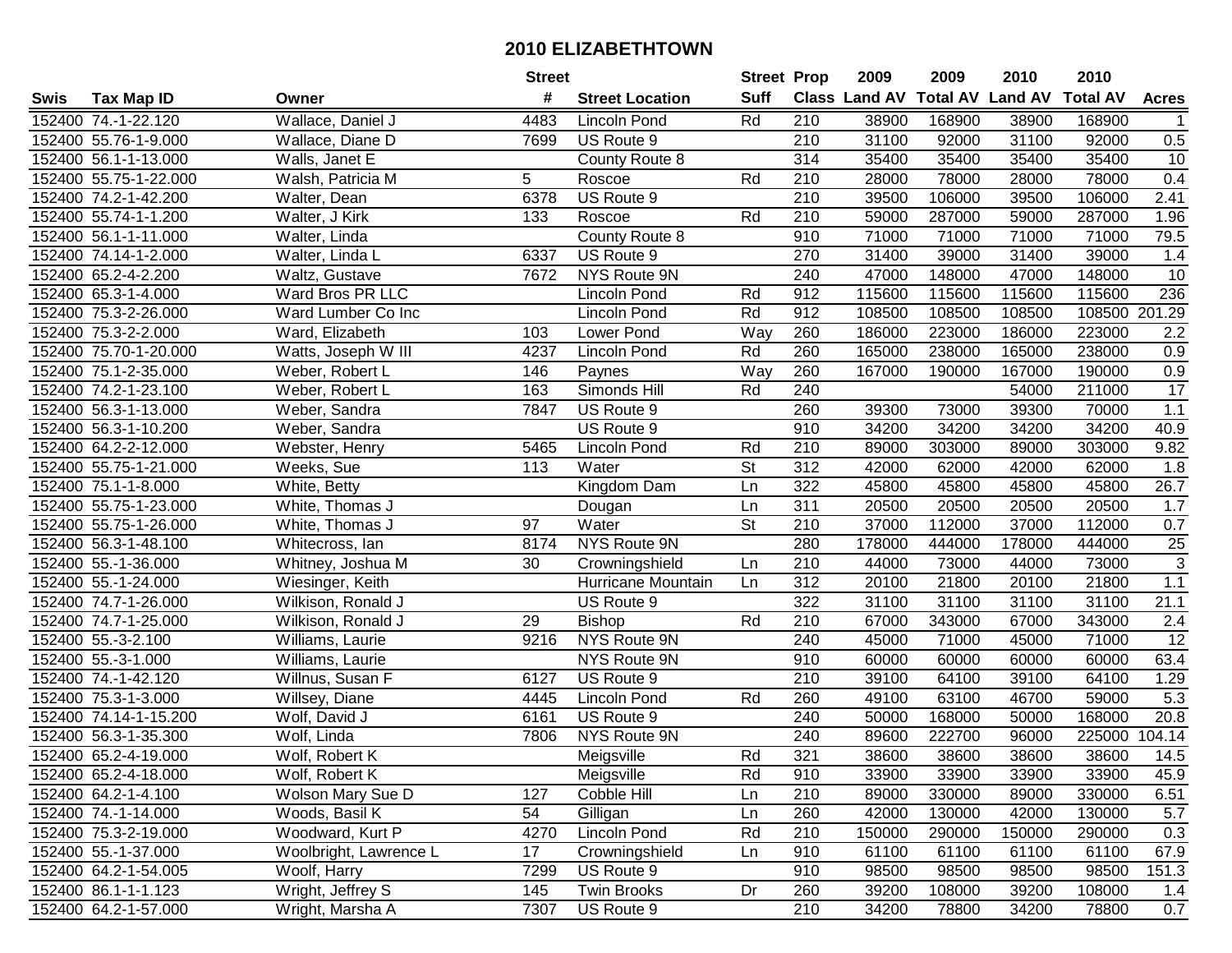# 2010 ELIZABETHTOWN

| Swis | Tax Map ID | Owner | Street # | Street Location | Street Suff | Prop Class | 2009 Land AV | 2009 Total AV | 2010 Land AV | 2010 Total AV | Acres |
|---|---|---|---|---|---|---|---|---|---|---|---|
| 152400 | 74.-1-22.120 | Wallace, Daniel J | 4483 | Lincoln Pond | Rd | 210 | 38900 | 168900 | 38900 | 168900 | 1 |
| 152400 | 55.76-1-9.000 | Wallace, Diane D | 7699 | US Route 9 | | 210 | 31100 | 92000 | 31100 | 92000 | 0.5 |
| 152400 | 56.1-1-13.000 | Walls, Janet E | | County Route 8 | | 314 | 35400 | 35400 | 35400 | 35400 | 10 |
| 152400 | 55.75-1-22.000 | Walsh, Patricia M | 5 | Roscoe | Rd | 210 | 28000 | 78000 | 28000 | 78000 | 0.4 |
| 152400 | 74.2-1-42.200 | Walter, Dean | 6378 | US Route 9 | | 210 | 39500 | 106000 | 39500 | 106000 | 2.41 |
| 152400 | 55.74-1-1.200 | Walter, J Kirk | 133 | Roscoe | Rd | 210 | 59000 | 287000 | 59000 | 287000 | 1.96 |
| 152400 | 56.1-1-11.000 | Walter, Linda | | County Route 8 | | 910 | 71000 | 71000 | 71000 | 71000 | 79.5 |
| 152400 | 74.14-1-2.000 | Walter, Linda L | 6337 | US Route 9 | | 270 | 31400 | 39000 | 31400 | 39000 | 1.4 |
| 152400 | 65.2-4-2.200 | Waltz, Gustave | 7672 | NYS Route 9N | | 240 | 47000 | 148000 | 47000 | 148000 | 10 |
| 152400 | 65.3-1-4.000 | Ward Bros PR LLC | | Lincoln Pond | Rd | 912 | 115600 | 115600 | 115600 | 115600 | 236 |
| 152400 | 75.3-2-26.000 | Ward Lumber Co Inc | | Lincoln Pond | Rd | 912 | 108500 | 108500 | 108500 | 108500 | 201.29 |
| 152400 | 75.3-2-2.000 | Ward, Elizabeth | 103 | Lower Pond | Way | 260 | 186000 | 223000 | 186000 | 223000 | 2.2 |
| 152400 | 75.70-1-20.000 | Watts, Joseph W III | 4237 | Lincoln Pond | Rd | 260 | 165000 | 238000 | 165000 | 238000 | 0.9 |
| 152400 | 75.1-2-35.000 | Weber, Robert L | 146 | Paynes | Way | 260 | 167000 | 190000 | 167000 | 190000 | 0.9 |
| 152400 | 74.2-1-23.100 | Weber, Robert L | 163 | Simonds Hill | Rd | 240 | | | 54000 | 211000 | 17 |
| 152400 | 56.3-1-13.000 | Weber, Sandra | 7847 | US Route 9 | | 260 | 39300 | 73000 | 39300 | 70000 | 1.1 |
| 152400 | 56.3-1-10.200 | Weber, Sandra | | US Route 9 | | 910 | 34200 | 34200 | 34200 | 34200 | 40.9 |
| 152400 | 64.2-2-12.000 | Webster, Henry | 5465 | Lincoln Pond | Rd | 210 | 89000 | 303000 | 89000 | 303000 | 9.82 |
| 152400 | 55.75-1-21.000 | Weeks, Sue | 113 | Water | St | 312 | 42000 | 62000 | 42000 | 62000 | 1.8 |
| 152400 | 75.1-1-8.000 | White, Betty | | Kingdom Dam | Ln | 322 | 45800 | 45800 | 45800 | 45800 | 26.7 |
| 152400 | 55.75-1-23.000 | White, Thomas J | | Dougan | Ln | 311 | 20500 | 20500 | 20500 | 20500 | 1.7 |
| 152400 | 55.75-1-26.000 | White, Thomas J | 97 | Water | St | 210 | 37000 | 112000 | 37000 | 112000 | 0.7 |
| 152400 | 56.3-1-48.100 | Whitecross, Ian | 8174 | NYS Route 9N | | 280 | 178000 | 444000 | 178000 | 444000 | 25 |
| 152400 | 55.-1-36.000 | Whitney, Joshua M | 30 | Crowningshield | Ln | 210 | 44000 | 73000 | 44000 | 73000 | 3 |
| 152400 | 55.-1-24.000 | Wiesinger, Keith | | Hurricane Mountain | Ln | 312 | 20100 | 21800 | 20100 | 21800 | 1.1 |
| 152400 | 74.7-1-26.000 | Wilkison, Ronald J | | US Route 9 | | 322 | 31100 | 31100 | 31100 | 31100 | 21.1 |
| 152400 | 74.7-1-25.000 | Wilkison, Ronald J | 29 | Bishop | Rd | 210 | 67000 | 343000 | 67000 | 343000 | 2.4 |
| 152400 | 55.-3-2.100 | Williams, Laurie | 9216 | NYS Route 9N | | 240 | 45000 | 71000 | 45000 | 71000 | 12 |
| 152400 | 55.-3-1.000 | Williams, Laurie | | NYS Route 9N | | 910 | 60000 | 60000 | 60000 | 60000 | 63.4 |
| 152400 | 74.-1-42.120 | Willnus, Susan F | 6127 | US Route 9 | | 210 | 39100 | 64100 | 39100 | 64100 | 1.29 |
| 152400 | 75.3-1-3.000 | Willsey, Diane | 4445 | Lincoln Pond | Rd | 260 | 49100 | 63100 | 46700 | 59000 | 5.3 |
| 152400 | 74.14-1-15.200 | Wolf, David J | 6161 | US Route 9 | | 240 | 50000 | 168000 | 50000 | 168000 | 20.8 |
| 152400 | 56.3-1-35.300 | Wolf, Linda | 7806 | NYS Route 9N | | 240 | 89600 | 222700 | 96000 | 225000 | 104.14 |
| 152400 | 65.2-4-19.000 | Wolf, Robert K | | Meigsville | Rd | 321 | 38600 | 38600 | 38600 | 38600 | 14.5 |
| 152400 | 65.2-4-18.000 | Wolf, Robert K | | Meigsville | Rd | 910 | 33900 | 33900 | 33900 | 33900 | 45.9 |
| 152400 | 64.2-1-4.100 | Wolson Mary Sue D | 127 | Cobble Hill | Ln | 210 | 89000 | 330000 | 89000 | 330000 | 6.51 |
| 152400 | 74.-1-14.000 | Woods, Basil K | 54 | Gilligan | Ln | 260 | 42000 | 130000 | 42000 | 130000 | 5.7 |
| 152400 | 75.3-2-19.000 | Woodward, Kurt P | 4270 | Lincoln Pond | Rd | 210 | 150000 | 290000 | 150000 | 290000 | 0.3 |
| 152400 | 55.-1-37.000 | Woolbright, Lawrence L | 17 | Crowningshield | Ln | 910 | 61100 | 61100 | 61100 | 61100 | 67.9 |
| 152400 | 64.2-1-54.005 | Woolf, Harry | 7299 | US Route 9 | | 910 | 98500 | 98500 | 98500 | 98500 | 151.3 |
| 152400 | 86.1-1-1.123 | Wright, Jeffrey S | 145 | Twin Brooks | Dr | 260 | 39200 | 108000 | 39200 | 108000 | 1.4 |
| 152400 | 64.2-1-57.000 | Wright, Marsha A | 7307 | US Route 9 | | 210 | 34200 | 78800 | 34200 | 78800 | 0.7 |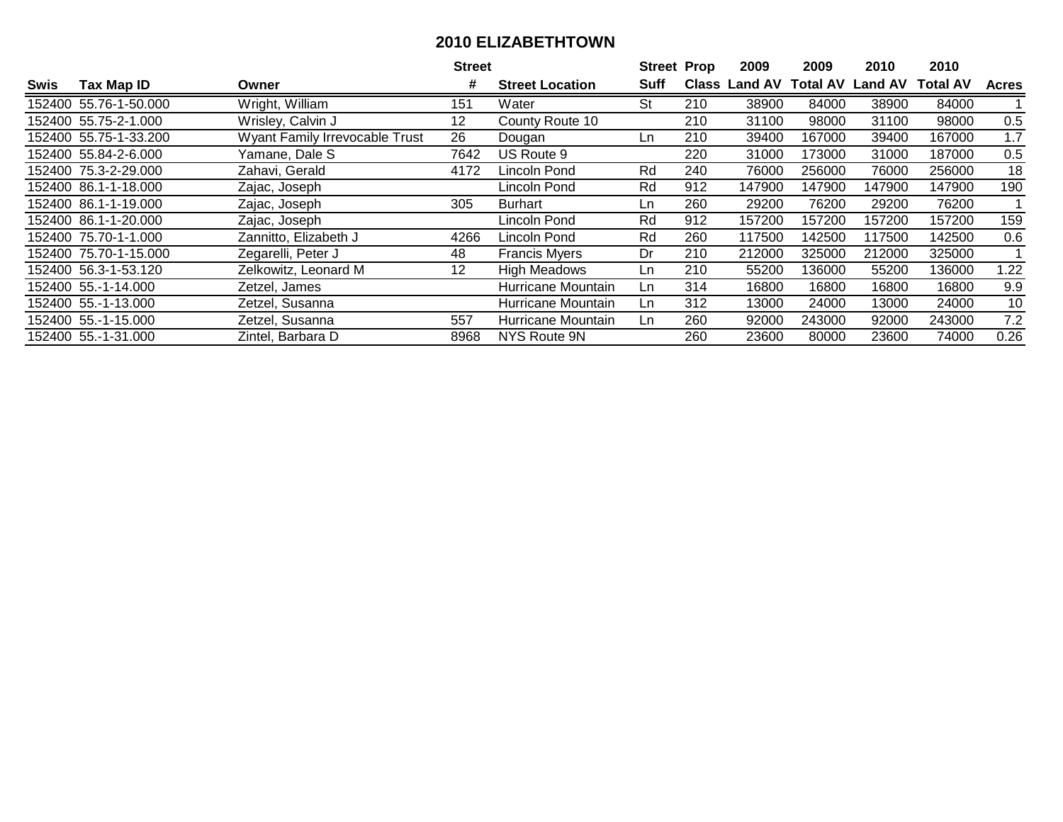## 2010 ELIZABETHTOWN

| Swis | Tax Map ID | Owner | Street # | Street Location | Street Suff | Prop Class | 2009 Land AV | 2009 Total AV | 2010 Land AV | 2010 Total AV | Acres |
|---|---|---|---|---|---|---|---|---|---|---|---|
| 152400 | 55.76-1-50.000 | Wright, William | 151 | Water | St | 210 | 38900 | 84000 | 38900 | 84000 | 1 |
| 152400 | 55.75-2-1.000 | Wrisley, Calvin J | 12 | County Route 10 | | 210 | 31100 | 98000 | 31100 | 98000 | 0.5 |
| 152400 | 55.75-1-33.200 | Wyant Family Irrevocable Trust | 26 | Dougan | Ln | 210 | 39400 | 167000 | 39400 | 167000 | 1.7 |
| 152400 | 55.84-2-6.000 | Yamane, Dale S | 7642 | US Route 9 | | 220 | 31000 | 173000 | 31000 | 187000 | 0.5 |
| 152400 | 75.3-2-29.000 | Zahavi, Gerald | 4172 | Lincoln Pond | Rd | 240 | 76000 | 256000 | 76000 | 256000 | 18 |
| 152400 | 86.1-1-18.000 | Zajac, Joseph | | Lincoln Pond | Rd | 912 | 147900 | 147900 | 147900 | 147900 | 190 |
| 152400 | 86.1-1-19.000 | Zajac, Joseph | 305 | Burhart | Ln | 260 | 29200 | 76200 | 29200 | 76200 | 1 |
| 152400 | 86.1-1-20.000 | Zajac, Joseph | | Lincoln Pond | Rd | 912 | 157200 | 157200 | 157200 | 157200 | 159 |
| 152400 | 75.70-1-1.000 | Zannitto, Elizabeth J | 4266 | Lincoln Pond | Rd | 260 | 117500 | 142500 | 117500 | 142500 | 0.6 |
| 152400 | 75.70-1-15.000 | Zegarelli, Peter J | 48 | Francis Myers | Dr | 210 | 212000 | 325000 | 212000 | 325000 | 1 |
| 152400 | 56.3-1-53.120 | Zelkowitz, Leonard M | 12 | High Meadows | Ln | 210 | 55200 | 136000 | 55200 | 136000 | 1.22 |
| 152400 | 55.-1-14.000 | Zetzel, James | | Hurricane Mountain | Ln | 314 | 16800 | 16800 | 16800 | 16800 | 9.9 |
| 152400 | 55.-1-13.000 | Zetzel, Susanna | | Hurricane Mountain | Ln | 312 | 13000 | 24000 | 13000 | 24000 | 10 |
| 152400 | 55.-1-15.000 | Zetzel, Susanna | 557 | Hurricane Mountain | Ln | 260 | 92000 | 243000 | 92000 | 243000 | 7.2 |
| 152400 | 55.-1-31.000 | Zintel, Barbara D | 8968 | NYS Route 9N | | 260 | 23600 | 80000 | 23600 | 74000 | 0.26 |